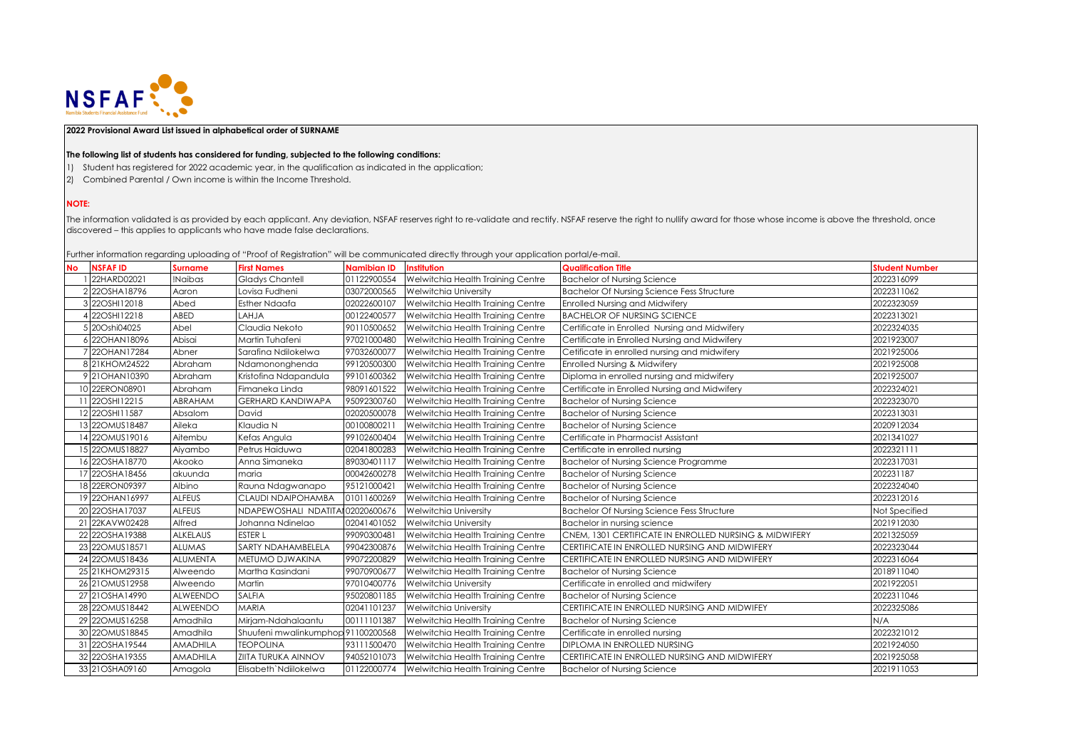NSFAF Namibia Students Financial Assistance Fund

**2022 Provisional Award List issued in alphabetical order of SURNAME**

**The following list of students has considered for funding, subjected to the following conditions:**

1) Student has registered for 2022 academic year, in the qualification as indicated in the application;
2) Combined Parental / Own income is within the Income Threshold.

**NOTE:**

The information validated is as provided by each applicant. Any deviation, NSFAF reserves right to re-validate and rectify. NSFAF reserve the right to nullify award for those whose income is above the threshold, once discovered – this applies to applicants who have made false declarations.

Further information regarding uploading of "Proof of Registration" will be communicated directly through your application portal/e-mail.

| No | NSFAF ID | Surname | First Names | Namibian ID | Institution | Qualification Title | Student Number |
|---|---|---|---|---|---|---|---|
| 1 | 22HARD02021 | !Naibas | Gladys Chantell | 01122900554 | Welwitchia Health Training Centre | Bachelor of Nursing Science | 2022316099 |
| 2 | 22OSHA18796 | Aaron | Lovisa Fudheni | 03072000565 | Welwitchia University | Bachelor Of Nursing Science Fess Structure | 2022311062 |
| 3 | 22OSHI12018 | Abed | Esther Ndaafa | 02022600107 | Welwitchia Health Training Centre | Enrolled Nursing and Midwifery | 2022323059 |
| 4 | 22OSHI12218 | ABED | LAHJA | 00122400577 | Welwitchia Health Training Centre | BACHELOR OF NURSING SCIENCE | 2022313021 |
| 5 | 20Oshi04025 | Abel | Claudia Nekoto | 90110500652 | Welwitchia Health Training Centre | Certificate in Enrolled Nursing and Midwifery | 2022324035 |
| 6 | 22OHAN18096 | Abisai | Martin Tuhafeni | 97021000480 | Welwitchia Health Training Centre | Certificate in Enrolled Nursing and Midwifery | 2021923007 |
| 7 | 22OHAN17284 | Abner | Sarafina Ndilokelwa | 97032600077 | Welwitchia Health Training Centre | Cetificate in enrolled nursing and midwifery | 2021925006 |
| 8 | 21KHOM24522 | Abraham | Ndamononghenda | 99120500300 | Welwitchia Health Training Centre | Enrolled Nursing & Midwifery | 2021925008 |
| 9 | 21OHAN10390 | Abraham | Kristofina Ndapandula | 99101600362 | Welwitchia Health Training Centre | Diploma in enrolled nursing and midwifery | 2021925007 |
| 10 | 22ERON08901 | Abraham | Fimaneka Linda | 98091601522 | Welwitchia Health Training Centre | Certificate in Enrolled Nursing and Midwifery | 2022324021 |
| 11 | 22OSHI12215 | ABRAHAM | GERHARD KANDIWAPA | 95092300760 | Welwitchia Health Training Centre | Bachelor of Nursing Science | 2022323070 |
| 12 | 22OSHI11587 | Absalom | David | 02020500078 | Welwitchia Health Training Centre | Bachelor of Nursing Science | 2022313031 |
| 13 | 22OMUS18487 | Aileka | Klaudia N | 00100800211 | Welwitchia Health Training Centre | Bachelor of Nursing Science | 2020912034 |
| 14 | 22OMUS19016 | Aitembu | Kefas Angula | 99102600404 | Welwitchia Health Training Centre | Certificate in Pharmacist Assistant | 2021341027 |
| 15 | 22OMUS18827 | Aiyambo | Petrus Haiduwa | 02041800283 | Welwitchia Health Training Centre | Certificate in enrolled nursing | 2022321111 |
| 16 | 22OSHA18770 | Akooko | Anna Simaneka | 89030401117 | Welwitchia Health Training Centre | Bachelor of Nursing Science Programme | 2022317031 |
| 17 | 22OSHA18456 | akuunda | maria | 00042600278 | Welwitchia Health Training Centre | Bachelor of Nursing Science | 202231187 |
| 18 | 22ERON09397 | Albino | Rauna Ndagwanapo | 95121000421 | Welwitchia Health Training Centre | Bachelor of Nursing Science | 2022324040 |
| 19 | 22OHAN16997 | ALFEUS | CLAUDI NDAIPOHAMBA | 01011600269 | Welwitchia Health Training Centre | Bachelor of Nursing Science | 2022312016 |
| 20 | 22OSHA17037 | ALFEUS | NDAPEWOSHALI NDATITA | 02020600676 | Welwitchia University | Bachelor Of Nursing Science Fess Structure | Not Specified |
| 21 | 22KAVW02428 | Alfred | Johanna Ndinelao | 02041401052 | Welwitchia University | Bachelor in nursing science | 2021912030 |
| 22 | 22OSHA19388 | ALKELAUS | ESTER L | 99090300481 | Welwitchia Health Training Centre | CNEM, 1301 CERTIFICATE IN ENROLLED NURSING & MIDWIFERY | 2021325059 |
| 23 | 22OMUS18571 | ALUMAS | SARTY NDAHAMBELELA | 99042300876 | Welwitchia Health Training Centre | CERTIFICATE IN ENROLLED NURSING AND MIDWIFERY | 2022323044 |
| 24 | 22OMUS18436 | ALUMENTA | METUMO DJWAKINA | 99072200829 | Welwitchia Health Training Centre | CERTIFICATE IN ENROLLED NURSING AND MIDWIFERY | 2022316064 |
| 25 | 21KHOM29315 | Alweendo | Martha Kasindani | 99070900677 | Welwitchia Health Training Centre | Bachelor of Nursing Science | 2018911040 |
| 26 | 21OMUS12958 | Alweendo | Martin | 97010400776 | Welwitchia University | Certificate in enrolled and midwifery | 2021922051 |
| 27 | 21OSHA14990 | ALWEENDO | SALFIA | 95020801185 | Welwitchia Health Training Centre | Bachelor of Nursing Science | 2022311046 |
| 28 | 22OMUS18442 | ALWEENDO | MARIA | 02041101237 | Welwitchia University | CERTIFICATE IN ENROLLED NURSING AND MIDWIFEY | 2022325086 |
| 29 | 22OMUS16258 | Amadhila | Mirjam-Ndahalaantu | 00111101387 | Welwitchia Health Training Centre | Bachelor of Nursing Science | N/A |
| 30 | 22OMUS18845 | Amadhila | Shuufeni mwalinkumphop | 91100200568 | Welwitchia Health Training Centre | Certificate in enrolled nursing | 2022321012 |
| 31 | 22OSHA19544 | AMADHILA | TEOPOLINA | 93111500470 | Welwitchia Health Training Centre | DIPLOMA IN ENROLLED NURSING | 2021924050 |
| 32 | 22OSHA19355 | AMADHILA | ZIITA TURUKA AINNOV | 94052101073 | Welwitchia Health Training Centre | CERTIFICATE IN ENROLLED NURSING AND MIDWIFERY | 2021925058 |
| 33 | 21OSHA09160 | Amagola | Elisabeth`Ndiilokelwa | 01122000774 | Welwitchia Health Training Centre | Bachelor of Nursing Science | 2021911053 |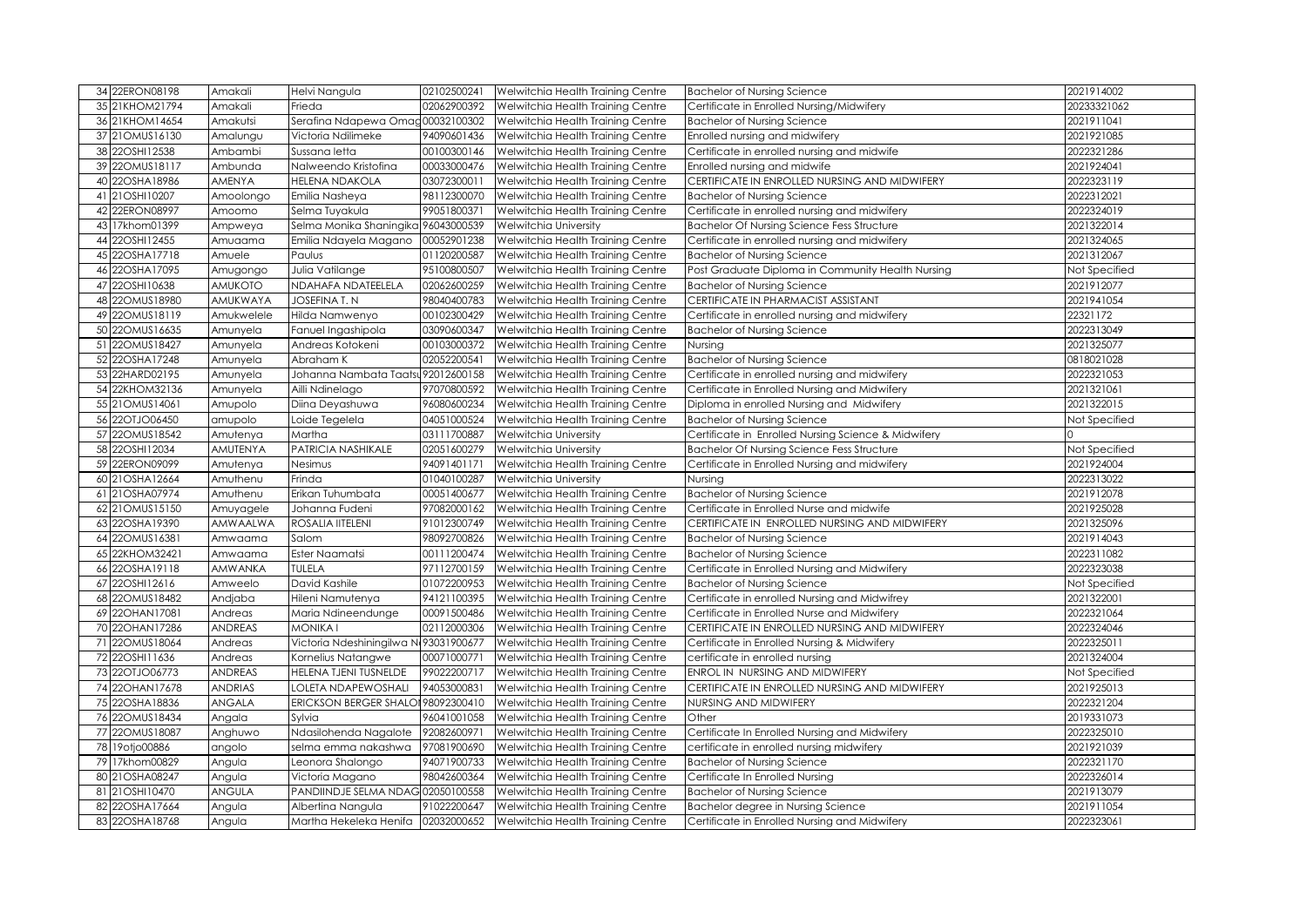| 34 | 22ERON08198 | Amakali | Helvi Nangula | 02102500241 | Welwitchia Health Training Centre | Bachelor of Nursing Science | 2021914002 |
|---|---|---|---|---|---|---|---|
| 35 | 21KHOM21794 | Amakali | Frieda | 02062900392 | Welwitchia Health Training Centre | Certificate in Enrolled Nursing/Midwifery | 20233321062 |
| 36 | 21KHOM14654 | Amakutsi | Serafina Ndapewa Omac | 00032100302 | Welwitchia Health Training Centre | Bachelor of Nursing Science | 2021911041 |
| 37 | 21OMUS16130 | Amalungu | Victoria Ndilimeke | 94090601436 | Welwitchia Health Training Centre | Enrolled nursing and midwifery | 2021921085 |
| 38 | 22OSHI12538 | Ambambi | Sussana letta | 00100300146 | Welwitchia Health Training Centre | Certificate in enrolled nursing and midwife | 2022321286 |
| 39 | 22OMUS18117 | Ambunda | Nalweendo Kristofina | 00033000476 | Welwitchia Health Training Centre | Enrolled nursing and midwife | 2021924041 |
| 40 | 22OSHA18986 | AMENYA | HELENA NDAKOLA | 03072300011 | Welwitchia Health Training Centre | CERTIFICATE IN ENROLLED NURSING AND MIDWIFERY | 2022323119 |
| 41 | 21OSHI10207 | Amoolongo | Emilia Nasheya | 98112300070 | Welwitchia Health Training Centre | Bachelor of Nursing Science | 2022312021 |
| 42 | 22ERON08997 | Amoomo | Selma Tuyakula | 99051800371 | Welwitchia Health Training Centre | Certificate in enrolled nursing and midwifery | 2022324019 |
| 43 | 17khom01399 | Ampweya | Selma Monika Shaningika | 96043000539 | Welwitchia University | Bachelor Of Nursing Science Fess Structure | 2021322014 |
| 44 | 22OSHI12455 | Amuaama | Emilia Ndayela Magano | 00052901238 | Welwitchia Health Training Centre | Certificate in enrolled nursing and midwifery | 2021324065 |
| 45 | 22OSHA17718 | Amuele | Paulus | 01120200587 | Welwitchia Health Training Centre | Bachelor of Nursing Science | 2021312067 |
| 46 | 22OSHA17095 | Amugongo | Julia Vatilange | 95100800507 | Welwitchia Health Training Centre | Post Graduate Diploma in Community Health Nursing | Not Specified |
| 47 | 22OSHI10638 | AMUKOTO | NDAHAFA NDATEELELA | 02062600259 | Welwitchia Health Training Centre | Bachelor of Nursing Science | 2021912077 |
| 48 | 22OMUS18980 | AMUKWAYA | JOSEFINA T. N | 98040400783 | Welwitchia Health Training Centre | CERTIFICATE IN PHARMACIST ASSISTANT | 2021941054 |
| 49 | 22OMUS18119 | Amukwelele | Hilda Namwenyo | 00102300429 | Welwitchia Health Training Centre | Certificate in enrolled nursing and midwifery | 22321172 |
| 50 | 22OMUS16635 | Amunyela | Fanuel Ingashipola | 03090600347 | Welwitchia Health Training Centre | Bachelor of Nursing Science | 2022313049 |
| 51 | 22OMUS18427 | Amunyela | Andreas Kotokeni | 00103000372 | Welwitchia Health Training Centre | Nursing | 2021325077 |
| 52 | 22OSHA17248 | Amunyela | Abraham K | 02052200541 | Welwitchia Health Training Centre | Bachelor of Nursing Science | 0818021028 |
| 53 | 22HARD02195 | Amunyela | Johanna Nambata Taatsu | 92012600158 | Welwitchia Health Training Centre | Certificate in enrolled nursing and midwifery | 2022321053 |
| 54 | 22KHOM32136 | Amunyela | Ailli Ndinelago | 97070800592 | Welwitchia Health Training Centre | Certificate in Enrolled Nursing and Midwifery | 2021321061 |
| 55 | 21OMUS14061 | Amupolo | Diina Deyashuwa | 96080600234 | Welwitchia Health Training Centre | Diploma in enrolled Nursing and Midwifery | 2021322015 |
| 56 | 22OTJO06450 | amupolo | Loide Tegelela | 04051000524 | Welwitchia Health Training Centre | Bachelor of Nursing Science | Not Specified |
| 57 | 22OMUS18542 | Amutenya | Martha | 03111700887 | Welwitchia University | Certificate in Enrolled Nursing Science & Midwifery | 0 |
| 58 | 22OSHI12034 | AMUTENYA | PATRICIA NASHIKALE | 02051600279 | Welwitchia University | Bachelor Of Nursing Science Fess Structure | Not Specified |
| 59 | 22ERON09099 | Amutenya | Nesimus | 94091401171 | Welwitchia Health Training Centre | Certificate in Enrolled Nursing and midwifery | 2021924004 |
| 60 | 21OSHA12664 | Amuthenu | Frinda | 01040100287 | Welwitchia University | Nursing | 2022313022 |
| 61 | 21OSHA07974 | Amuthenu | Erikan Tuhumbata | 00051400677 | Welwitchia Health Training Centre | Bachelor of Nursing Science | 2021912078 |
| 62 | 21OMUS15150 | Amuyagele | Johanna Fudeni | 97082000162 | Welwitchia Health Training Centre | Certificate in Enrolled Nurse and midwife | 2021925028 |
| 63 | 22OSHA19390 | AMWAALWA | ROSALIA IITELENI | 91012300749 | Welwitchia Health Training Centre | CERTIFICATE IN ENROLLED NURSING AND MIDWIFERY | 2021325096 |
| 64 | 22OMUS16381 | Amwaama | Salom | 98092700826 | Welwitchia Health Training Centre | Bachelor of Nursing Science | 2021914043 |
| 65 | 22KHOM32421 | Amwaama | Ester Naamatsi | 00111200474 | Welwitchia Health Training Centre | Bachelor of Nursing Science | 2022311082 |
| 66 | 22OSHA19118 | AMWANKA | TULELA | 97112700159 | Welwitchia Health Training Centre | Certificate in Enrolled Nursing and Midwifery | 2022323038 |
| 67 | 22OSHI12616 | Amweelo | David Kashile | 01072200953 | Welwitchia Health Training Centre | Bachelor of Nursing Science | Not Specified |
| 68 | 22OMUS18482 | Andjaba | Hileni Namutenya | 94121100395 | Welwitchia Health Training Centre | Certificate in enrolled Nursing and Midwifrey | 2021322001 |
| 69 | 22OHAN17081 | Andreas | Maria Ndineendunge | 00091500486 | Welwitchia Health Training Centre | Certificate in Enrolled Nurse and Midwifery | 2022321064 |
| 70 | 22OHAN17286 | ANDREAS | MONIKA I | 02112000306 | Welwitchia Health Training Centre | CERTIFICATE IN ENROLLED NURSING AND MIDWIFERY | 2022324046 |
| 71 | 22OMUS18064 | Andreas | Victoria Ndeshiningilwa N | 93031900677 | Welwitchia Health Training Centre | Certificate in Enrolled Nursing & Midwifery | 2022325011 |
| 72 | 22OSHI11636 | Andreas | Kornelius Natangwe | 00071000771 | Welwitchia Health Training Centre | certificate in enrolled nursing | 2021324004 |
| 73 | 22OTJO06773 | ANDREAS | HELENA TJENI TUSNELDE | 99022200717 | Welwitchia Health Training Centre | ENROL IN NURSING AND MIDWIFERY | Not Specified |
| 74 | 22OHAN17678 | ANDRIAS | LOLETA NDAPEWOSHALI | 94053000831 | Welwitchia Health Training Centre | CERTIFICATE IN ENROLLED NURSING AND MIDWIFERY | 2021925013 |
| 75 | 22OSHA18836 | ANGALA | ERICKSON BERGER SHALO | 98092300410 | Welwitchia Health Training Centre | NURSING AND MIDWIFERY | 2022321204 |
| 76 | 22OMUS18434 | Angala | Sylvia | 96041001058 | Welwitchia Health Training Centre | Other | 2019331073 |
| 77 | 22OMUS18087 | Anghuwo | Ndasilohenda Nagalote | 92082600971 | Welwitchia Health Training Centre | Certificate In Enrolled Nursing and Midwifery | 2022325010 |
| 78 | 19otjo00886 | angolo | selma emma nakashwa | 97081900690 | Welwitchia Health Training Centre | certificate in enrolled nursing midwifery | 2021921039 |
| 79 | 17khom00829 | Angula | Leonora Shalongo | 94071900733 | Welwitchia Health Training Centre | Bachelor of Nursing Science | 2022321170 |
| 80 | 21OSHA08247 | Angula | Victoria Magano | 98042600364 | Welwitchia Health Training Centre | Certificate In Enrolled Nursing | 2022326014 |
| 81 | 21OSHI10470 | ANGULA | PANDIINDJE SELMA NDAG | 02050100558 | Welwitchia Health Training Centre | Bachelor of Nursing Science | 2021913079 |
| 82 | 22OSHA17664 | Angula | Albertina Nangula | 91022200647 | Welwitchia Health Training Centre | Bachelor degree in Nursing Science | 2021911054 |
| 83 | 22OSHA18768 | Angula | Martha Hekeleka Henifa | 02032000652 | Welwitchia Health Training Centre | Certificate in Enrolled Nursing and Midwifery | 2022323061 |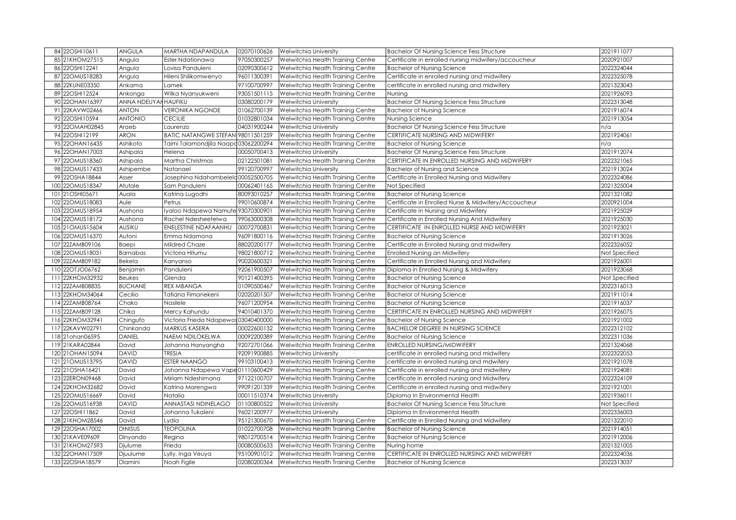| 84 | 22OSHI10611 | ANGULA | MARTHA NDAPANDULA | 02070100626 | Welwitchia University | Bachelor Of Nursing Science Fess Structure | 2021911077 |
|---|---|---|---|---|---|---|---|
| 85 | 21KHOM27515 | Angula | Ester Ndationawa | 97050300257 | Welwitchia Health Training Centre | Certificate in enrolled nursing midwifery/accoucheur | 2020921007 |
| 86 | 22OSHI12241 | Angula | Lovisa Panduleni | 02090300612 | Welwitchia Health Training Centre | Bachelor of Nursing Science | 2022324044 |
| 87 | 22OMUS18283 | Angula | Hileni Shilikomwenyo | 96011300391 | Welwitchia Health Training Centre | Certificate in enrolled nursing and midwifery | 2022325078 |
| 88 | 22KUNE03350 | Ankama | Lamek | 97100700997 | Welwitchia Health Training Centre | certificate in enrolled nursing and midwifery | 2021323043 |
| 89 | 22OSHI12524 | Ankonga | Wilka Nyanyukweni | 93051501115 | Welwitchia Health Training Centre | Nursing | 2021926093 |
| 90 | 22OHAN16397 | ANNA NDEUYAN | HAUFIKU | 03080200179 | Welwitchia University | Bachelor Of Nursing Science Fess Structure | 2022313048 |
| 91 | 22KAVW02466 | ANTON | VERONIKA NGONDE | 01062700139 | Welwitchia Health Training Centre | Bachelor of Nursing Science | 2021916074 |
| 92 | 22OSHI10594 | ANTONIO | CECILIE | 01032801034 | Welwitchia Health Training Centre | Nursing Science | 2021913054 |
| 93 | 22OMAH02845 | Araeb | Laurenzo | 04031900244 | Welwitchia University | Bachelor Of Nursing Science Fess Structure | n/a |
| 94 | 22OSHI12199 | ARON | BATIC NATANGWE STEFAN | 98011501259 | Welwitchia Health Training Centre | CERTIFICATE NURSING AND MIDWIFERY | 2021924061 |
| 95 | 22OHAN16435 | Ashikoto | Taimi Talamondjila Naapo | 03062200294 | Welwitchia Health Training Centre | Bachelor of Nursing Science | n/a |
| 96 | 22OHAN17003 | Ashipala | Helena | 00050700413 | Welwitchia University | Bachelor Of Nursing Science Fess Structure | 2021912074 |
| 97 | 22OMUS18360 | Ashipala | Martha Christmas | 02122501081 | Welwitchia Health Training Centre | CERTIFICATE IN ENROLLED NURSING AND MIDWIFERY | 2022321065 |
| 98 | 22OMUS17433 | Ashipembe | Natanael | 99120700997 | Welwitchia University | Bachelor of Nursing and Science | 2021913024 |
| 99 | 22OSHA18844 | Asser | Josephina Ndahambelela | 00052500705 | Welwitchia Health Training Centre | Certificate in Enrolled Nursing and Midwifery | 2022324086 |
| 100 | 22OMUS18347 | Atutale | Sam Panduleni | 00062401165 | Welwitchia Health Training Centre | Not Specified | 2021325004 |
| 101 | 21OSHI05671 | Auala | Katrina Lugodhi | 80093010257 | Welwitchia Health Training Centre | Bachelor of Nursing Science | 2021321082 |
| 102 | 22OMUS18083 | Aule | Petrus | 99010600874 | Welwitchia Health Training Centre | Certificate in Enrolled Nurse & Midwifery/Accoucheur | 2020921004 |
| 103 | 22OMUS18954 | Aushona | Iyaloo Ndapewa Namute | 93070300901 | Welwitchia Health Training Centre | Certificate in Nursing and Midwifery | 2021925029 |
| 104 | 22OMUS18172 | Aushona | Rachel Ndesheetelwa | 99063000308 | Welwitchia Health Training Centre | Certificate in Enrolled Nursing And Midwifery | 2021925030 |
| 105 | 21OMUS15604 | AUSIKU | ENELESTINE NDAFAANHU | 00072700831 | Welwitchia Health Training Centre | CERTIFICATE IN ENROLLED NURSE AND MIDWIFERY | 2021923021 |
| 106 | 22OMUS16370 | Autoni | Emma Ndamona | 96091800116 | Welwitchia Health Training Centre | Bachelor of Nursing Science | 2021913026 |
| 107 | 22ZAMB09106 | Baepi | Mildred Chaze | 88020200177 | Welwitchia Health Training Centre | Certificate in Enrolled Nursing and midwifery | 2022326052 |
| 108 | 22OMUS18031 | Barnabas | Victoria Hitumu | 98021800712 | Welwitchia Health Training Centre | Enrolled Nursing an Midwifery | Not Specified |
| 109 | 22ZAMB09182 | Bekela | Kanyanso | 90020600321 | Welwitchia Health Training Centre | Certificate in Enrolled Nursing and Midwifery | 2021926001 |
| 110 | 22OTJO06762 | Benjamin | Panduleni | 92061900507 | Welwitchia Health Training Centre | Diploma in Enrolled Nursing & Midwifery | 2021923068 |
| 111 | 22KHOM32932 | Beukes | Glenda | 90121400395 | Welwitchia Health Training Centre | Bachelor of Nursing Science | Not Specified |
| 112 | 22ZAMB08835 | BUCHANE | REX MBANGA | 01090500467 | Welwitchia Health Training Centre | Bachelor of Nursing Science | 2022316013 |
| 113 | 22KHOM34064 | Cecilio | Tatiana Fimanekeni | 02020201507 | Welwitchia Health Training Centre | Bachelor of Nursing Science | 2021911014 |
| 114 | 22ZAMB08764 | Chako | Nasilele | 96071200954 | Welwitchia Health Training Centre | Bachelor of Nursing Science | 2021916037 |
| 115 | 22ZAMB09128 | Chika | Mercy Kahundu | 94010401370 | Welwitchia Health Training Centre | CERTIFICATE IN ENROLLED NURSING AND MIDWIFERY | 2021926075 |
| 116 | 22KHOM32941 | Chingufo | Victoria Frieda Ndapewos | 03040400000 | Welwitchia Health Training Centre | Bachelor of Nursing Science | 2021921002 |
| 117 | 22KAVW02791 | Chinkanda | MARKUS KASERA | 00022600132 | Welwitchia Health Training Centre | BACHELOR DEGREE IN NURSING SCIENCE | 2022312102 |
| 118 | 21ohan06595 | DANIEL | NAEMI NDILOKELWA | 00092200389 | Welwitchia Health Training Centre | Bachelor of Nursing Science | 2022311036 |
| 119 | 21KARA02844 | David | Johanna Hanyangha | 92072701066 | Welwitchia Health Training Centre | ENROLLED NURSING/MIDWIFERY | 2021324068 |
| 120 | 21OHAN15094 | DAVID | TRESIA | 92091900885 | Welwitchia University | certificate in enrolled nursing and midwifery | 2022322053 |
| 121 | 21OMUS13795 | DAVID | ESTER NAANGO | 99103100413 | Welwitchia Health Training Centre | certificate in enrolled nursing and mdwifery | 2021921078 |
| 122 | 21OSHA16421 | David | Johanna Ndapewa Vape | 01110600429 | Welwitchia Health Training Centre | Certificate in enrolled nursing and midwifery | 2021924081 |
| 123 | 22ERON09468 | David | Miriam Ndeshimana | 97122100707 | Welwitchia Health Training Centre | certificate in enrolled nursing and Midwifery | 2022324109 |
| 124 | 22KHOM32682 | David | Katrina Marengwa | 99091201339 | Welwitchia Health Training Centre | Certificate in enrolled nursing and midwifery | 2021921001 |
| 125 | 22OMUS16669 | David | Natalia | 00011510374 | Welwitchia University | Diploma In Environmental Health | 2021936011 |
| 126 | 22OMUS16938 | DAVID | ANNASTASI NDINELAGO | 01100800522 | Welwitchia University | Bachelor Of Nursing Science Fess Structure | Not Specified |
| 127 | 22OSHI11862 | David | Johanna Tukaleni | 96021200977 | Welwitchia University | Diploma In Environmental Health | 2022336003 |
| 128 | 21KHOM28546 | David | Lydia | 95121300670 | Welwitchia Health Training Centre | Certificate in Enrolled Nursing and Midwifery | 2021322010 |
| 129 | 22OSHA17002 | DINISUS | TEOPOLINA | 01022700708 | Welwitchia Health Training Centre | Bachelor of Nursing Science | 2021914051 |
| 130 | 21KAVE09609 | Dinyando | Regina | 98012700514 | Welwitchia Health Training Centre | Bachelor of Nursing Science | 2021912006 |
| 131 | 21KHOM27593 | Djulume | Frieda | 00080500633 | Welwitchia Health Training Centre | Nuring home | 2021321005 |
| 132 | 22OHAN17509 | Djuulume | Lylly, Inga Veuya | 95100901012 | Welwitchia Health Training Centre | CERTIFICATE IN ENROLLED NURSING AND MIDWIFERY | 2022324036 |
| 133 | 22OSHA18579 | Dlamini | Noah Figile | 02080200364 | Welwitchia Health Training Centre | Bachelor of Nursing Science | 2022313037 |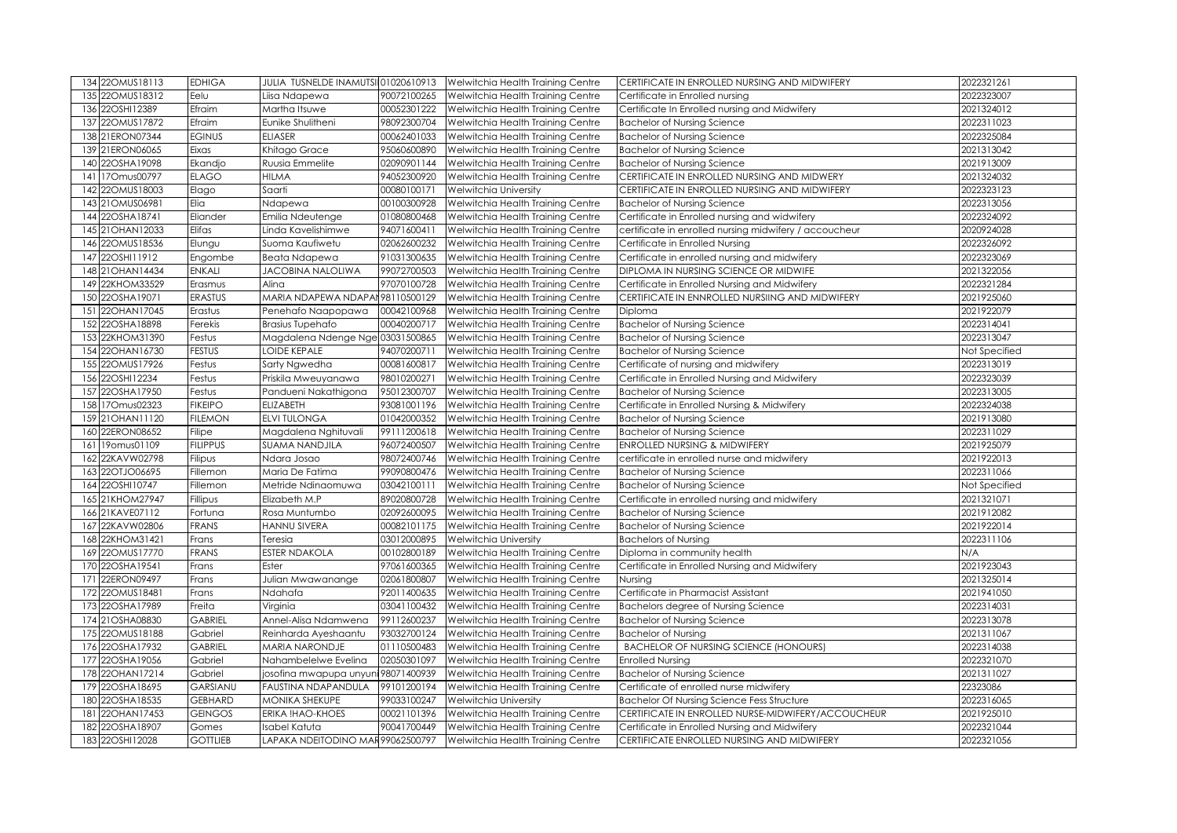| 134 | 22OMUS18113 | EDHIGA | JULIA TUSNELDE INAMUTSI | 01020610913 | Welwitchia Health Training Centre | CERTIFICATE IN ENROLLED NURSING AND MIDWIFERY | 2022321261 |
|---|---|---|---|---|---|---|---|
| 135 | 22OMUS18312 | Eelu | Liisa Ndapewa | 90072100265 | Welwitchia Health Training Centre | Certificate in Enrolled nursing | 2022323007 |
| 136 | 22OSHI12389 | Efraim | Martha Itsuwe | 00052301222 | Welwitchia Health Training Centre | Certificate In Enrolled nursing and Midwifery | 2021324012 |
| 137 | 22OMUS17872 | Efraim | Eunike Shulitheni | 98092300704 | Welwitchia Health Training Centre | Bachelor of Nursing Science | 2022311023 |
| 138 | 21ERON07344 | EGINUS | ELIASER | 00062401033 | Welwitchia Health Training Centre | Bachelor of Nursing Science | 2022325084 |
| 139 | 21ERON06065 | Eixas | Khitago Grace | 95060600890 | Welwitchia Health Training Centre | Bachelor of Nursing Science | 2021313042 |
| 140 | 22OSHA19098 | Ekandjo | Ruusia Emmelite | 02090901144 | Welwitchia Health Training Centre | Bachelor of Nursing Science | 2021913009 |
| 141 | 17Omus00797 | ELAGO | HILMA | 94052300920 | Welwitchia Health Training Centre | CERTIFICATE IN ENROLLED NURSING AND MIDWERY | 2021324032 |
| 142 | 22OMUS18003 | Elago | Saarti | 00080100171 | Welwitchia University | CERTIFICATE IN ENROLLED NURSING AND MIDWIFERY | 2022323123 |
| 143 | 21OMUS06981 | Elia | Ndapewa | 00100300928 | Welwitchia Health Training Centre | Bachelor of Nursing Science | 2022313056 |
| 144 | 22OSHA18741 | Eliander | Emilia Ndeutenge | 01080800468 | Welwitchia Health Training Centre | Certificate in Enrolled nursing and widwifery | 2022324092 |
| 145 | 21OHAN12033 | Elifas | Linda Kavelishimwe | 94071600411 | Welwitchia Health Training Centre | certificate in enrolled nursing midwifery / accoucheur | 2020924028 |
| 146 | 22OMUS18536 | Elungu | Suoma Kaufiwetu | 02062600232 | Welwitchia Health Training Centre | Certificate in Enrolled Nursing | 2022326092 |
| 147 | 22OSHI11912 | Engombe | Beata Ndapewa | 91031300635 | Welwitchia Health Training Centre | Certificate in enrolled nursing and midwifery | 2022323069 |
| 148 | 21OHAN14434 | ENKALI | JACOBINA NALOLIWA | 99072700503 | Welwitchia Health Training Centre | DIPLOMA IN NURSING SCIENCE OR MIDWIFE | 2021322056 |
| 149 | 22KHOM33529 | Erasmus | Alina | 97070100728 | Welwitchia Health Training Centre | Certificate in Enrolled Nursing and Midwifery | 2022321284 |
| 150 | 22OSHA19071 | ERASTUS | MARIA NDAPEWA NDAPAN | 98110500129 | Welwitchia Health Training Centre | CERTIFICATE IN ENNROLLED NURSIING AND MIDWIFERY | 2021925060 |
| 151 | 22OHAN17045 | Erastus | Penehafo Naapopawa | 00042100968 | Welwitchia Health Training Centre | Diploma | 2021922079 |
| 152 | 22OSHA18898 | Ferekis | Brasius Tupehafo | 00040200717 | Welwitchia Health Training Centre | Bachelor of Nursing Science | 2022314041 |
| 153 | 22KHOM31390 | Festus | Magdalena Ndenge Nge | 03031500865 | Welwitchia Health Training Centre | Bachelor of Nursing Science | 2022313047 |
| 154 | 22OHAN16730 | FESTUS | LOIDE KEPALE | 94070200711 | Welwitchia Health Training Centre | Bachelor of Nursing Science | Not Specified |
| 155 | 22OMUS17926 | Festus | Sarty Ngwedha | 00081600817 | Welwitchia Health Training Centre | Certificate of nursing and midwifery | 2022313019 |
| 156 | 22OSHI12234 | Festus | Priskila Mweuyanawa | 98010200271 | Welwitchia Health Training Centre | Certificate in Enrolled Nursing and Midwifery | 2022323039 |
| 157 | 22OSHA17950 | Festus | Pandueni Nakathigona | 95012300707 | Welwitchia Health Training Centre | Bachelor of Nursing Science | 2022313005 |
| 158 | 17Omus02323 | FIKEIPO | ELIZABETH | 93081001196 | Welwitchia Health Training Centre | Certificate in Enrolled Nursing & Midwifery | 2022324038 |
| 159 | 21OHAN11120 | FILEMON | ELVI TULONGA | 01042000352 | Welwitchia Health Training Centre | Bachelor of Nursing Science | 2021913080 |
| 160 | 22ERON08652 | Filipe | Magdalena Nghituvali | 99111200618 | Welwitchia Health Training Centre | Bachelor of Nursing Science | 2022311029 |
| 161 | 19omus01109 | FILIPPUS | SUAMA NANDJILA | 96072400507 | Welwitchia Health Training Centre | ENROLLED NURSING & MIDWIFERY | 2021925079 |
| 162 | 22KAVW02798 | Filipus | Ndara Josao | 98072400746 | Welwitchia Health Training Centre | certificate in enrolled nurse and midwifery | 2021922013 |
| 163 | 22OTJO06695 | Fillemon | Maria De Fatima | 99090800476 | Welwitchia Health Training Centre | Bachelor of Nursing Science | 2022311066 |
| 164 | 22OSHI10747 | Fillemon | Metride Ndinaomuwa | 03042100111 | Welwitchia Health Training Centre | Bachelor of Nursing Science | Not Specified |
| 165 | 21KHOM27947 | Fillipus | Elizabeth M.P | 89020800728 | Welwitchia Health Training Centre | Certificate in enrolled nursing and midwifery | 2021321071 |
| 166 | 21KAVE07112 | Fortuna | Rosa Muntumbo | 02092600095 | Welwitchia Health Training Centre | Bachelor of Nursing Science | 2021912082 |
| 167 | 22KAVW02806 | FRANS | HANNU SIVERA | 00082101175 | Welwitchia Health Training Centre | Bachelor of Nursing Science | 2021922014 |
| 168 | 22KHOM31421 | Frans | Teresia | 03012000895 | Welwitchia University | Bachelors of Nursing | 2022311106 |
| 169 | 22OMUS17770 | FRANS | ESTER NDAKOLA | 00102800189 | Welwitchia Health Training Centre | Diploma in community health | N/A |
| 170 | 22OSHA19541 | Frans | Ester | 97061600365 | Welwitchia Health Training Centre | Certificate in Enrolled Nursing and Midwifery | 2021923043 |
| 171 | 22ERON09497 | Frans | Julian Mwawanange | 02061800807 | Welwitchia Health Training Centre | Nursing | 2021325014 |
| 172 | 22OMUS18481 | Frans | Ndahafa | 92011400635 | Welwitchia Health Training Centre | Certificate in Pharmacist Assistant | 2021941050 |
| 173 | 22OSHA17989 | Freita | Virginia | 03041100432 | Welwitchia Health Training Centre | Bachelors degree of Nursing Science | 2022314031 |
| 174 | 21OSHA08830 | GABRIEL | Annel-Alisa Ndamwena | 99112600237 | Welwitchia Health Training Centre | Bachelor of Nursing Science | 2022313078 |
| 175 | 22OMUS18188 | Gabriel | Reinharda Ayeshaantu | 93032700124 | Welwitchia Health Training Centre | Bachelor of Nursing | 2021311067 |
| 176 | 22OSHA17932 | GABRIEL | MARIA NARONDJE | 01110500483 | Welwitchia Health Training Centre | BACHELOR OF NURSING SCIENCE (HONOURS) | 2022314038 |
| 177 | 22OSHA19056 | Gabriel | Nahambelelwe Evelina | 02050301097 | Welwitchia Health Training Centre | Enrolled Nursing | 2022321070 |
| 178 | 22OHAN17214 | Gabriel | josofina mwapupa unyuni | 98071400939 | Welwitchia Health Training Centre | Bachelor of Nursing Science | 2021311027 |
| 179 | 22OSHA18695 | GARSIANU | FAUSTINA NDAPANDULA | 99101200194 | Welwitchia Health Training Centre | Certificate of enrolled nurse midwifery | 22323086 |
| 180 | 22OSHA18535 | GEBHARD | MONIKA SHEKUPE | 99033100247 | Welwitchia University | Bachelor Of Nursing Science Fess Structure | 2022316065 |
| 181 | 22OHAN17453 | GEINGOS | ERIKA !HAO-KHOES | 00021101396 | Welwitchia Health Training Centre | CERTIFICATE IN ENROLLED NURSE-MIDWIFERY/ACCOUCHEUR | 2021925010 |
| 182 | 22OSHA18907 | Gomes | Isabel Katuta | 90041700449 | Welwitchia Health Training Centre | Certificate in Enrolled Nursing and Midwifery | 2022321044 |
| 183 | 22OSHI12028 | GOTTLIEB | LAPAKA NDEITODINO MAR | 99062500797 | Welwitchia Health Training Centre | CERTIFICATE ENROLLED NURSING AND MIDWIFERY | 2022321056 |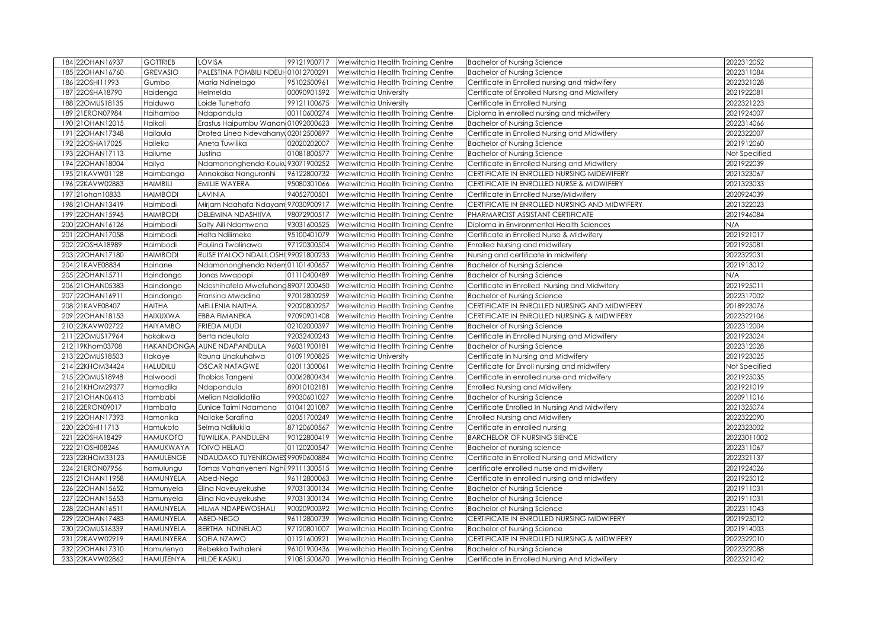| 184 | 22OHAN16937 | GOTTRIEB | LOVISA | 99121900717 | Welwitchia Health Training Centre | Bachelor of Nursing Science | 2022312052 |
|---|---|---|---|---|---|---|---|
| 185 | 22OHAN16760 | GREVASIO | PALESTINA POMBILI NDEUH | 01012700291 | Welwitchia Health Training Centre | Bachelor of Nursing Science | 2022311084 |
| 186 | 22OSHI11993 | Gumbo | Maria Ndinelago | 95102500961 | Welwitchia Health Training Centre | Certificate in Enrolled nursing and midwifery | 2022321028 |
| 187 | 22OSHA18790 | Haidenga | Helmelda | 00090901592 | Welwitchia University | Certificate of Enrolled Nursing and Midwifery | 2021922081 |
| 188 | 22OMUS18135 | Haiduwa | Loide Tunehafo | 99121100675 | Welwitchia University | Certificate in Enrolled Nursing | 2022321223 |
| 189 | 21ERON07984 | Haihambo | Ndapandula | 00110600274 | Welwitchia Health Training Centre | Diploma in enrolled nursing and midwifery | 2021924007 |
| 190 | 21OHAN12015 | Haikali | Erastus Haipumbu Wanan | 01092000623 | Welwitchia Health Training Centre | Bachelor of Nursing Science | 2022314066 |
| 191 | 22OHAN17348 | Hailaula | Drotea Linea Ndevahany | 02012500897 | Welwitchia Health Training Centre | Certificate in Enrolled Nursing and Midwifery | 2022322007 |
| 192 | 22OSHA17025 | Haileka | Aneta Tuwilika | 02020202007 | Welwitchia Health Training Centre | Bachelor of Nursing Science | 2021912060 |
| 193 | 22OHAN17113 | Hailume | Justina | 01081800577 | Welwitchia Health Training Centre | Bachelor of Nursing Science | Not Specified |
| 194 | 22OHAN18004 | Hailya | Ndamononghenda Kouku | 93071900252 | Welwitchia Health Training Centre | Certificate in Enrolled Nursing and Midwifery | 2021922039 |
| 195 | 21KAVW01128 | Haimbanga | Annakaisa Nangurohni | 96122800732 | Welwitchia Health Training Centre | CERTIFICATE IN ENROLLED NURSING MIDEWIFERY | 2021323067 |
| 196 | 22KAVW02883 | HAIMBILI | EMILIE WAYERA | 95080301066 | Welwitchia Health Training Centre | CERTIFICATE IN ENROLLED NURSE & MIDWIFERY | 2021323033 |
| 197 | 21ohan10833 | HAIMBODI | LAVINIA | 94052700501 | Welwitchia Health Training Centre | Certificate in Enrolled Nurse/Midwifery | 2020924039 |
| 198 | 21OHAN13419 | Haimbodi | Mirjam Ndahafa Ndayam | 97030900917 | Welwitchia Health Training Centre | CERTIFICATE IN ENROLLED NURSING AND MIDWIFERY | 2021322023 |
| 199 | 22OHAN15945 | HAIMBODI | DELEMINA NDASHIIVA | 98072900517 | Welwitchia Health Training Centre | PHARMARCIST ASSISTANT CERTIFICATE | 2021946084 |
| 200 | 22OHAN16126 | Haimbodi | Salty Aili Ndamwena | 93031600525 | Welwitchia Health Training Centre | Diploma in Environmental Health Sciences | N/A |
| 201 | 22OHAN17058 | Haimbodi | Helta Ndilimeke | 95100401079 | Welwitchia Health Training Centre | Certificate in Enrolled Nurse & Midwifery | 2021921017 |
| 202 | 22OSHA18989 | Haimbodi | Paulina Twalinawa | 97120300504 | Welwitchia Health Training Centre | Enrolled Nursing and midwifery | 2021925081 |
| 203 | 22OHAN17180 | HAIMBODI | RUISE IYALOO NDALILOSHI | 99021800233 | Welwitchia Health Training Centre | Nursing and certificate in midwifery | 2022322031 |
| 204 | 21KAVE08834 | Hainane | Ndamononghenda Ndem | 01101400657 | Welwitchia Health Training Centre | Bachelor of Nursing Science | 2021913012 |
| 205 | 22OHAN15711 | Haindongo | Jonas Mwapopi | 01110400489 | Welwitchia Health Training Centre | Bachelor of Nursing Science | N/A |
| 206 | 21OHAN05383 | Haindongo | Ndeshihafela Mwetuhang | 89071200450 | Welwitchia Health Training Centre | Certificate in Enrolled Nursing and Midwifery | 2021925011 |
| 207 | 22OHAN16911 | Haindongo | Fransina Mwadina | 97012800259 | Welwitchia Health Training Centre | Bachelor of Nursing Science | 2022317002 |
| 208 | 21KAVE08407 | HAITHA | MELLENIA NAITHA | 92020800257 | Welwitchia Health Training Centre | CERTIFICATE IN ENROLLED NURSING AND MIDWIFERY | 2018923076 |
| 209 | 22OHAN18153 | HAIXUXWA | EBBA FIMANEKA | 97090901408 | Welwitchia Health Training Centre | CERTIFICATE IN ENROLLED NURSING & MIDWIFERY | 2022322106 |
| 210 | 22KAVW02722 | HAIYAMBO | FRIEDA MUDI | 02102000397 | Welwitchia Health Training Centre | Bachelor of Nursing Science | 2022312004 |
| 211 | 22OMUS17964 | hakakwa | Berta ndeutala | 92032400243 | Welwitchia Health Training Centre | Certificate in Enrolled Nursing and Midwifery | 2021923024 |
| 212 | 19Khom03708 | HAKANDONGA | AUNE NDAPANDULA | 96031900181 | Welwitchia Health Training Centre | Bachelor of Nursing Science | 2022312028 |
| 213 | 22OMUS18503 | Hakaye | Rauna Unakuhalwa | 01091900825 | Welwitchia University | Certificate in Nursing and Midwifery | 2021923025 |
| 214 | 22KHOM34424 | HALUDILU | OSCAR NATAGWE | 02011300061 | Welwitchia Health Training Centre | Certificate for Enroll nursing and midwifery | Not Specified |
| 215 | 22OMUS18948 | Halwoodi | Thobias Tangeni | 00062800434 | Welwitchia Health Training Centre | Certificate in enrolled nurse and midwifery | 2021925035 |
| 216 | 21KHOM29377 | Hamadila | Ndapandula | 89010102181 | Welwitchia Health Training Centre | Enrolled Nursing and Midwifery | 2021921019 |
| 217 | 21OHAN06413 | Hambabi | Melian Ndalidatila | 99030601027 | Welwitchia Health Training Centre | Bachelor of Nursing Science | 2020911016 |
| 218 | 22ERON09017 | Hambata | Eunice Taimi Ndamona | 01041201087 | Welwitchia Health Training Centre | Certificate Enrolled In Nursing And Midwifery | 2021325074 |
| 219 | 22OHAN17393 | Hamonika | Nailoke Sarafina | 02051700249 | Welwitchia Health Training Centre | Enrolled Nursing and Midwifery | 2022322090 |
| 220 | 22OSHI11713 | Hamukoto | Selma Ndiilukila | 87120600567 | Welwitchia Health Training Centre | Certificate in enrolled nursing | 2022323002 |
| 221 | 22OSHA18429 | HAMUKOTO | TUWILIKA, PANDULENI | 90122800419 | Welwitchia Health Training Centre | BARCHELOR OF NURSING SIENCE | 20223011002 |
| 222 | 21OSHI08246 | HAMUKWAYA | TOIVO HELAO | 01120200547 | Welwitchia Health Training Centre | Bachelor of nursing science | 2022311067 |
| 223 | 22KHOM33123 | HAMULENGE | NDAUDAKO TUYENIKOMES | 99090600884 | Welwitchia Health Training Centre | Certificate in Enrolled Nursing and Midwifery | 2022321137 |
| 224 | 21ERON07956 | hamulungu | Tomas Vahanyeneni Nghi | 99111300515 | Welwitchia Health Training Centre | certificate enrolled nurse and midwifery | 2021924026 |
| 225 | 21OHAN11958 | HAMUNYELA | Abed-Nego | 96112800063 | Welwitchia Health Training Centre | Certificate in enrolled nursing and midwifery | 2021925012 |
| 226 | 22OHAN15652 | Hamunyela | Elina Naveuyekushe | 97031300134 | Welwitchia Health Training Centre | Bachelor of Nursing Science | 2021911031 |
| 227 | 22OHAN15653 | Hamunyela | Elina Naveuyekushe | 97031300134 | Welwitchia Health Training Centre | Bachelor of Nursing Science | 2021911031 |
| 228 | 22OHAN16511 | HAMUNYELA | HILMA NDAPEWOSHALI | 90020900392 | Welwitchia Health Training Centre | Bachelor of Nursing Science | 2022311043 |
| 229 | 22OHAN17483 | HAMUNYELA | ABED-NEGO | 96112800739 | Welwitchia Health Training Centre | CERTIFICATE IN ENROLLED NURSING MIDWIFERY | 2021925012 |
| 230 | 22OMUS16339 | HAMUNYELA | BERTHA NDINELAO | 97120801007 | Welwitchia Health Training Centre | Bachelor of Nursing Science | 2021914003 |
| 231 | 22KAVW02919 | HAMUNYERA | SOFIA NZAWO | 01121600921 | Welwitchia Health Training Centre | CERTIFICATE IN ENROLLED NURSING & MIDWIFERY | 2022322010 |
| 232 | 22OHAN17310 | Hamutenya | Rebekka Twihaleni | 96101900436 | Welwitchia Health Training Centre | Bachelor of Nursing Science | 2022322088 |
| 233 | 22KAVW02862 | HAMUTENYA | HILDE KASIKU | 91081500670 | Welwitchia Health Training Centre | Certificate in Enrolled Nursing And Midwifery | 2022321042 |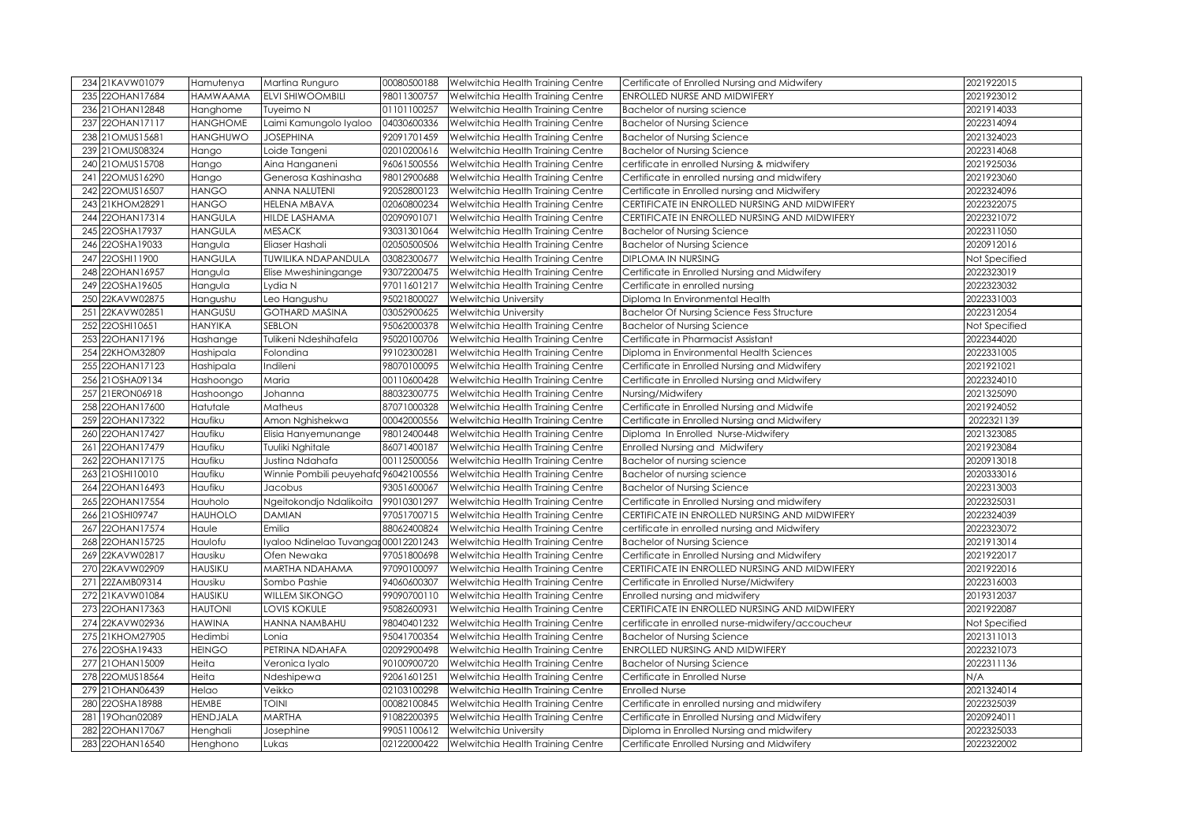| 234 | 21KAVW01079 | Hamutenya | Martina Runguro | 00080500188 | Welwitchia Health Training Centre | Certificate of Enrolled Nursing and Midwifery | 2021922015 |
|---|---|---|---|---|---|---|---|
| 235 | 22OHAN17684 | HAMWAAMA | ELVI SHIWOOMBILI | 98011300757 | Welwitchia Health Training Centre | ENROLLED NURSE AND MIDWIFERY | 2021923012 |
| 236 | 21OHAN12848 | Hanghome | Tuyeimo N | 01101100257 | Welwitchia Health Training Centre | Bachelor of nursing science | 2021914033 |
| 237 | 22OHAN17117 | HANGHOME | Laimi Kamungolo Iyaloo | 04030600336 | Welwitchia Health Training Centre | Bachelor of Nursing Science | 2022314094 |
| 238 | 21OMUS15681 | HANGHUWO | JOSEPHINA | 92091701459 | Welwitchia Health Training Centre | Bachelor of Nursing Science | 2021324023 |
| 239 | 21OMUS08324 | Hango | Loide Tangeni | 02010200616 | Welwitchia Health Training Centre | Bachelor of Nursing Science | 2022314068 |
| 240 | 21OMUS15708 | Hango | Aina Hanganeni | 96061500556 | Welwitchia Health Training Centre | certificate in enrolled Nursing & midwifery | 2021925036 |
| 241 | 22OMUS16290 | Hango | Generosa Kashinasha | 98012900688 | Welwitchia Health Training Centre | Certificate in enrolled nursing and midwifery | 2021923060 |
| 242 | 22OMUS16507 | HANGO | ANNA NALUTENI | 92052800123 | Welwitchia Health Training Centre | Certificate in Enrolled nursing and Midwifery | 2022324096 |
| 243 | 21KHOM28291 | HANGO | HELENA MBAVA | 02060800234 | Welwitchia Health Training Centre | CERTIFICATE IN ENROLLED NURSING AND MIDWIFERY | 2022322075 |
| 244 | 22OHAN17314 | HANGULA | HILDE LASHAMA | 02090901071 | Welwitchia Health Training Centre | CERTIFICATE IN ENROLLED NURSING AND MIDWIFERY | 2022321072 |
| 245 | 22OSHA17937 | HANGULA | MESACK | 93031301064 | Welwitchia Health Training Centre | Bachelor of Nursing Science | 2022311050 |
| 246 | 22OSHA19033 | Hangula | Eliaser Hashali | 02050500506 | Welwitchia Health Training Centre | Bachelor of Nursing Science | 2020912016 |
| 247 | 22OSHI11900 | HANGULA | TUWILIKA NDAPANDULA | 03082300677 | Welwitchia Health Training Centre | DIPLOMA IN NURSING | Not Specified |
| 248 | 22OHAN16957 | Hangula | Elise Mweshiningange | 93072200475 | Welwitchia Health Training Centre | Certificate in Enrolled Nursing and Midwifery | 2022323019 |
| 249 | 22OSHA19605 | Hangula | Lydia N | 97011601217 | Welwitchia Health Training Centre | Certificate in enrolled nursing | 2022323032 |
| 250 | 22KAVW02875 | Hangushu | Leo Hangushu | 95021800027 | Welwitchia University | Diploma In Environmental Health | 2022331003 |
| 251 | 22KAVW02851 | HANGUSU | GOTHARD MASINA | 03052900625 | Welwitchia University | Bachelor Of Nursing Science Fess Structure | 2022312054 |
| 252 | 22OSHI10651 | HANYIKA | SEBLON | 95062000378 | Welwitchia Health Training Centre | Bachelor of Nursing Science | Not Specified |
| 253 | 22OHAN17196 | Hashange | Tulikeni Ndeshihafela | 95020100706 | Welwitchia Health Training Centre | Certificate in Pharmacist Assistant | 2022344020 |
| 254 | 22KHOM32809 | Hashipala | Folondina | 99102300281 | Welwitchia Health Training Centre | Diploma in Environmental Health Sciences | 2022331005 |
| 255 | 22OHAN17123 | Hashipala | Indileni | 98070100095 | Welwitchia Health Training Centre | Certificate in Enrolled Nursing and Midwifery | 2021921021 |
| 256 | 21OSHA09134 | Hashoongo | Maria | 00110600428 | Welwitchia Health Training Centre | Certificate in Enrolled Nursing and Midwifery | 2022324010 |
| 257 | 21ERON06918 | Hashoongo | Johanna | 88032300775 | Welwitchia Health Training Centre | Nursing/Midwifery | 2021325090 |
| 258 | 22OHAN17600 | Hatutale | Matheus | 87071000328 | Welwitchia Health Training Centre | Certificate in Enrolled Nursing and Midwife | 2021924052 |
| 259 | 22OHAN17322 | Haufiku | Amon Nghishekwa | 00042000556 | Welwitchia Health Training Centre | Certificate in Enrolled Nursing and Midwifery | 2022321139 |
| 260 | 22OHAN17427 | Haufiku | Elisia Hanyemunange | 98012400448 | Welwitchia Health Training Centre | Diploma In Enrolled Nurse-Midwifery | 2021323085 |
| 261 | 22OHAN17479 | Haufiku | Tuuliki Nghitale | 86071400187 | Welwitchia Health Training Centre | Enrolled Nursing and Midwifery | 2021923084 |
| 262 | 22OHAN17175 | Haufiku | Justina Ndahafa | 00112500056 | Welwitchia Health Training Centre | Bachelor of nursing science | 2020913018 |
| 263 | 21OSHI10010 | Haufiku | Winnie Pombili peuyehafa | 96042100556 | Welwitchia Health Training Centre | Bachelor of nursing science | 2020333016 |
| 264 | 22OHAN16493 | Haufiku | Jacobus | 93051600067 | Welwitchia Health Training Centre | Bachelor of Nursing Science | 2022313003 |
| 265 | 22OHAN17554 | Hauholo | Ngeitokondjo Ndalikoita | 99010301297 | Welwitchia Health Training Centre | Certificate in Enrolled Nursing and midwifery | 2022325031 |
| 266 | 21OSHI09747 | HAUHOLO | DAMIAN | 97051700715 | Welwitchia Health Training Centre | CERTIFICATE IN ENROLLED NURSING AND MIDWIFERY | 2022324039 |
| 267 | 22OHAN17574 | Haule | Emilia | 88062400824 | Welwitchia Health Training Centre | certificate in enrolled nursing and Midwifery | 2022323072 |
| 268 | 22OHAN15725 | Haulofu | Iyaloo Ndinelao Tuvangar | 00012201243 | Welwitchia Health Training Centre | Bachelor of Nursing Science | 2021913014 |
| 269 | 22KAVW02817 | Hausiku | Ofen Newaka | 97051800698 | Welwitchia Health Training Centre | Certificate in Enrolled Nursing and Midwifery | 2021922017 |
| 270 | 22KAVW02909 | HAUSIKU | MARTHA NDAHAMA | 97090100097 | Welwitchia Health Training Centre | CERTIFICATE IN ENROLLED NURSING AND MIDWIFERY | 2021922016 |
| 271 | 22ZAMB09314 | Hausiku | Sombo Pashie | 94060600307 | Welwitchia Health Training Centre | Certificate in Enrolled Nurse/Midwifery | 2022316003 |
| 272 | 21KAVW01084 | HAUSIKU | WILLEM SIKONGO | 99090700110 | Welwitchia Health Training Centre | Enrolled nursing and midwifery | 2019312037 |
| 273 | 22OHAN17363 | HAUTONI | LOVIS KOKULE | 95082600931 | Welwitchia Health Training Centre | CERTIFICATE IN ENROLLED NURSING AND MIDWIFERY | 2021922087 |
| 274 | 22KAVW02936 | HAWINA | HANNA NAMBAHU | 98040401232 | Welwitchia Health Training Centre | certificate in enrolled nurse-midwifery/accoucheur | Not Specified |
| 275 | 21KHOM27905 | Hedimbi | Lonia | 95041700354 | Welwitchia Health Training Centre | Bachelor of Nursing Science | 2021311013 |
| 276 | 22OSHA19433 | HEINGO | PETRINA NDAHAFA | 02092900498 | Welwitchia Health Training Centre | ENROLLED NURSING AND MIDWIFERY | 2022321073 |
| 277 | 21OHAN15009 | Heita | Veronica Iyalo | 90100900720 | Welwitchia Health Training Centre | Bachelor of Nursing Science | 2022311136 |
| 278 | 22OMUS18564 | Heita | Ndeshipewa | 92061601251 | Welwitchia Health Training Centre | Certificate in Enrolled Nurse | N/A |
| 279 | 21OHAN06439 | Helao | Veikko | 02103100298 | Welwitchia Health Training Centre | Enrolled Nurse | 2021324014 |
| 280 | 22OSHA18988 | HEMBE | TOINI | 00082100845 | Welwitchia Health Training Centre | Certificate in enrolled nursing and midwifery | 2022325039 |
| 281 | 19Ohan02089 | HENDJALA | MARTHA | 91082200395 | Welwitchia Health Training Centre | Certificate in Enrolled Nursing and Midwifery | 2020924011 |
| 282 | 22OHAN17067 | Henghali | Josephine | 99051100612 | Welwitchia University | Diploma in Enrolled Nursing and midwifery | 2022325033 |
| 283 | 22OHAN16540 | Henghono | Lukas | 02122000422 | Welwitchia Health Training Centre | Certificate Enrolled Nursing and Midwifery | 2022322002 |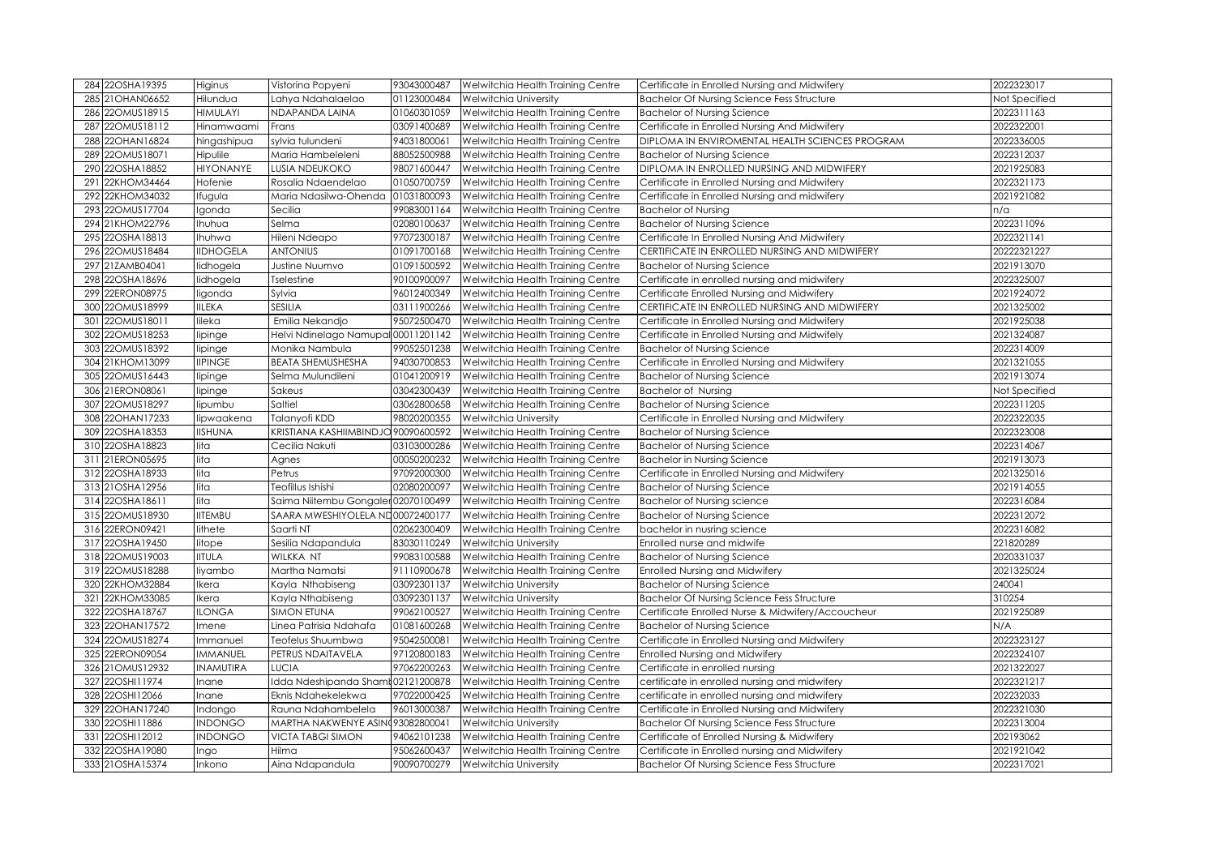| 284 | 22OSHA19395 | Higinus | Vistorina Popyeni | 93043000487 | Welwitchia Health Training Centre | Certificate in Enrolled Nursing and Midwifery | 2022323017 |
|---|---|---|---|---|---|---|---|
| 285 | 21OHAN06652 | Hilundua | Lahya Ndahalaelao | 01123000484 | Welwitchia University | Bachelor Of Nursing Science Fess Structure | Not Specified |
| 286 | 22OMUS18915 | HIMULAYI | NDAPANDA LAINA | 01060301059 | Welwitchia Health Training Centre | Bachelor of Nursing Science | 2022311163 |
| 287 | 22OMUS18112 | Hinamwaami | Frans | 03091400689 | Welwitchia Health Training Centre | Certificate in Enrolled Nursing And Midwifery | 2022322001 |
| 288 | 22OHAN16824 | hingashipua | sylvia tulundeni | 94031800061 | Welwitchia Health Training Centre | DIPLOMA IN ENVIROMENTAL HEALTH SCIENCES PROGRAM | 2022336005 |
| 289 | 22OMUS18071 | Hipulile | Maria Hambeleleni | 88052500988 | Welwitchia Health Training Centre | Bachelor of Nursing Science | 2022312037 |
| 290 | 22OSHA18852 | HIYONANYE | LUSIA NDEUKOKO | 98071600447 | Welwitchia Health Training Centre | DIPLOMA IN ENROLLED NURSING AND MIDWIFERY | 2021925083 |
| 291 | 22KHOM34464 | Hofenie | Rosalia Ndaendelao | 01050700759 | Welwitchia Health Training Centre | Certificate in Enrolled Nursing and Midwifery | 2022321173 |
| 292 | 22KHOM34032 | Ifugula | Maria Ndasilwa-Ohenda | 01031800093 | Welwitchia Health Training Centre | Certificate in Enrolled Nursing and midwifery | 2021921082 |
| 293 | 22OMUS17704 | Igonda | Secilia | 99083001164 | Welwitchia Health Training Centre | Bachelor of Nursing | n/a |
| 294 | 21KHOM22796 | Ihuhua | Selma | 02080100637 | Welwitchia Health Training Centre | Bachelor of Nursing Science | 2022311096 |
| 295 | 22OSHA18813 | Ihuhwa | Hileni Ndeapo | 97072300187 | Welwitchia Health Training Centre | Certificate In Enrolled Nursing And Midwifery | 2022321141 |
| 296 | 22OMUS18484 | IIDHOGELA | ANTONIUS | 01091700168 | Welwitchia Health Training Centre | CERTIFICATE IN ENROLLED NURSING AND MIDWIFERY | 20222321227 |
| 297 | 21ZAMB04041 | Iidhogela | Justine Nuumvo | 01091500592 | Welwitchia Health Training Centre | Bachelor of Nursing Science | 2021913070 |
| 298 | 22OSHA18696 | Iidhogela | Tselestine | 90100900097 | Welwitchia Health Training Centre | Certificate in enrolled nursing and midwifery | 2022325007 |
| 299 | 22ERON08975 | Iigonda | Sylvia | 96012400349 | Welwitchia Health Training Centre | Certificate Enrolled Nursing and Midwifery | 2021924072 |
| 300 | 22OMUS18999 | IILEKA | SESILIA | 03111900266 | Welwitchia Health Training Centre | CERTIFICATE IN ENROLLED NURSING AND MIDWIFERY | 2021325002 |
| 301 | 22OMUS18011 | Iileka | Emilia Nekandjo | 95072500470 | Welwitchia Health Training Centre | Certificate in Enrolled Nursing and Midwifery | 2021925038 |
| 302 | 22OMUS18253 | Iipinge | Helvi Ndinelago Namupal | 00011201142 | Welwitchia Health Training Centre | Certificate in Enrolled Nursing and Midwifely | 2021324087 |
| 303 | 22OMUS18392 | Iipinge | Monika Nambula | 99052501238 | Welwitchia Health Training Centre | Bachelor of Nursing Science | 2022314009 |
| 304 | 21KHOM13099 | IIPINGE | BEATA SHEMUSHESHA | 94030700853 | Welwitchia Health Training Centre | Certificate in Enrolled Nursing and Midwifery | 2021321055 |
| 305 | 22OMUS16443 | Iipinge | Selma Mulundileni | 01041200919 | Welwitchia Health Training Centre | Bachelor of Nursing Science | 2021913074 |
| 306 | 21ERON08061 | Iipinge | Sakeus | 03042300439 | Welwitchia Health Training Centre | Bachelor of Nursing | Not Specified |
| 307 | 22OMUS18297 | Iipumbu | Saltiel | 03062800658 | Welwitchia Health Training Centre | Bachelor of Nursing Science | 2022311205 |
| 308 | 22OHAN17233 | Iipwaakena | Talanyofi KDD | 98020200355 | Welwitchia University | Certificate in Enrolled Nursing and Midwifery | 2022322035 |
| 309 | 22OSHA18353 | IISHUNA | KRISTIANA KASHIIMBINDJO | 90090600592 | Welwitchia Health Training Centre | Bachelor of Nursing Science | 2022323008 |
| 310 | 22OSHA18823 | Iita | Cecilia Nakuti | 03103000286 | Welwitchia Health Training Centre | Bachelor of Nursing Science | 2022314067 |
| 311 | 21ERON05695 | Iita | Agnes | 00050200232 | Welwitchia Health Training Centre | Bachelor in Nursing Science | 2021913073 |
| 312 | 22OSHA18933 | Iita | Petrus | 97092000300 | Welwitchia Health Training Centre | Certificate in Enrolled Nursing and Midwifery | 2021325016 |
| 313 | 21OSHA12956 | Iita | Teofillus Ishishi | 02080200097 | Welwitchia Health Training Centre | Bachelor of Nursing Science | 2021914055 |
| 314 | 22OSHA18611 | Iita | Saima Niitembu Gongaler | 02070100499 | Welwitchia Health Training Centre | Bachelor of Nursing science | 2022316084 |
| 315 | 22OMUS18930 | IITEMBU | SAARA MWESHIYOLELA ND | 00072400177 | Welwitchia Health Training Centre | Bachelor of Nursing Science | 2022312072 |
| 316 | 22ERON09421 | Iithete | Saarti NT | 02062300409 | Welwitchia Health Training Centre | bachelor in nusring science | 2022316082 |
| 317 | 22OSHA19450 | Iitope | Sesilia Ndapandula | 83030110249 | Welwitchia University | Enrolled nurse and midwife | 221820289 |
| 318 | 22OMUS19003 | IITULA | WILKKA NT | 99083100588 | Welwitchia Health Training Centre | Bachelor of Nursing Science | 2020331037 |
| 319 | 22OMUS18288 | Iiyambo | Martha Namatsi | 91110900678 | Welwitchia Health Training Centre | Enrolled Nursing and Midwifery | 2021325024 |
| 320 | 22KHOM32884 | Ikera | Kayla Nthabiseng | 03092301137 | Welwitchia University | Bachelor of Nursing Science | 240041 |
| 321 | 22KHOM33085 | Ikera | Kayla Nthabiseng | 03092301137 | Welwitchia University | Bachelor Of Nursing Science Fess Structure | 310254 |
| 322 | 22OSHA18767 | ILONGA | SIMON ETUNA | 99062100527 | Welwitchia Health Training Centre | Certificate Enrolled Nurse & Midwifery/Accoucheur | 2021925089 |
| 323 | 22OHAN17572 | Imene | Linea Patrisia Ndahafa | 01081600268 | Welwitchia Health Training Centre | Bachelor of Nursing Science | N/A |
| 324 | 22OMUS18274 | Immanuel | Teofelus Shuumbwa | 95042500081 | Welwitchia Health Training Centre | Certificate in Enrolled Nursing and Midwifery | 2022323127 |
| 325 | 22ERON09054 | IMMANUEL | PETRUS NDAITAVELA | 97120800183 | Welwitchia Health Training Centre | Enrolled Nursing and Midwifery | 2022324107 |
| 326 | 21OMUS12932 | INAMUTIRA | LUCIA | 97062200263 | Welwitchia Health Training Centre | Certificate in enrolled nursing | 2021322027 |
| 327 | 22OSHI11974 | Inane | Idda Ndeshipanda Shamb | 02121200878 | Welwitchia Health Training Centre | certificate in enrolled nursing and midwifery | 2022321217 |
| 328 | 22OSHI12066 | Inane | Eknis Ndahekelekwa | 97022000425 | Welwitchia Health Training Centre | certificate in enrolled nursing and midwifery | 202232033 |
| 329 | 22OHAN17240 | Indongo | Rauna Ndahambelela | 96013000387 | Welwitchia Health Training Centre | Certificate in Enrolled Nursing and Midwifery | 2022321030 |
| 330 | 22OSHI11886 | INDONGO | MARTHA NAKWENYE ASIN | 93082800041 | Welwitchia University | Bachelor Of Nursing Science Fess Structure | 2022313004 |
| 331 | 22OSHI12012 | INDONGO | VICTA TABGI SIMON | 94062101238 | Welwitchia Health Training Centre | Certificate of Enrolled Nursing & Midwifery | 202193062 |
| 332 | 22OSHA19080 | Ingo | Hilma | 95062600437 | Welwitchia Health Training Centre | Certificate in Enrolled nursing and Midwifery | 2021921042 |
| 333 | 21OSHA15374 | Inkono | Aina Ndapandula | 90090700279 | Welwitchia University | Bachelor Of Nursing Science Fess Structure | 2022317021 |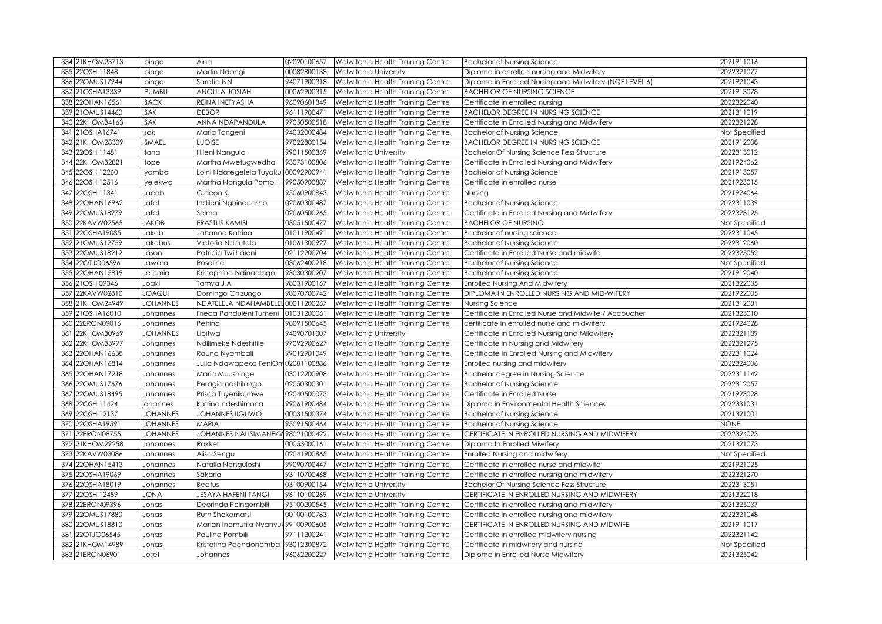| | | | | | | |
|---|---|---|---|---|---|---|
| 334 | 21KHOM23713 | Ipinge | Aina | 02020100657 | Welwitchia Health Training Centre | Bachelor of Nursing Science | 2021911016 |
| 335 | 22OSHI11848 | Ipinge | Martin Ndangi | 00082800138 | Welwitchia University | Diploma in enrolled nursing and Midwifery | 2022321077 |
| 336 | 22OMUS17944 | Ipinge | Sarafia NN | 94071900318 | Welwitchia Health Training Centre | Diploma in Enrolled Nursing and Midwifery (NQF LEVEL 6) | 2021921043 |
| 337 | 21OSHA13339 | IPUMBU | ANGULA JOSIAH | 00062900315 | Welwitchia Health Training Centre | BACHELOR OF NURSING SCIENCE | 2021913078 |
| 338 | 22OHAN16561 | ISACK | REINA INETYASHA | 96090601349 | Welwitchia Health Training Centre | Certificate in enrolled nursing | 2022322040 |
| 339 | 21OMUS14460 | ISAK | DEBOR | 96111900471 | Welwitchia Health Training Centre | BACHELOR DEGREE IN NURSING SCIENCE | 2021311019 |
| 340 | 22KHOM34163 | ISAK | ANNA NDAPANDULA | 97050500518 | Welwitchia Health Training Centre | Certificate in Enrolled Nursing and Midwifery | 2022321228 |
| 341 | 21OSHA16741 | Isak | Maria Tangeni | 94032000484 | Welwitchia Health Training Centre | Bachelor of Nursing Science | Not Specified |
| 342 | 21KHOM28309 | ISMAEL | LUOISE | 97022800154 | Welwitchia Health Training Centre | BACHELOR DEGREE IN NURSING SCIENCE | 2021912008 |
| 343 | 22OSHI11481 | Itana | Hileni Nangula | 99011500369 | Welwitchia University | Bachelor Of Nursing Science Fess Structure | 2022313012 |
| 344 | 22KHOM32821 | Itope | Martha Mwetugwedha | 93073100806 | Welwitchia Health Training Centre | Certificate in Enrolled Nursing and Midwifery | 2021924062 |
| 345 | 22OSHI12260 | Iyambo | Loini Ndategelela Tuyakul | 00092900941 | Welwitchia Health Training Centre | Bachelor of Nursing Science | 2021913057 |
| 346 | 22OSHI12516 | Iyelekwa | Martha Nangula Pombili | 99050900887 | Welwitchia Health Training Centre | Certificate in enrolled nurse | 2021923015 |
| 347 | 22OSHI11341 | Jacob | Gideon K | 95060900843 | Welwitchia Health Training Centre | Nursing | 2021924064 |
| 348 | 22OHAN16962 | Jafet | Indileni Nghinanasho | 02060300487 | Welwitchia Health Training Centre | Bachelor of Nursing Science | 2022311039 |
| 349 | 22OMUS18279 | Jafet | Selma | 02060500265 | Welwitchia Health Training Centre | Certificate in Enrolled Nursing and Midwifery | 2022323125 |
| 350 | 22KAVW02565 | JAKOB | ERASTUS KAMISI | 03051500477 | Welwitchia Health Training Centre | BACHELOR OF NURSING | Not Specified |
| 351 | 22OSHA19085 | Jakob | Johanna Katrina | 01011900491 | Welwitchia Health Training Centre | Bachelor of nursing science | 2022311045 |
| 352 | 21OMUS12759 | Jakobus | Victoria Ndeutala | 01061300927 | Welwitchia Health Training Centre | Bachelor of Nursing Science | 2022312060 |
| 353 | 22OMUS18212 | Jason | Patricia Twiihaleni | 02112200704 | Welwitchia Health Training Centre | Certificate in Enrolled Nurse and midwife | 2022325052 |
| 354 | 22OTJO06596 | Jawara | Rosaline | 03062400218 | Welwitchia Health Training Centre | Bachelor of Nursing Science | Not Specified |
| 355 | 22OHAN15819 | Jeremia | Kristophina Ndinaelago | 93030300207 | Welwitchia Health Training Centre | Bachelor of Nursing Science | 2021912040 |
| 356 | 21OSHI09346 | Joaki | Tamya J A | 98031900167 | Welwitchia Health Training Centre | Enrolled Nursing And Midwifery | 2021322035 |
| 357 | 22KAVW02810 | JOAQUI | Domingo Chizungo | 98070700742 | Welwitchia Health Training Centre | DIPLOMA IN ENROLLED NURSING AND MID-WIFERY | 2021922005 |
| 358 | 21KHOM24949 | JOHANNES | NDATELELA NDAHAMBELEL | 00011200267 | Welwitchia Health Training Centre | Nursing Science | 2021312081 |
| 359 | 21OSHA16010 | Johannes | Frieda Panduleni Tumeni | 01031200061 | Welwitchia Health Training Centre | Certificate in Enrolled Nurse and Midwife / Accoucher | 2021323010 |
| 360 | 22ERON09016 | Johannes | Petrina | 98091500645 | Welwitchia Health Training Centre | certificate in enrolled nurse and midwifery | 2021924028 |
| 361 | 22KHOM30969 | JOHANNES | Lipitwa | 94090701007 | Welwitchia University | Certificate in Enrolled Nursing and Mildwifery | 2022321189 |
| 362 | 22KHOM33997 | Johannes | Ndilimeke Ndeshitile | 97092900627 | Welwitchia Health Training Centre | Certificate in Nursing and Midwifery | 2022321275 |
| 363 | 22OHAN16638 | Johannes | Rauna Nyambali | 99012901049 | Welwitchia Health Training Centre | Certificate In Enrolled Nursing and Midwifery | 2022311024 |
| 364 | 22OHAN16814 | Johannes | Julia Ndawapeka FeniOm | 02081100886 | Welwitchia Health Training Centre | Enrolled nursing and midwifery | 2022324006 |
| 365 | 22OHAN17218 | Johannes | Maria Muushinge | 03012200908 | Welwitchia Health Training Centre | Bachelor degree in Nursing Science | 2022311142 |
| 366 | 22OMUS17676 | Johannes | Peragia nashilongo | 02050300301 | Welwitchia Health Training Centre | Bachelor of Nursing Science | 2022312057 |
| 367 | 22OMUS18495 | Johannes | Prisca Tuyenikumwe | 02040500073 | Welwitchia Health Training Centre | Certificate in Enrolled Nurse | 2021923028 |
| 368 | 22OSHI11424 | johannes | katrina ndeshimona | 99061900484 | Welwitchia Health Training Centre | Diploma in Environmental Health Sciences | 2022331031 |
| 369 | 22OSHI12137 | JOHANNES | JOHANNES IIGUWO | 00031500374 | Welwitchia Health Training Centre | Bachelor of Nursing Science | 2021321001 |
| 370 | 22OSHA19591 | JOHANNES | MARIA | 95091500464 | Welwitchia Health Training Centre | Bachelor of Nursing Science | NONE |
| 371 | 22ERON08755 | JOHANNES | JOHANNES NALISIMANEKW | 98021000422 | Welwitchia Health Training Centre | CERTIFICATE IN ENROLLED NURSING AND MIDWIFERY | 2022324023 |
| 372 | 21KHOM29258 | Johannes | Rakkel | 00053000161 | Welwitchia Health Training Centre | Diploma In Enrolled Miwifery | 2021321073 |
| 373 | 22KAVW03086 | Johannes | Alisa Sengu | 02041900865 | Welwitchia Health Training Centre | Enrolled Nursing and midwifery | Not Specified |
| 374 | 22OHAN15413 | Johannes | Natalia Nanguloshi | 99090700447 | Welwitchia Health Training Centre | Certificate in enrolled nurse and midwife | 2021921025 |
| 375 | 22OSHA19069 | Johannes | Sakaria | 93110700468 | Welwitchia Health Training Centre | Certificate in enrolled nursing and midwifery | 2022321270 |
| 376 | 22OSHA18019 | Johannes | Beatus | 03100900154 | Welwitchia University | Bachelor Of Nursing Science Fess Structure | 2022313051 |
| 377 | 22OSHI12489 | JONA | JESAYA HAFENI TANGI | 96110100269 | Welwitchia University | CERTIFICATE IN ENROLLED NURSING AND MIDWIFERY | 2021322018 |
| 378 | 22ERON09396 | Jonas | Deorinda Peingombili | 95100200545 | Welwitchia Health Training Centre | Certificate in enrolled nursing and midwifery | 2021325037 |
| 379 | 22OMUS17880 | Jonas | Ruth Shokomatsi | 00100100783 | Welwitchia Health Training Centre | Certificate in enrolled nursing and midwifery | 2022321048 |
| 380 | 22OMUS18810 | Jonas | Marian Inamutila Nyanyuk | 99100900605 | Welwitchia Health Training Centre | CERTIFICATE IN ENROLLED NURSING AND MIDWIFE | 2021911017 |
| 381 | 22OTJO06545 | Jonas | Paulina Pombili | 97111200241 | Welwitchia Health Training Centre | Certificate in enrolled midwifery nursing | 2022321142 |
| 382 | 21KHOM14989 | Jonas | Kristofina Paendohamba | 93012300872 | Welwitchia Health Training Centre | Certificate in midwifery and nursing | Not Specified |
| 383 | 21ERON06901 | Josef | Johannes | 96062200227 | Welwitchia Health Training Centre | Diploma in Enrolled Nurse Midwifery | 2021325042 |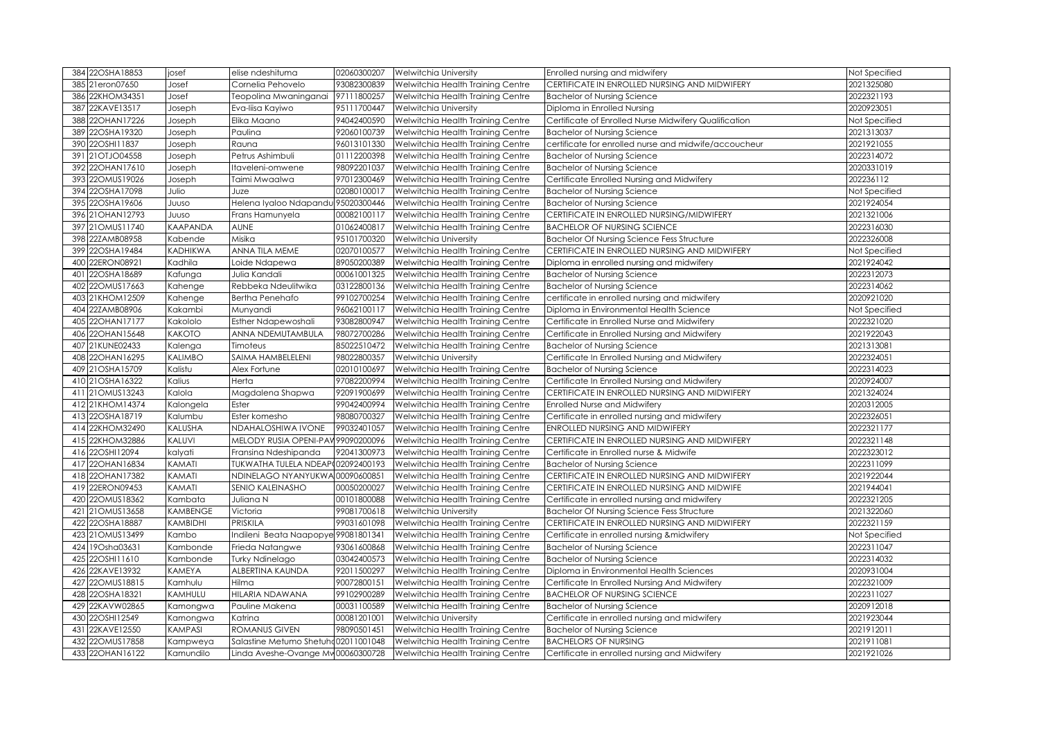| | | | | | | | |
|---|---|---|---|---|---|---|---|
| 384 | 22OSHA18853 | josef | elise ndeshituma | 02060300207 | Welwitchia University | Enrolled nursing and midwifery | Not Specified |
| 385 | 21eron07650 | Josef | Cornelia Pehovelo | 93082300839 | Welwitchia Health Training Centre | CERTIFICATE IN ENROLLED NURSING AND MIDWIFERY | 2021325080 |
| 386 | 22KHOM34351 | Josef | Teopolina Mwaninganai | 97111800257 | Welwitchia Health Training Centre | Bachelor of Nursing Science | 2022321193 |
| 387 | 22KAVE13517 | Joseph | Eva-liisa Kayiwo | 95111700447 | Welwitchia University | Diploma in Enrolled Nursing | 2020923051 |
| 388 | 22OHAN17226 | Joseph | Elika Maano | 94042400590 | Welwitchia Health Training Centre | Certificate of Enrolled Nurse Midwifery Qualification | Not Specified |
| 389 | 22OSHA19320 | Joseph | Paulina | 92060100739 | Welwitchia Health Training Centre | Bachelor of Nursing Science | 2021313037 |
| 390 | 22OSHI11837 | Joseph | Rauna | 96013101330 | Welwitchia Health Training Centre | certificate for enrolled nurse and midwife/accoucheur | 2021921055 |
| 391 | 21OTJO04558 | Joseph | Petrus Ashimbuli | 01112200398 | Welwitchia Health Training Centre | Bachelor of Nursing Science | 2022314072 |
| 392 | 22OHAN17610 | Joseph | Itaveleni-omwene | 98092201037 | Welwitchia Health Training Centre | Bachelor of Nursing Science | 2020331019 |
| 393 | 22OMUS19026 | Joseph | Taimi Mwaalwa | 97012300469 | Welwitchia Health Training Centre | Certificate Enrolled Nursing and Midwifery | 202236112 |
| 394 | 22OSHA17098 | Julio | Juze | 02080100017 | Welwitchia Health Training Centre | Bachelor of Nursing Science | Not Specified |
| 395 | 22OSHA19606 | Juuso | Helena Iyaloo Ndapandu | 95020300446 | Welwitchia Health Training Centre | Bachelor of Nursing Science | 2021924054 |
| 396 | 21OHAN12793 | Juuso | Frans Hamunyela | 00082100117 | Welwitchia Health Training Centre | CERTIFICATE IN ENROLLED NURSING/MIDWIFERY | 2021321006 |
| 397 | 21OMUS11740 | KAAPANDA | AUNE | 01062400817 | Welwitchia Health Training Centre | BACHELOR OF NURSING SCIENCE | 2022316030 |
| 398 | 22ZAMB08958 | Kabende | Misika | 95101700320 | Welwitchia University | Bachelor Of Nursing Science Fess Structure | 2022326008 |
| 399 | 22OSHA19484 | KADHIKWA | ANNA TILA MEME | 02070100577 | Welwitchia Health Training Centre | CERTIFICATE IN ENROLLED NURSING AND MIDWIFERY | Not Specified |
| 400 | 22ERON08921 | Kadhila | Loide Ndapewa | 89050200389 | Welwitchia Health Training Centre | Diploma in enrolled nursing and midwifery | 2021924042 |
| 401 | 22OSHA18689 | Kafunga | Julia Kandali | 00061001325 | Welwitchia Health Training Centre | Bachelor of Nursing Science | 2022312073 |
| 402 | 22OMUS17663 | Kahenge | Rebbeka Ndeulitwika | 03122800136 | Welwitchia Health Training Centre | Bachelor of Nursing Science | 2022314062 |
| 403 | 21KHOM12509 | Kahenge | Bertha Penehafo | 99102700254 | Welwitchia Health Training Centre | certificate in enrolled nursing and midwifery | 2020921020 |
| 404 | 22ZAMB08906 | Kakambi | Munyandi | 96062100117 | Welwitchia Health Training Centre | Diploma in Environmental Health Science | Not Specified |
| 405 | 22OHAN17177 | Kakololo | Esther Ndapewoshali | 93082800947 | Welwitchia Health Training Centre | Certificate in Enrolled Nurse and Midwifery | 2022321020 |
| 406 | 22OHAN15648 | KAKOTO | ANNA NDEMUTAMBULA | 98072700286 | Welwitchia Health Training Centre | Certificate in Enrolled Nursing and Midwifery | 2021922043 |
| 407 | 21KUNE02433 | Kalenga | Timoteus | 85022510472 | Welwitchia Health Training Centre | Bachelor of Nursing Science | 2021313081 |
| 408 | 22OHAN16295 | KALIMBO | SAIMA HAMBELELENI | 98022800357 | Welwitchia University | Certificate In Enrolled Nursing and Midwifery | 2022324051 |
| 409 | 21OSHA15709 | Kalistu | Alex Fortune | 02010100697 | Welwitchia Health Training Centre | Bachelor of Nursing Science | 2022314023 |
| 410 | 21OSHA16322 | Kalius | Herta | 97082200994 | Welwitchia Health Training Centre | Certificate In Enrolled Nursing and Midwifery | 2020924007 |
| 411 | 21OMUS13243 | Kalola | Magdalena Shapwa | 92091900699 | Welwitchia Health Training Centre | CERTIFICATE IN ENROLLED NURSING AND MIDWIFERY | 2021324024 |
| 412 | 21KHOM14374 | Kalongela | Ester | 99042400994 | Welwitchia Health Training Centre | Enrolled Nurse and Midwifery | 2020312005 |
| 413 | 22OSHA18719 | Kalumbu | Ester komesho | 98080700327 | Welwitchia Health Training Centre | Certificate in enrolled nursing and midwifery | 2022326051 |
| 414 | 22KHOM32490 | KALUSHA | NDAHALOSHIWA IVONE | 99032401057 | Welwitchia Health Training Centre | ENROLLED NURSING AND MIDWIFERY | 2022321177 |
| 415 | 22KHOM32886 | KALUVI | MELODY RUSIA OPENI-PAY | 99090200096 | Welwitchia Health Training Centre | CERTIFICATE IN ENROLLED NURSING AND MIDWIFERY | 2022321148 |
| 416 | 22OSHI12094 | kalyati | Fransina Ndeshipanda | 92041300973 | Welwitchia Health Training Centre | Certificate in Enrolled nurse & Midwife | 2022323012 |
| 417 | 22OHAN16834 | KAMATI | TUKWATHA TULELA NDEAP( | 02092400193 | Welwitchia Health Training Centre | Bachelor of Nursing Science | 2022311099 |
| 418 | 22OHAN17382 | KAMATI | NDINELAGO NYANYUKWA | 00090600851 | Welwitchia Health Training Centre | CERTIFICATE IN ENROLLED NURSING AND MIDWIFERY | 2021922044 |
| 419 | 22ERON09453 | KAMATI | SENIO KALEINASHO | 00050200027 | Welwitchia Health Training Centre | CERTIFICATE IN ENROLLED NURSING AND MIDWIFE | 2021944041 |
| 420 | 22OMUS18362 | Kambata | Juliana N | 00101800088 | Welwitchia Health Training Centre | Certificate in enrolled nursing and midwifery | 2022321205 |
| 421 | 21OMUS13658 | KAMBENGE | Victoria | 99081700618 | Welwitchia University | Bachelor Of Nursing Science Fess Structure | 2021322060 |
| 422 | 22OSHA18887 | KAMBIDHI | PRISKILA | 99031601098 | Welwitchia Health Training Centre | CERTIFICATE IN ENROLLED NURSING AND MIDWIFERY | 2022321159 |
| 423 | 21OMUS13499 | Kambo | Indileni Beata Naapopye | 99081801341 | Welwitchia Health Training Centre | Certificate in enrolled nursing &midwifery | Not Specified |
| 424 | 19Osha03631 | Kambonde | Frieda Natangwe | 93061600868 | Welwitchia Health Training Centre | Bachelor of Nursing Science | 2022311047 |
| 425 | 22OSHI11610 | Kambonde | Turky Ndinelago | 03042400573 | Welwitchia Health Training Centre | Bachelor of Nursing Science | 2022314032 |
| 426 | 22KAVE13932 | KAMEYA | ALBERTINA KAUNDA | 92011500297 | Welwitchia Health Training Centre | Diploma in Environmental Health Sciences | 2020931004 |
| 427 | 22OMUS18815 | Kamhulu | Hilma | 90072800151 | Welwitchia Health Training Centre | Certificate In Enrolled Nursing And Midwifery | 2022321009 |
| 428 | 22OSHA18321 | KAMHULU | HILARIA NDAWANA | 99102900289 | Welwitchia Health Training Centre | BACHELOR OF NURSING SCIENCE | 2022311027 |
| 429 | 22KAVW02865 | Kamongwa | Pauline Makena | 00031100589 | Welwitchia Health Training Centre | Bachelor of Nursing Science | 2020912018 |
| 430 | 22OSHI12549 | Kamongwa | Katrina | 00081201001 | Welwitchia University | Certificate in enrolled nursing and midwifery | 2021923044 |
| 431 | 22KAVE12550 | KAMPASI | ROMANUS GIVEN | 98090501451 | Welwitchia Health Training Centre | Bachelor of Nursing Science | 2021912011 |
| 432 | 22OMUS17858 | Kampweya | Salastine Metumo Shetuh( | 02011001048 | Welwitchia Health Training Centre | BACHELORS OF NURSING | 2021911081 |
| 433 | 22OHAN16122 | Kamundilo | Linda Aveshe-Ovange Mv | 00060300728 | Welwitchia Health Training Centre | Certificate in enrolled nursing and Midwifery | 2021921026 |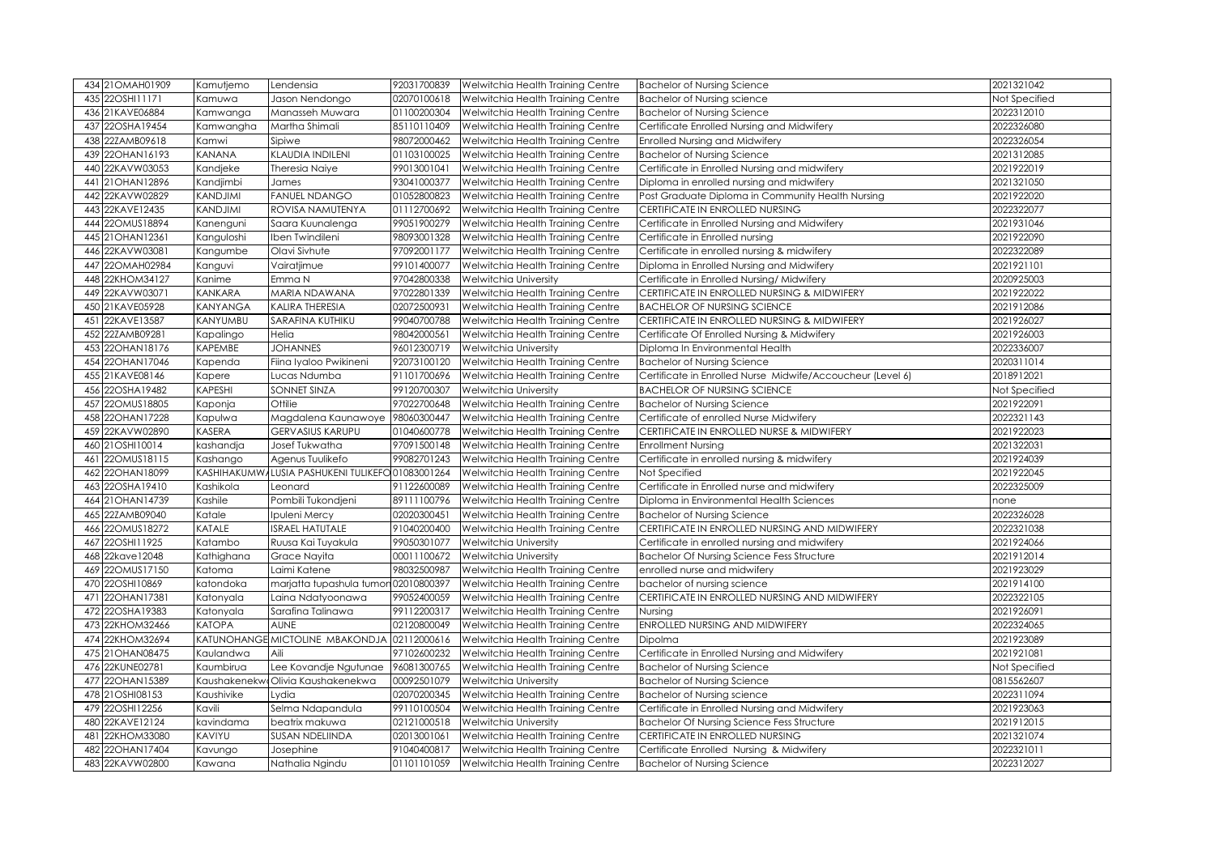| 434 | 21OMAH01909 | Kamutjemo | Lendensia | 92031700839 | Welwitchia Health Training Centre | Bachelor of Nursing Science | 2021321042 |
|---|---|---|---|---|---|---|---|
| 435 | 22OSHI11171 | Kamuwa | Jason Nendongo | 02070100618 | Welwitchia Health Training Centre | Bachelor of Nursing science | Not Specified |
| 436 | 21KAVE06884 | Kamwanga | Manasseh Muwara | 01100200304 | Welwitchia Health Training Centre | Bachelor of Nursing Science | 2022312010 |
| 437 | 22OSHA19454 | Kamwangha | Martha Shimali | 85110110409 | Welwitchia Health Training Centre | Certificate Enrolled Nursing and Midwifery | 2022326080 |
| 438 | 22ZAMB09618 | Kamwi | Sipiwe | 98072000462 | Welwitchia Health Training Centre | Enrolled Nursing and Midwifery | 2022326054 |
| 439 | 22OHAN16193 | KANANA | KLAUDIA INDILENI | 01103100025 | Welwitchia Health Training Centre | Bachelor of Nursing Science | 2021312085 |
| 440 | 22KAVW03053 | Kandjeke | Theresia Naiye | 99013001041 | Welwitchia Health Training Centre | Certificate in Enrolled Nursing and midwifery | 2021922019 |
| 441 | 21OHAN12896 | Kandjimbi | James | 93041000377 | Welwitchia Health Training Centre | Diploma in enrolled nursing and midwifery | 2021321050 |
| 442 | 22KAVW02829 | KANDJIMI | FANUEL NDANGO | 01052800823 | Welwitchia Health Training Centre | Post Graduate Diploma in Community Health Nursing | 2021922020 |
| 443 | 22KAVE12435 | KANDJIMI | ROVISA NAMUTENYA | 01112700692 | Welwitchia Health Training Centre | CERTIFICATE IN ENROLLED NURSING | 2022322077 |
| 444 | 22OMUS18894 | Kanenguni | Saara Kuunalenga | 99051900279 | Welwitchia Health Training Centre | Certificate in Enrolled Nursing and Midwifery | 2021931046 |
| 445 | 21OHAN12361 | Kanguloshi | Iben Twindileni | 98093001328 | Welwitchia Health Training Centre | Certificate in Enrolled nursing | 2021922090 |
| 446 | 22KAVW03081 | Kangumbe | Olavi Sivhute | 97092001177 | Welwitchia Health Training Centre | Certificate in enrolled nursing & midwifery | 2022322089 |
| 447 | 22OMAH02984 | Kanguvi | Vairatjimue | 99101400077 | Welwitchia Health Training Centre | Diploma in Enrolled Nursing and Midwifery | 2021921101 |
| 448 | 22KHOM34127 | Kanime | Emma N | 97042800338 | Welwitchia University | Certificate in Enrolled Nursing/ Midwifery | 2020925003 |
| 449 | 22KAVW03071 | KANKARA | MARIA NDAWANA | 97022801339 | Welwitchia Health Training Centre | CERTIFICATE IN ENROLLED NURSING & MIDWIFERY | 2021922022 |
| 450 | 21KAVE05928 | KANYANGA | KALIRA THERESIA | 02072500931 | Welwitchia Health Training Centre | BACHELOR OF NURSING SCIENCE | 2021912086 |
| 451 | 22KAVE13587 | KANYUMBU | SARAFINA KUTHIKU | 99040700788 | Welwitchia Health Training Centre | CERTIFICATE IN ENROLLED NURSING & MIDWIFERY | 2021926027 |
| 452 | 22ZAMB09281 | Kapalingo | Helia | 98042000561 | Welwitchia Health Training Centre | Certificate Of Enrolled Nursing & Midwifery | 2021926003 |
| 453 | 22OHAN18176 | KAPEMBE | JOHANNES | 96012300719 | Welwitchia University | Diploma In Environmental Health | 2022336007 |
| 454 | 22OHAN17046 | Kapenda | Fiina Iyaloo Pwikineni | 92073100120 | Welwitchia Health Training Centre | Bachelor of Nursing Science | 2020311014 |
| 455 | 21KAVE08146 | Kapere | Lucas Ndumba | 91101700696 | Welwitchia Health Training Centre | Certificate in Enrolled Nurse Midwife/Accoucheur (Level 6) | 2018912021 |
| 456 | 22OSHA19482 | KAPESHI | SONNET SINZA | 99120700307 | Welwitchia University | BACHELOR OF NURSING SCIENCE | Not Specified |
| 457 | 22OMUS18805 | Kaponja | Ottilie | 97022700648 | Welwitchia Health Training Centre | Bachelor of Nursing Science | 2021922091 |
| 458 | 22OHAN17228 | Kapulwa | Magdalena Kaunawoye | 98060300447 | Welwitchia Health Training Centre | Certificate of enrolled Nurse Midwifery | 2022321143 |
| 459 | 22KAVW02890 | KASERA | GERVASIUS KARUPU | 01040600778 | Welwitchia Health Training Centre | CERTIFICATE IN ENROLLED NURSE & MIDWIFERY | 2021922023 |
| 460 | 21OSHI10014 | kashandja | Josef Tukwatha | 97091500148 | Welwitchia Health Training Centre | Enrollment Nursing | 2021322031 |
| 461 | 22OMUS18115 | Kashango | Agenus Tuulikefo | 99082701243 | Welwitchia Health Training Centre | Certificate in enrolled nursing & midwifery | 2021924039 |
| 462 | 22OHAN18099 | KASHIHAKUMW | LUSIA PASHUKENI TULIKEFO | 01083001264 | Welwitchia Health Training Centre | Not Specified | 2021922045 |
| 463 | 22OSHA19410 | Kashikola | Leonard | 91122600089 | Welwitchia Health Training Centre | Certificate in Enrolled nurse and midwifery | 2022325009 |
| 464 | 21OHAN14739 | Kashile | Pombili Tukondjeni | 89111100796 | Welwitchia Health Training Centre | Diploma in Environmental Health Sciences | none |
| 465 | 22ZAMB09040 | Katale | Ipuleni Mercy | 02020300451 | Welwitchia Health Training Centre | Bachelor of Nursing Science | 2022326028 |
| 466 | 22OMUS18272 | KATALE | ISRAEL HATUTALE | 91040200400 | Welwitchia Health Training Centre | CERTIFICATE IN ENROLLED NURSING AND MIDWIFERY | 2022321038 |
| 467 | 22OSHI11925 | Katambo | Ruusa Kai Tuyakula | 99050301077 | Welwitchia University | Certificate in enrolled nursing and midwifery | 2021924066 |
| 468 | 22kave12048 | Kathighana | Grace Nayita | 00011100672 | Welwitchia University | Bachelor Of Nursing Science Fess Structure | 2021912014 |
| 469 | 22OMUS17150 | Katoma | Laimi Katene | 98032500987 | Welwitchia Health Training Centre | enrolled nurse and midwifery | 2021923029 |
| 470 | 22OSHI10869 | katondoka | marjatta tupashula tumon | 02010800397 | Welwitchia Health Training Centre | bachelor of nursing science | 2021914100 |
| 471 | 22OHAN17381 | Katonyala | Laina Ndatyoonawa | 99052400059 | Welwitchia Health Training Centre | CERTIFICATE IN ENROLLED NURSING AND MIDWIFERY | 2022322105 |
| 472 | 22OSHA19383 | Katonyala | Sarafina Talinawa | 99112200317 | Welwitchia Health Training Centre | Nursing | 2021926091 |
| 473 | 22KHOM32466 | KATOPA | AUNE | 02120800049 | Welwitchia Health Training Centre | ENROLLED NURSING AND MIDWIFERY | 2022324065 |
| 474 | 22KHOM32694 | KATUNOHANGE | MICTOLINE MBAKONDJA | 02112000616 | Welwitchia Health Training Centre | Dipolma | 2021923089 |
| 475 | 21OHAN08475 | Kaulandwa | Aili | 97102600232 | Welwitchia Health Training Centre | Certificate in Enrolled Nursing and Midwifery | 2021921081 |
| 476 | 22KUNE02781 | Kaumbirua | Lee Kovandje Ngutunae | 96081300765 | Welwitchia Health Training Centre | Bachelor of Nursing Science | Not Specified |
| 477 | 22OHAN15389 | Kaushakenekw | Olivia Kaushakenekwa | 00092501079 | Welwitchia University | Bachelor of Nursing Science | 0815562607 |
| 478 | 21OSHI08153 | Kaushivike | Lydia | 02070200345 | Welwitchia Health Training Centre | Bachelor of Nursing science | 2022311094 |
| 479 | 22OSHI12256 | Kavili | Selma Ndapandula | 99110100504 | Welwitchia Health Training Centre | Certificate in Enrolled Nursing and Midwifery | 2021923063 |
| 480 | 22KAVE12124 | kavindama | beatrix makuwa | 02121000518 | Welwitchia University | Bachelor Of Nursing Science Fess Structure | 2021912015 |
| 481 | 22KHOM33080 | KAVIYU | SUSAN NDELIINDA | 02013001061 | Welwitchia Health Training Centre | CERTIFICATE IN ENROLLED NURSING | 2021321074 |
| 482 | 22OHAN17404 | Kavungo | Josephine | 91040400817 | Welwitchia Health Training Centre | Certificate Enrolled Nursing & Midwifery | 2022321011 |
| 483 | 22KAVW02800 | Kawana | Nathalia Ngindu | 01101101059 | Welwitchia Health Training Centre | Bachelor of Nursing Science | 2022312027 |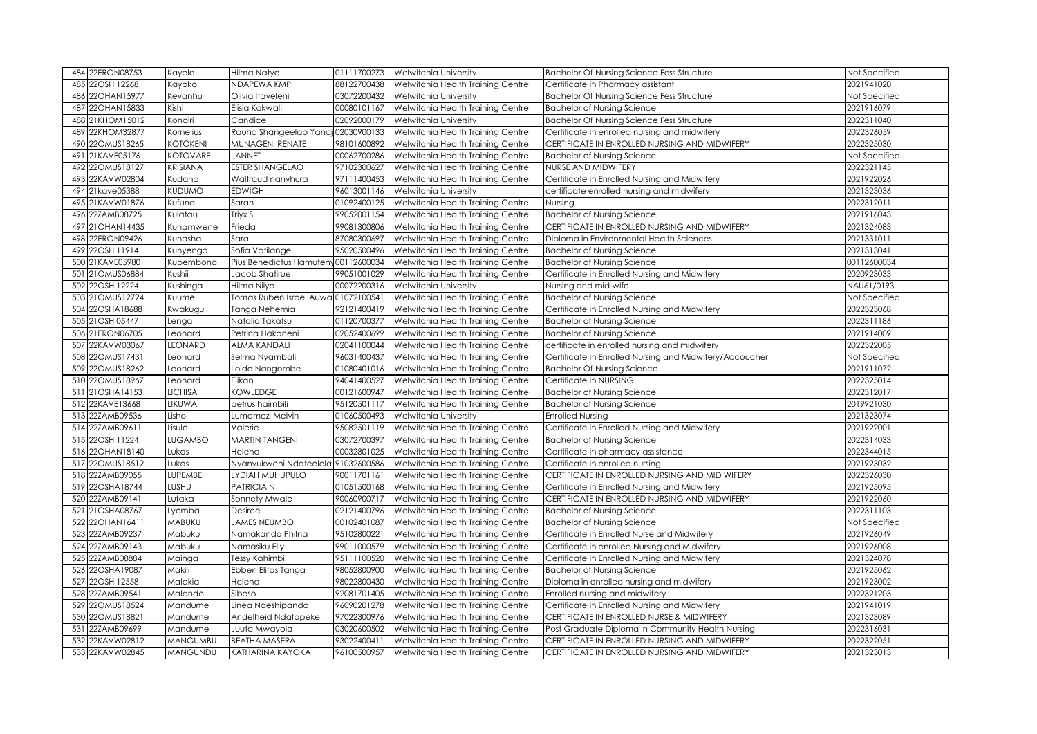| 484 | 22ERON08753 | Kayele | Hilma Natye | 01111700273 | Welwitchia University | Bachelor Of Nursing Science Fess Structure | Not Specified |
|---|---|---|---|---|---|---|---|
| 485 | 22OSHI12268 | Kayoko | NDAPEWA KMP | 88122700438 | Welwitchia Health Training Centre | Certificate in Pharmacy assistant | 2021941020 |
| 486 | 22OHAN15977 | Kevanhu | Olivia Itaveleni | 03072200432 | Welwitchia University | Bachelor Of Nursing Science Fess Structure | Not Specified |
| 487 | 22OHAN15833 | Kishi | Elisia Kakwali | 00080101167 | Welwitchia Health Training Centre | Bachelor of Nursing Science | 2021916079 |
| 488 | 21KHOM15012 | Kondiri | Candice | 02092000179 | Welwitchia University | Bachelor Of Nursing Science Fess Structure | 2022311040 |
| 489 | 22KHOM32877 | Kornelius | Rauha Shangeelao Yandj | 02030900133 | Welwitchia Health Training Centre | Certificate in enrolled nursing and midwifery | 2022326059 |
| 490 | 22OMUS18265 | KOTOKENI | MUNAGENI RENATE | 98101600892 | Welwitchia Health Training Centre | CERTIFICATE IN ENROLLED NURSING AND MIDWIFERY | 2022325030 |
| 491 | 21KAVE05176 | KOTOVARE | JANNET | 00062700286 | Welwitchia Health Training Centre | Bachelor of Nursing Science | Not Specified |
| 492 | 22OMUS18127 | KRISIANA | ESTER SHANGELAO | 97102300627 | Welwitchia Health Training Centre | NURSE AND MIDWIFERY | 2022321145 |
| 493 | 22KAVW02804 | Kudana | Waltraud nanvhura | 97111400453 | Welwitchia Health Training Centre | Certificate in Enrolled Nursing and Midwifery | 2021922026 |
| 494 | 21kave05388 | KUDUMO | EDWIGH | 96013001146 | Welwitchia University | certificate enrolled nursing and midwifery | 2021323036 |
| 495 | 21KAVW01876 | Kufuna | Sarah | 01092400125 | Welwitchia Health Training Centre | Nursing | 2022312011 |
| 496 | 22ZAMB08725 | Kulatau | Triyx S | 99052001154 | Welwitchia Health Training Centre | Bachelor of Nursing Science | 2021916043 |
| 497 | 21OHAN14435 | Kunamwene | Frieda | 99081300806 | Welwitchia Health Training Centre | CERTIFICATE IN ENROLLED NURSING AND MIDWIFERY | 2021324083 |
| 498 | 22ERON09426 | Kunasha | Sara | 87080300697 | Welwitchia Health Training Centre | Diploma in Environmental Health Sciences | 2021331011 |
| 499 | 22OSHI11914 | Kunyenga | Sofia Vatilange | 95020500496 | Welwitchia Health Training Centre | Bachelor of Nursing Science | 2021313041 |
| 500 | 21KAVE05980 | Kupembona | Pius Benedictus Hamuteny | 00112600034 | Welwitchia Health Training Centre | Bachelor of Nursing Science | 00112600034 |
| 501 | 21OMUS06884 | Kushii | Jacob Shatirue | 99051001029 | Welwitchia Health Training Centre | Certificate in Enrolled Nursing and Midwifery | 2020923033 |
| 502 | 22OSHI12224 | Kushinga | Hilma Niiye | 00072200316 | Welwitchia University | Nursing and mid-wife | NAU61/0193 |
| 503 | 21OMUS12724 | Kuume | Tomas Ruben Israel Auwa | 01072100541 | Welwitchia Health Training Centre | Bachelor of Nursing Science | Not Specified |
| 504 | 22OSHA18688 | Kwakugu | Tanga Nehemia | 92121400419 | Welwitchia Health Training Centre | Certificate in Enrolled Nursing and Midwifery | 2022323068 |
| 505 | 21OSHI05447 | Lenga | Natalia Takatsu | 01120700377 | Welwitchia Health Training Centre | Bachelor of Nursing Science | 2022311186 |
| 506 | 21ERON06705 | Leonard | Petrina Hakaneni | 02052400699 | Welwitchia Health Training Centre | Bachelor of Nursing Science | 2021914009 |
| 507 | 22KAVW03067 | LEONARD | ALMA KANDALI | 02041100044 | Welwitchia Health Training Centre | certificate in enrolled nursing and midwifery | 2022322005 |
| 508 | 22OMUS17431 | Leonard | Selma Nyambali | 96031400437 | Welwitchia Health Training Centre | Certificate in Enrolled Nursing and Midwifery/Accoucher | Not Specified |
| 509 | 22OMUS18262 | Leonard | Loide Nangombe | 01080401016 | Welwitchia Health Training Centre | Bachelor Of Nursing Science | 2021911072 |
| 510 | 22OMUS18967 | Leonard | Elikan | 94041400527 | Welwitchia Health Training Centre | Certificate in NURSING | 2022325014 |
| 511 | 21OSHA14153 | LICHISA | KOWLEDGE | 00121600947 | Welwitchia Health Training Centre | Bachelor of Nursing Science | 2022312017 |
| 512 | 22KAVE13668 | LIKUWA | petrus haimbili | 95120501117 | Welwitchia Health Training Centre | Bachelor of Nursing Science | 2019921030 |
| 513 | 22ZAMB09536 | Lisho | Lumamezi Melvin | 01060500493 | Welwitchia University | Enrolled Nursing | 2021323074 |
| 514 | 22ZAMB09611 | Lisulo | Valerie | 95082501119 | Welwitchia Health Training Centre | Certificate in Enrolled Nursing and Midwifery | 2021922001 |
| 515 | 22OSHI11224 | LUGAMBO | MARTIN TANGENI | 03072700397 | Welwitchia Health Training Centre | Bachelor of Nursing Science | 2022314033 |
| 516 | 22OHAN18140 | Lukas | Helena | 00032801025 | Welwitchia Health Training Centre | Certificate in pharmacy assistance | 2022344015 |
| 517 | 22OMUS18512 | Lukas | Nyanyukweni Ndateelela | 91032600586 | Welwitchia Health Training Centre | Certificate in enrolled nursing | 2021923032 |
| 518 | 22ZAMB09055 | LUPEMBE | LYDIAH MUHUPULO | 90011701161 | Welwitchia Health Training Centre | CERTIFICATE IN ENROLLED NURSING AND MID WIFERY | 2022326030 |
| 519 | 22OSHA18744 | LUSHU | PATRICIA N | 01051500168 | Welwitchia Health Training Centre | Certificate in Enrolled Nursing and Midwifery | 2021925095 |
| 520 | 22ZAMB09141 | Lutaka | Sonnety Mwale | 90060900717 | Welwitchia Health Training Centre | CERTIFICATE IN ENROLLED NURSING AND MIDWIFERY | 2021922060 |
| 521 | 21OSHA08767 | Lyomba | Desiree | 02121400796 | Welwitchia Health Training Centre | Bachelor of Nursing Science | 2022311103 |
| 522 | 22OHAN16411 | MABUKU | JAMES NEUMBO | 00102401087 | Welwitchia Health Training Centre | Bachelor of Nursing Science | Not Specified |
| 523 | 22ZAMB09237 | Mabuku | Namakando Philna | 95102800221 | Welwitchia Health Training Centre | Certificate in Enrolled Nurse and Midwifery | 2021926049 |
| 524 | 22ZAMB09143 | Mabuku | Namasiku Elly | 99011000579 | Welwitchia Health Training Centre | Certificate in enrolled Nursing and Midwifery | 2021926008 |
| 525 | 22ZAMB08884 | Mainga | Tessy Kahimbi | 95111100520 | Welwitchia Health Training Centre | Certificate in Enrolled Nursing and Midwifery | 2021324078 |
| 526 | 22OSHA19087 | Makili | Ebben Elifas Tanga | 98052800900 | Welwitchia Health Training Centre | Bachelor of Nursing Science | 2021925062 |
| 527 | 22OSHI12558 | Malakia | Helena | 98022800430 | Welwitchia Health Training Centre | Diploma in enrolled nursing and midwifery | 2021923002 |
| 528 | 22ZAMB09541 | Malando | Sibeso | 92081701405 | Welwitchia Health Training Centre | Enrolled nursing and midwifery | 2022321203 |
| 529 | 22OMUS18524 | Mandume | Linea Ndeshipanda | 96090201278 | Welwitchia Health Training Centre | Certificate in Enrolled Nursing and Midwifery | 2021941019 |
| 530 | 22OMUS18821 | Mandume | Andelheid Ndafapeke | 97022300976 | Welwitchia Health Training Centre | CERTIFICATE IN ENROLLED NURSE & MIDWIFERY | 2021323089 |
| 531 | 22ZAMB09699 | Mandume | Juuta Mwayola | 03020600502 | Welwitchia Health Training Centre | Post Graduate Diploma in Community Health Nursing | 2022316031 |
| 532 | 22KAVW02812 | MANGUMBU | BEATHA MASERA | 93022400411 | Welwitchia Health Training Centre | CERTIFICATE IN ENROLLED NURSING AND MIDWIFERY | 2022322051 |
| 533 | 22KAVW02845 | MANGUNDU | KATHARINA KAYOKA | 96100500957 | Welwitchia Health Training Centre | CERTIFICATE IN ENROLLED NURSING AND MIDWIFERY | 2021323013 |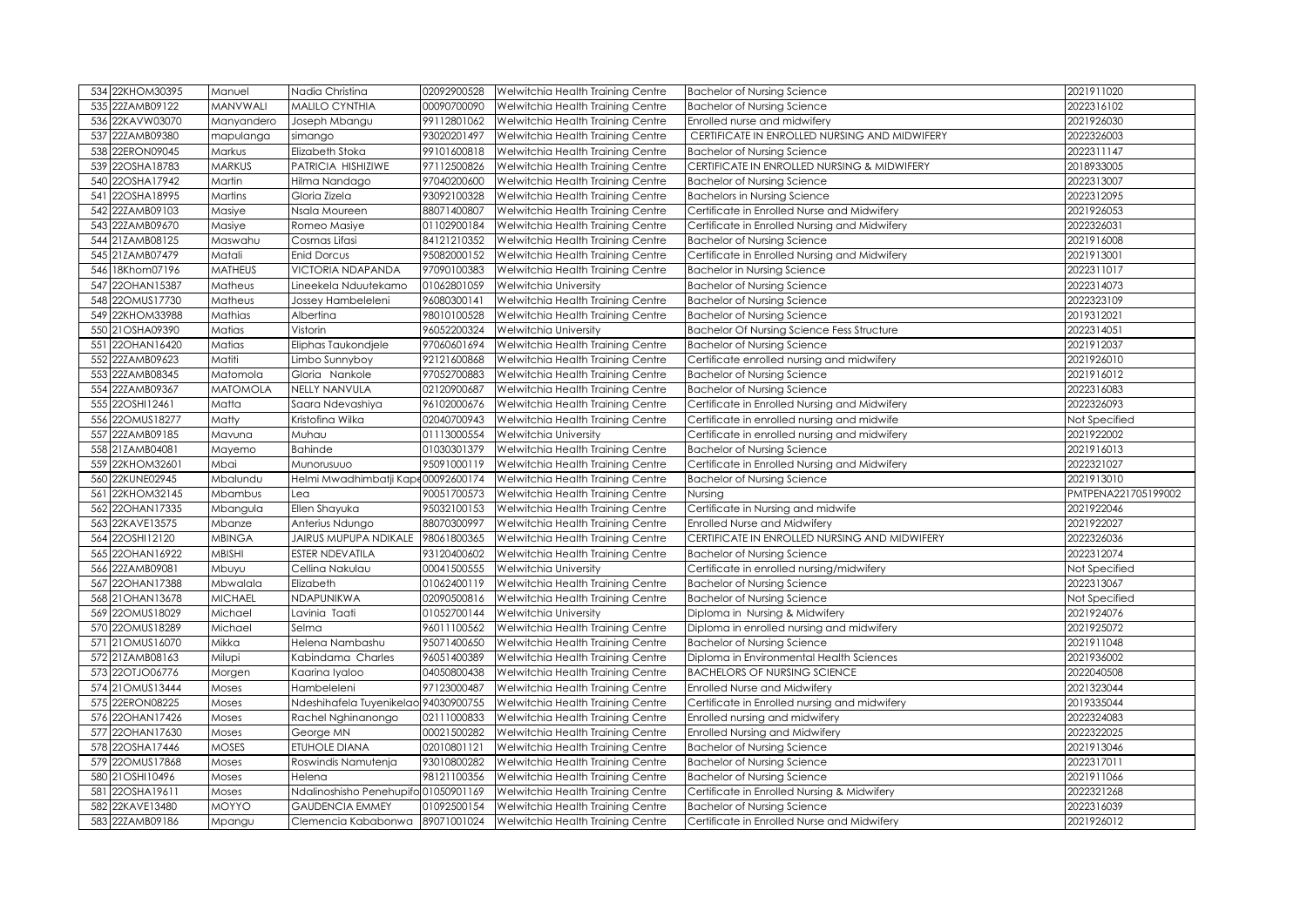| 534 | 22KHOM30395 | Manuel | Nadia Christina | 02092900528 | Welwitchia Health Training Centre | Bachelor of Nursing Science | 2021911020 |
|---|---|---|---|---|---|---|---|
| 535 | 22ZAMB09122 | MANVWALI | MALILO CYNTHIA | 00090700090 | Welwitchia Health Training Centre | Bachelor of Nursing Science | 2022316102 |
| 536 | 22KAVW03070 | Manyandero | Joseph Mbangu | 99112801062 | Welwitchia Health Training Centre | Enrolled nurse and midwifery | 2021926030 |
| 537 | 22ZAMB09380 | mapulanga | simango | 93020201497 | Welwitchia Health Training Centre | CERTIFICATE IN ENROLLED NURSING AND MIDWIFERY | 2022326003 |
| 538 | 22ERON09045 | Markus | Elizabeth Stoka | 99101600818 | Welwitchia Health Training Centre | Bachelor of Nursing Science | 2022311147 |
| 539 | 22OSHA18783 | MARKUS | PATRICIA HISHIZIWE | 97112500826 | Welwitchia Health Training Centre | CERTIFICATE IN ENROLLED NURSING & MIDWIFERY | 2018933005 |
| 540 | 22OSHA17942 | Martin | Hilma Nandago | 97040200600 | Welwitchia Health Training Centre | Bachelor of Nursing Science | 2022313007 |
| 541 | 22OSHA18995 | Martins | Gloria Zizela | 93092100328 | Welwitchia Health Training Centre | Bachelors in Nursing Science | 2022312095 |
| 542 | 22ZAMB09103 | Masiye | Nsala Moureen | 88071400807 | Welwitchia Health Training Centre | Certificate in Enrolled Nurse and Midwifery | 2021926053 |
| 543 | 22ZAMB09670 | Masiye | Romeo Masiye | 01102900184 | Welwitchia Health Training Centre | Certificate in Enrolled Nursing and Midwifery | 2022326031 |
| 544 | 21ZAMB08125 | Maswahu | Cosmas Lifasi | 84121210352 | Welwitchia Health Training Centre | Bachelor of Nursing Science | 2021916008 |
| 545 | 21ZAMB07479 | Matali | Enid Dorcus | 95082000152 | Welwitchia Health Training Centre | Certificate in Enrolled Nursing and Midwifery | 2021913001 |
| 546 | 18Khom07196 | MATHEUS | VICTORIA NDAPANDA | 97090100383 | Welwitchia Health Training Centre | Bachelor in Nursing Science | 2022311017 |
| 547 | 22OHAN15387 | Matheus | Lineekela Nduutekamo | 01062801059 | Welwitchia University | Bachelor of Nursing Science | 2022314073 |
| 548 | 22OMUS17730 | Matheus | Jossey Hambeleleni | 96080300141 | Welwitchia Health Training Centre | Bachelor of Nursing Science | 2022323109 |
| 549 | 22KHOM33988 | Mathias | Albertina | 98010100528 | Welwitchia Health Training Centre | Bachelor of Nursing Science | 2019312021 |
| 550 | 21OSHA09390 | Matias | Vistorin | 96052200324 | Welwitchia University | Bachelor Of Nursing Science Fess Structure | 2022314051 |
| 551 | 22OHAN16420 | Matias | Eliphas Taukondjele | 97060601694 | Welwitchia Health Training Centre | Bachelor of Nursing Science | 2021912037 |
| 552 | 22ZAMB09623 | Matiti | Limbo Sunnyboy | 92121600868 | Welwitchia Health Training Centre | Certificate enrolled nursing and midwifery | 2021926010 |
| 553 | 22ZAMB08345 | Matomola | Gloria Nankole | 97052700883 | Welwitchia Health Training Centre | Bachelor of Nursing Science | 2021916012 |
| 554 | 22ZAMB09367 | MATOMOLA | NELLY NANVULA | 02120900687 | Welwitchia Health Training Centre | Bachelor of Nursing Science | 2022316083 |
| 555 | 22OSHI12461 | Matta | Saara Ndevashiya | 96102000676 | Welwitchia Health Training Centre | Certificate in Enrolled Nursing and Midwifery | 2022326093 |
| 556 | 22OMUS18277 | Matty | Kristofina Wilka | 02040700943 | Welwitchia Health Training Centre | Certificate in enrolled nursing and midwife | Not Specified |
| 557 | 22ZAMB09185 | Mavuna | Muhau | 01113000554 | Welwitchia University | Certificate in enrolled nursing and midwifery | 2021922002 |
| 558 | 21ZAMB04081 | Mayemo | Bahinde | 01030301379 | Welwitchia Health Training Centre | Bachelor of Nursing Science | 2021916013 |
| 559 | 22KHOM32601 | Mbai | Munorusuuo | 95091000119 | Welwitchia Health Training Centre | Certificate in Enrolled Nursing and Midwifery | 2022321027 |
| 560 | 22KUNE02945 | Mbalundu | Helmi Mwadhimbatji Kap | 00092600174 | Welwitchia Health Training Centre | Bachelor of Nursing Science | 2021913010 |
| 561 | 22KHOM32145 | Mbambus | Lea | 90051700573 | Welwitchia Health Training Centre | Nursing | PMTPENA221705199002 |
| 562 | 22OHAN17335 | Mbangula | Ellen Shayuka | 95032100153 | Welwitchia Health Training Centre | Certificate in Nursing and midwife | 2021922046 |
| 563 | 22KAVE13575 | Mbanze | Anterius Ndungo | 88070300997 | Welwitchia Health Training Centre | Enrolled Nurse and Midwifery | 2021922027 |
| 564 | 22OSHI12120 | MBINGA | JAIRUS MUPUPA NDIKALE | 98061800365 | Welwitchia Health Training Centre | CERTIFICATE IN ENROLLED NURSING AND MIDWIFERY | 2022326036 |
| 565 | 22OHAN16922 | MBISHI | ESTER NDEVATILA | 93120400602 | Welwitchia Health Training Centre | Bachelor of Nursing Science | 2022312074 |
| 566 | 22ZAMB09081 | Mbuyu | Cellina Nakulau | 00041500555 | Welwitchia University | Certificate in enrolled nursing/midwifery | Not Specified |
| 567 | 22OHAN17388 | Mbwalala | Elizabeth | 01062400119 | Welwitchia Health Training Centre | Bachelor of Nursing Science | 2022313067 |
| 568 | 21OHAN13678 | MICHAEL | NDAPUNIKWA | 02090500816 | Welwitchia Health Training Centre | Bachelor of Nursing Science | Not Specified |
| 569 | 22OMUS18029 | Michael | Lavinia Taati | 01052700144 | Welwitchia University | Diploma in Nursing & Midwifery | 2021924076 |
| 570 | 22OMUS18289 | Michael | Selma | 96011100562 | Welwitchia Health Training Centre | Diploma in enrolled nursing and midwifery | 2021925072 |
| 571 | 21OMUS16070 | Mikka | Helena Nambashu | 95071400650 | Welwitchia Health Training Centre | Bachelor of Nursing Science | 2021911048 |
| 572 | 21ZAMB08163 | Milupi | Kabindama Charles | 96051400389 | Welwitchia Health Training Centre | Diploma in Environmental Health Sciences | 2021936002 |
| 573 | 22OTJO06776 | Morgen | Kaarina Iyaloo | 04050800438 | Welwitchia Health Training Centre | BACHELORS OF NURSING SCIENCE | 2022040508 |
| 574 | 21OMUS13444 | Moses | Hambeleleni | 97123000487 | Welwitchia Health Training Centre | Enrolled Nurse and Midwifery | 2021323044 |
| 575 | 22ERON08225 | Moses | Ndeshihafela Tuyenikelao | 94030900755 | Welwitchia Health Training Centre | Certificate in Enrolled nursing and midwifery | 2019335044 |
| 576 | 22OHAN17426 | Moses | Rachel Nghinanongo | 02111000833 | Welwitchia Health Training Centre | Enrolled nursing and midwifery | 2022324083 |
| 577 | 22OHAN17630 | Moses | George MN | 00021500282 | Welwitchia Health Training Centre | Enrolled Nursing and Midwifery | 2022322025 |
| 578 | 22OSHA17446 | MOSES | ETUHOLE DIANA | 02010801121 | Welwitchia Health Training Centre | Bachelor of Nursing Science | 2021913046 |
| 579 | 22OMUS17868 | Moses | Roswindis Namutenja | 93010800282 | Welwitchia Health Training Centre | Bachelor of Nursing Science | 2022317011 |
| 580 | 21OSHI10496 | Moses | Helena | 98121100356 | Welwitchia Health Training Centre | Bachelor of Nursing Science | 2021911066 |
| 581 | 22OSHA19611 | Moses | Ndalinoshisho Penehupifo | 01050901169 | Welwitchia Health Training Centre | Certificate in Enrolled Nursing & Midwifery | 2022321268 |
| 582 | 22KAVE13480 | MOYYO | GAUDENCIA EMMEY | 01092500154 | Welwitchia Health Training Centre | Bachelor of Nursing Science | 2022316039 |
| 583 | 22ZAMB09186 | Mpangu | Clemencia Kababonwa | 89071001024 | Welwitchia Health Training Centre | Certificate in Enrolled Nurse and Midwifery | 2021926012 |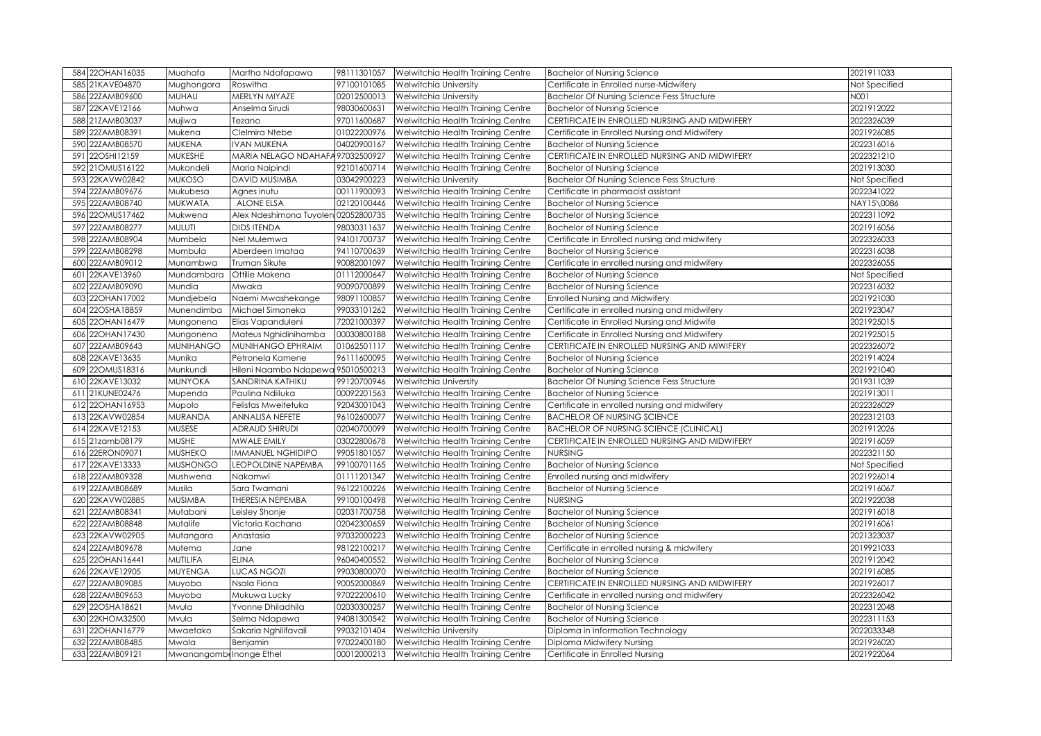| | | | | | | | |
|---|---|---|---|---|---|---|---|
| 584 | 22OHAN16035 | Muahafa | Martha Ndafapawa | 98111301057 | Welwitchia Health Training Centre | Bachelor of Nursing Science | 2021911033 |
| 585 | 21KAVE04870 | Mughongora | Roswitha | 97100101085 | Welwitchia University | Certificate in Enrolled nurse-Midwifery | Not Specified |
| 586 | 22ZAMB09600 | MUHAU | MERLYN MIYAZE | 02012500013 | Welwitchia University | Bachelor Of Nursing Science Fess Structure | N001 |
| 587 | 22KAVE12166 | Muhwa | Anselma Sirudi | 98030600631 | Welwitchia Health Training Centre | Bachelor of Nursing Science | 2021912022 |
| 588 | 21ZAMB03037 | Mujiwa | Tezano | 97011600687 | Welwitchia Health Training Centre | CERTIFICATE IN ENROLLED NURSING AND MIDWIFERY | 2022326039 |
| 589 | 22ZAMB08391 | Mukena | Clelmira Ntebe | 01022200976 | Welwitchia Health Training Centre | Certificate in Enrolled Nursing and Midwifery | 2021926085 |
| 590 | 22ZAMB08570 | MUKENA | IVAN MUKENA | 04020900167 | Welwitchia Health Training Centre | Bachelor of Nursing Science | 2022316016 |
| 591 | 22OSHI12159 | MUKESHE | MARIA NELAGO NDAHAFA | 97032500927 | Welwitchia Health Training Centre | CERTIFICATE IN ENROLLED NURSING AND MIDWIFERY | 2022321210 |
| 592 | 21OMUS16122 | Mukondeli | Maria Naipindi | 92101600714 | Welwitchia Health Training Centre | Bachelor of Nursing Science | 2021913030 |
| 593 | 22KAVW02842 | MUKOSO | DAVID MUSIMBA | 03042900223 | Welwitchia University | Bachelor Of Nursing Science Fess Structure | Not Specified |
| 594 | 22ZAMB09676 | Mukubesa | Agnes inutu | 00111900093 | Welwitchia Health Training Centre | Certificate in pharmacist assistant | 2022341022 |
| 595 | 22ZAMB08740 | MUKWATA | ALONE ELSA | 02120100446 | Welwitchia Health Training Centre | Bachelor of Nursing Science | NAY15\0086 |
| 596 | 22OMUS17462 | Mukwena | Alex Ndeshimona Tuyolen | 02052800735 | Welwitchia Health Training Centre | Bachelor of Nursing Science | 2022311092 |
| 597 | 22ZAMB08277 | MULUTI | DIDS ITENDA | 98030311637 | Welwitchia Health Training Centre | Bachelor of Nursing Science | 2021916056 |
| 598 | 22ZAMB08904 | Mumbela | Nel Mulemwa | 94101700737 | Welwitchia Health Training Centre | Certificate in Enrolled nursing and midwifery | 2022326033 |
| 599 | 22ZAMB08298 | Mumbula | Aberdeen Imataa | 94110700639 | Welwitchia Health Training Centre | Bachelor of Nursing Science | 2022316038 |
| 600 | 22ZAMB09012 | Munambwa | Truman Sikute | 90082001097 | Welwitchia Health Training Centre | Certificate in enrolled nursing and midwifery | 2022326055 |
| 601 | 22KAVE13960 | Mundambara | Ottilie Makena | 01112000647 | Welwitchia Health Training Centre | Bachelor of Nursing Science | Not Specified |
| 602 | 22ZAMB09090 | Mundia | Mwaka | 90090700899 | Welwitchia Health Training Centre | Bachelor of Nursing Science | 2022316032 |
| 603 | 22OHAN17002 | Mundjebela | Naemi Mwashekange | 98091100857 | Welwitchia Health Training Centre | Enrolled Nursing and Midwifery | 2021921030 |
| 604 | 22OSHA18859 | Munendimba | Michael Simaneka | 99033101262 | Welwitchia Health Training Centre | Certificate in enrolled nursing and midwifery | 2021923047 |
| 605 | 22OHAN16479 | Mungonena | Elias Vapanduleni | 72021000397 | Welwitchia Health Training Centre | Certificate in Enrolled Nursing and Midwife | 2021925015 |
| 606 | 22OHAN17430 | Mungonena | Mateus Nghidinihamba | 00030800188 | Welwitchia Health Training Centre | Certificate in Enrolled Nursing and Midwifery | 2021925015 |
| 607 | 22ZAMB09643 | MUNIHANGO | MUNIHANGO EPHRAIM | 01062501117 | Welwitchia Health Training Centre | CERTIFICATE IN ENROLLED NURSING AND MIWIFERY | 2022326072 |
| 608 | 22KAVE13635 | Munika | Petronela Kamene | 96111600095 | Welwitchia Health Training Centre | Bachelor of Nursing Science | 2021914024 |
| 609 | 22OMUS18316 | Munkundi | Hileni Naambo Ndapewa | 95010500213 | Welwitchia Health Training Centre | Bachelor of Nursing Science | 2021921040 |
| 610 | 22KAVE13032 | MUNYOKA | SANDRINA KATHIKU | 99120700946 | Welwitchia University | Bachelor Of Nursing Science Fess Structure | 2019311039 |
| 611 | 21KUNE02476 | Mupenda | Paulina Ndiiluka | 00092201563 | Welwitchia Health Training Centre | Bachelor of Nursing Science | 2021913011 |
| 612 | 22OHAN16953 | Mupolo | Felistas Mweitetuka | 92043001043 | Welwitchia Health Training Centre | Certificate in enrolled nursing and midwifery | 2022326029 |
| 613 | 22KAVW02854 | MURANDA | ANNALISA NEFETE | 96102600077 | Welwitchia Health Training Centre | BACHELOR OF NURSING SCIENCE | 2022312103 |
| 614 | 22KAVE12153 | MUSESE | ADRAUD SHIRUDI | 02040700099 | Welwitchia Health Training Centre | BACHELOR OF NURSING SCIENCE (CLINICAL) | 2021912026 |
| 615 | 21zamb08179 | MUSHE | MWALE EMILY | 03022800678 | Welwitchia Health Training Centre | CERTIFICATE IN ENROLLED NURSING AND MIDWIFERY | 2021916059 |
| 616 | 22ERON09071 | MUSHEKO | IMMANUEL NGHIDIPO | 99051801057 | Welwitchia Health Training Centre | NURSING | 2022321150 |
| 617 | 22KAVE13333 | MUSHONGO | LEOPOLDINE NAPEMBA | 99100701165 | Welwitchia Health Training Centre | Bachelor of Nursing Science | Not Specified |
| 618 | 22ZAMB09328 | Mushwena | Nakamwi | 01111201347 | Welwitchia Health Training Centre | Enrolled nursing and midwifery | 2021926014 |
| 619 | 22ZAMB08689 | Musila | Sara Twamani | 96122100226 | Welwitchia Health Training Centre | Bachelor of Nursing Science | 2021916067 |
| 620 | 22KAVW02885 | MUSIMBA | THERESIA NEPEMBA | 99100100498 | Welwitchia Health Training Centre | NURSING | 2021922038 |
| 621 | 22ZAMB08341 | Mutabani | Leisley Shonje | 02031700758 | Welwitchia Health Training Centre | Bachelor of Nursing Science | 2021916018 |
| 622 | 22ZAMB08848 | Mutalife | Victoria Kachana | 02042300659 | Welwitchia Health Training Centre | Bachelor of Nursing Science | 2021916061 |
| 623 | 22KAVW02905 | Mutangara | Anastasia | 97032000223 | Welwitchia Health Training Centre | Bachelor of Nursing Science | 2021323037 |
| 624 | 22ZAMB09678 | Mutema | Jane | 98122100217 | Welwitchia Health Training Centre | Certificate in enrolled nursing & midwifery | 2019921033 |
| 625 | 22OHAN16441 | MUTILIFA | ELINA | 96040400552 | Welwitchia Health Training Centre | Bachelor of Nursing Science | 2021912042 |
| 626 | 22KAVE12905 | MUYENGA | LUCAS NGOZI | 99030800070 | Welwitchia Health Training Centre | Bachelor of Nursing Science | 2021916085 |
| 627 | 22ZAMB09085 | Muyoba | Nsala Fiona | 90052000869 | Welwitchia Health Training Centre | CERTIFICATE IN ENROLLED NURSING AND MIDWIFERY | 2021926017 |
| 628 | 22ZAMB09653 | Muyoba | Mukuwa Lucky | 97022200610 | Welwitchia Health Training Centre | Certificate in enrolled nursing and midwifery | 2022326042 |
| 629 | 22OSHA18621 | Mvula | Yvonne Dhiladhila | 02030300257 | Welwitchia Health Training Centre | Bachelor of Nursing Science | 2022312048 |
| 630 | 22KHOM32500 | Mvula | Selma Ndapewa | 94081300542 | Welwitchia Health Training Centre | Bachelor of Nursing Science | 2022311153 |
| 631 | 22OHAN16779 | Mwaetako | Sakaria Nghilifavali | 99032101404 | Welwitchia University | Diploma in Information Technology | 2022033348 |
| 632 | 22ZAMB08485 | Mwala | Benjamin | 97022400180 | Welwitchia Health Training Centre | Diploma Midwifery Nursing | 2021926020 |
| 633 | 22ZAMB09121 | Mwanangombe | Inonge Ethel | 00012000213 | Welwitchia Health Training Centre | Certificate in Enrolled Nursing | 2021922064 |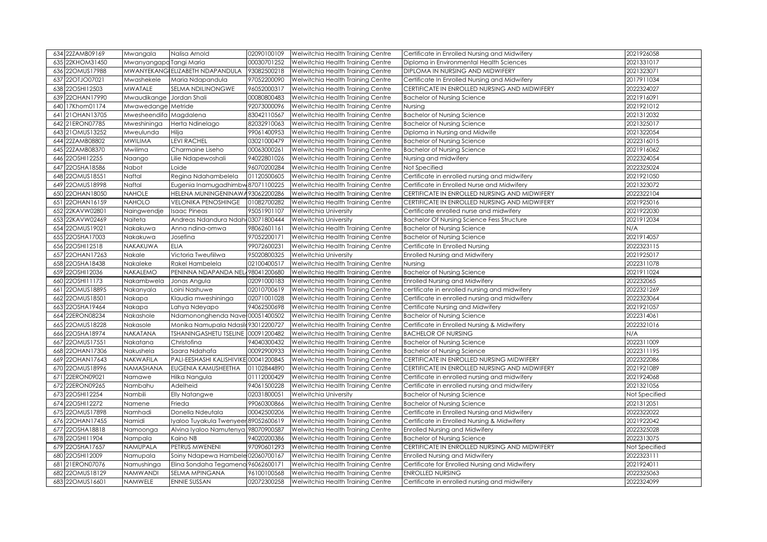| 634 | 22ZAMB09169 | Mwangala | Nalisa Arnold | 02090100109 | Welwitchia Health Training Centre | Certificate in Enrolled Nursing and Midwifery | 2021926058 |
|---|---|---|---|---|---|---|---|
| 635 | 22KHOM31450 | Mwanyangapo | Tangi Maria | 00030701252 | Welwitchia Health Training Centre | Diploma in Environmental Health Sciences | 2021331017 |
| 636 | 22OMUS17988 | MWANYEKANG | ELIZABETH NDAPANDULA | 93082500218 | Welwitchia Health Training Centre | DIPLOMA IN NURSING AND MIDWIFERY | 2021323071 |
| 637 | 22OTJO07021 | Mwashekele | Maria Ndapandula | 97052200090 | Welwitchia Health Training Centre | Certificate In Enrolled Nursing and Midwifery | 2017911034 |
| 638 | 22OSHI12503 | MWATALE | SELMA NDILINONGWE | 96052000317 | Welwitchia Health Training Centre | CERTIFICATE IN ENROLLED NURSING AND MIDWIFERY | 2022324027 |
| 639 | 22OHAN17990 | Mwaudikange | Jordan Shali | 00080800483 | Welwitchia Health Training Centre | Bachelor of Nursing Science | 2021916091 |
| 640 | 17Khom01174 | Mwawedange | Metride | 92073000096 | Welwitchia Health Training Centre | Nursing | 2021921012 |
| 641 | 21OHAN13705 | Mwesheendifa | Magdalena | 83042110567 | Welwitchia Health Training Centre | Bachelor of Nursing Science | 2021312032 |
| 642 | 21ERON07785 | Mweshininga | Herta Ndinelago | 82032910063 | Welwitchia Health Training Centre | Bachelor of Nursing Science | 2021325017 |
| 643 | 21OMUS13252 | Mweulunda | Hilja | 99061400953 | Welwitchia Health Training Centre | Diploma in Nursing and Midwife | 2021322054 |
| 644 | 22ZAMB08802 | MWILIMA | LEVI RACHEL | 03021000479 | Welwitchia Health Training Centre | Bachelor of Nursing Science | 2022316015 |
| 645 | 22ZAMB08370 | Mwilima | Charmaine Liseho | 00063000261 | Welwitchia Health Training Centre | Bachelor of Nursing Science | 2021916062 |
| 646 | 22OSHI12255 | Naango | Lilie Ndapewoshali | 94022801026 | Welwitchia Health Training Centre | Nursing and midwifery | 2022324054 |
| 647 | 22OSHA18586 | Nabot | Loide | 96070200284 | Welwitchia Health Training Centre | Not Specified | 2022325024 |
| 648 | 22OMUS18551 | Naftal | Regina Ndahambelela | 01120500605 | Welwitchia Health Training Centre | Certificate in enrolled nursing and midwifery | 2021921050 |
| 649 | 22OMUS18998 | Naftal | Eugenia Inamugadhimbw | 87071100225 | Welwitchia Health Training Centre | Certificate in Enrolled Nurse and Midwifery | 2021323072 |
| 650 | 22OHAN18050 | NAHOLE | HELENA MUNINGENINAWA | 93062200286 | Welwitchia Health Training Centre | CERTIFICATE IN ENROLLED NURSING AND MIDWIFERY | 2022322104 |
| 651 | 22OHAN16159 | NAHOLO | VELONIKA PENOSHINGE | 01082700282 | Welwitchia Health Training Centre | CERTIFICATE IN ENROLLED NURSING AND MIDWIFERY | 2021925016 |
| 652 | 22KAVW02801 | Naingwendje | Isaac Pineas | 95051901107 | Welwitchia University | Certificate enrolled nurse and midwifery | 2021922030 |
| 653 | 22KAVW02469 | Naiteta | Andreas Ndandura Ndah | 03071800444 | Welwitchia University | Bachelor Of Nursing Science Fess Structure | 2021912034 |
| 654 | 22OMUS19021 | Nakakuwa | Anna ndina-omwa | 98062601161 | Welwitchia Health Training Centre | Bachelor of Nursing Science | N/A |
| 655 | 22OSHA17003 | Nakakuwa | Josefina | 97052200171 | Welwitchia Health Training Centre | Bachelor of Nursing Science | 2021914057 |
| 656 | 22OSHI12518 | NAKAKUWA | ELIA | 99072600231 | Welwitchia Health Training Centre | Certificate In Enrolled Nursing | 2022323115 |
| 657 | 22OHAN17263 | Nakale | Victoria Tweufiilwa | 95020800325 | Welwitchia University | Enrolled Nursing and Midwifery | 2021925017 |
| 658 | 22OSHA18438 | Nakaleke | Rakel Hambelela | 02100400517 | Welwitchia Health Training Centre | Nursing | 2022311078 |
| 659 | 22OSHI12036 | NAKALEMO | PENINNA NDAPANDA NEL | 98041200680 | Welwitchia Health Training Centre | Bachelor of Nursing Science | 2021911024 |
| 660 | 22OSHI11173 | Nakambwela | Jonas Angula | 02091000183 | Welwitchia Health Training Centre | Enrolled Nursing and Midwifery | 202232065 |
| 661 | 22OMUS18895 | Nakanyala | Loini Nashuwe | 02010700619 | Welwitchia Health Training Centre | certificate in enrolled nursing and midwifery | 2022321269 |
| 662 | 22OMUS18501 | Nakapa | Klaudia mweshininga | 02071001028 | Welwitchia Health Training Centre | Certificate in enrolled nursing and midwifery | 2022323064 |
| 663 | 22OSHA19464 | Nakapa | Lahya Ndeyapo | 94062500698 | Welwitchia Health Training Centre | Certificate Nursing and Midwifery | 2021921057 |
| 664 | 22ERON08234 | Nakashole | Ndamononghenda Nave | 00051400502 | Welwitchia Health Training Centre | Bachelor of Nursing Science | 2022314061 |
| 665 | 22OMUS18228 | Nakasole | Monika Namupala Ndasil | 93012200727 | Welwitchia Health Training Centre | Certificate in Enrolled Nursing & Midwifery | 2022321016 |
| 666 | 22OSHA18974 | NAKATANA | TSHANINGASHETU TSELINE | 00091200482 | Welwitchia Health Training Centre | BACHELOR OF NURSING | N/A |
| 667 | 22OMUS17551 | Nakatana | Christofina | 94040300432 | Welwitchia Health Training Centre | Bachelor of Nursing Science | 2022311009 |
| 668 | 22OHAN17306 | Nakushela | Saara Ndahafa | 00092900933 | Welwitchia Health Training Centre | Bachelor of Nursing Science | 2022311195 |
| 669 | 22OHAN17643 | NAKWAFILA | PALI-EESHASHI KALISHIVIKE | 00041200845 | Welwitchia Health Training Centre | CERTIFICATE IN ENROLLED NURSING MIDWIFERY | 2022322086 |
| 670 | 22OMUS18996 | NAMASHANA | EUGENIA KAMUSHEETHA | 01102844890 | Welwitchia Health Training Centre | CERTIFICATE IN ENROLLED NURSING AND MIDWIFERY | 2021921089 |
| 671 | 22ERON09021 | Namawe | Hilka Nangula | 01112000429 | Welwitchia Health Training Centre | Certificate in enrolled nursing and midwifery | 2021924068 |
| 672 | 22ERON09265 | Nambahu | Adelheid | 94061500228 | Welwitchia Health Training Centre | Certificate in enrolled nursing and midwifery | 2021321056 |
| 673 | 22OSHI12254 | Nambili | Elly Natangwe | 02031800051 | Welwitchia University | Bachelor of Nursing Science | Not Specified |
| 674 | 22OSHI12272 | Namene | Frieda | 99060300866 | Welwitchia Health Training Centre | Bachelor of Nursing Science | 2021312051 |
| 675 | 22OMUS17898 | Namhadi | Donella Ndeutala | 00042500206 | Welwitchia Health Training Centre | Certificate in Enrolled Nursing and Midwifery | 2022322022 |
| 676 | 22OHAN17455 | Namidi | Iyaloo Tuyakula Twenyeer | 89052600619 | Welwitchia Health Training Centre | Certificate in Enrolled Nursing & Midwifery | 2021922042 |
| 677 | 22OSHA18818 | Namoonga | Alvina Iyaloo Namutenya | 98070900587 | Welwitchia Health Training Centre | Enrolled Nursing and Midwifery | 2022325028 |
| 678 | 22OSHI11904 | Nampala | Kaino NB | 94020200386 | Welwitchia Health Training Centre | Bachelor of Nursing Science | 2022313075 |
| 679 | 22OSHA17657 | NAMUPALA | PETRUS MWENENI | 97090601293 | Welwitchia Health Training Centre | CERTIFICATE IN ENROLLED NURSING AND MIDWIFERY | Not Specified |
| 680 | 22OSHI12009 | Namupala | Soiny Ndapewa Hambele | 02060700167 | Welwitchia Health Training Centre | Enrolled Nursing and Midwifery | 2022323111 |
| 681 | 21ERON07076 | Namushinga | Elina Sondaha Tegameno | 96062600171 | Welwitchia Health Training Centre | Certificate for Enrolled Nursing and Midwifery | 2021924011 |
| 682 | 22OMUS18129 | NAMWANDI | SELMA MPINGANA | 96100100568 | Welwitchia Health Training Centre | ENROLLED NURSING | 2022325063 |
| 683 | 22OMUS16601 | NAMWELE | ENNIE SUSSAN | 02072300258 | Welwitchia Health Training Centre | Certificate in enrolled nursing and midwifery | 2022324099 |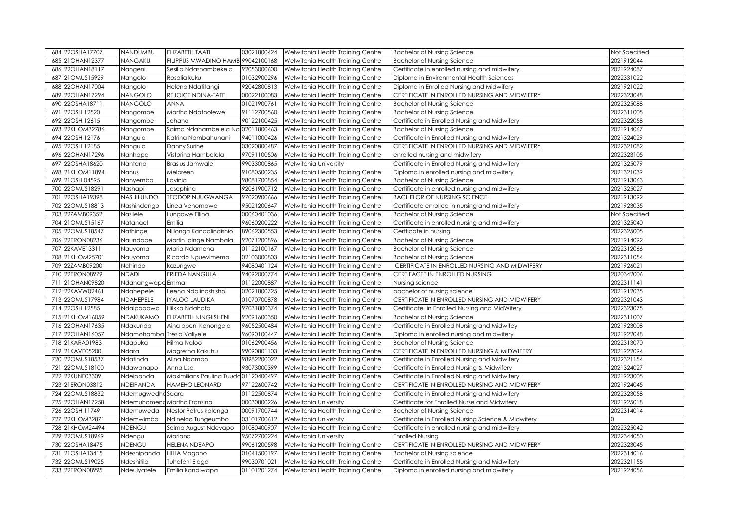| 684 | 22OSHA17707 | NANDUMBU | ELIZABETH TAATI | 03021800424 | Welwitchia Health Training Centre | Bachelor of Nursing Science | Not Specified |
|---|---|---|---|---|---|---|---|
| 685 | 21OHAN12377 | NANGAKU | FILIPPUS MWADINO HAMB | 99042100168 | Welwitchia Health Training Centre | Bachelor of Nursing Science | 2021912044 |
| 686 | 22OHAN18117 | Nangeni | Sesilia Ndashambekela | 92053000600 | Welwitchia Health Training Centre | Certificate in enrolled nursing and midwifery | 2021924087 |
| 687 | 21OMUS15929 | Nangolo | Rosalia kuku | 01032900296 | Welwitchia Health Training Centre | Diploma in Environmental Health Sciences | 2022331022 |
| 688 | 22OHAN17004 | Nangolo | Helena Ndatitangi | 92042800813 | Welwitchia Health Training Centre | Diploma in Enrolled Nursing and Midwifery | 2021921022 |
| 689 | 22OHAN17294 | NANGOLO | REJOICE NDINA-TATE | 00022100083 | Welwitchia Health Training Centre | CERTIFICATE IN ENROLLED NURSING AND MIDWIFERY | 2022323048 |
| 690 | 22OSHA18711 | NANGOLO | ANNA | 01021900761 | Welwitchia Health Training Centre | Bachelor of Nursing Science | 2022325088 |
| 691 | 22OSHI12520 | Nangombe | Martha Ndatoolewe | 91112700560 | Welwitchia Health Training Centre | Bachelor of Nursing Science | 2022311005 |
| 692 | 22OSHI12615 | Nangombe | Johana | 90122100425 | Welwitchia Health Training Centre | Certificate in Enrolled Nursing and Midwifery | 2022322058 |
| 693 | 22KHOM32786 | Nangombe | Saima Ndahambelela Na | 02011800463 | Welwitchia Health Training Centre | Bachelor of Nursing Science | 2021914067 |
| 694 | 22OSHI12176 | Nangula | Katrina Nambahunani | 94011000426 | Welwitchia Health Training Centre | Certificate in Enrolled Nursing and Midwifery | 2021324029 |
| 695 | 22OSHI12185 | Nangula | Danny Surihe | 03020800487 | Welwitchia Health Training Centre | CERTIFICATE IN ENROLLED NURSING AND MIDWIFERY | 2022321082 |
| 696 | 22OHAN17296 | Nanhapo | Vistorina Hambelela | 97091100506 | Welwitchia Health Training Centre | enrolled nursing and midwifery | 2022323105 |
| 697 | 22OSHA18620 | Nantana | Brasius Jamwale | 99033000865 | Welwitchia University | Certificate in Enrolled Nursing and Midwifery | 2021325079 |
| 698 | 21KHOM11894 | Nanus | Meloreen | 91080500235 | Welwitchia Health Training Centre | Diploma in enrolled nursing and midwifery | 2021321039 |
| 699 | 21OSHI04595 | Nanyemba | Lavinia | 98081700854 | Welwitchia Health Training Centre | Bachelor of Nursing Science | 2021913063 |
| 700 | 22OMUS18291 | Nashapi | Josephina | 92061900712 | Welwitchia Health Training Centre | Certificate in enrolled nursing and midwifery | 2021325027 |
| 701 | 22OSHA19398 | NASHILUNDO | TEODOR NUUGWANGA | 97020900666 | Welwitchia Health Training Centre | BACHELOR OF NURSING SCIENCE | 2021913092 |
| 702 | 22OMUS18813 | Nashindengo | Linea Venombwe | 95021200647 | Welwitchia Health Training Centre | Certificate enrolled in nursing and midwifery | 2021923035 |
| 703 | 22ZAMB09352 | Nasilele | Lungowe Ellina | 00060401036 | Welwitchia Health Training Centre | Bachelor of Nursing Science | Not Specified |
| 704 | 21OMUS15167 | Natanael | Emilia | 96060200222 | Welwitchia Health Training Centre | Certificate in enrolled nursing and midwifery | 2021325040 |
| 705 | 22OMUS18547 | Nathinge | Niilonga Kandalindishio | 89062300553 | Welwitchia Health Training Centre | Certficate in nursing | 2022325005 |
| 706 | 22ERON08236 | Naundobe | Martin Ipinge Nambala | 92071200896 | Welwitchia Health Training Centre | Bachelor of Nursing Science | 2021914092 |
| 707 | 22KAVE13311 | Nauyoma | Maria Ndamona | 01122100167 | Welwitchia Health Training Centre | Bachelor of Nursing Science | 2022312066 |
| 708 | 21KHOM25701 | Nauyoma | Ricardo Nguevimema | 02103000803 | Welwitchia Health Training Centre | Bachelor of Nursing Science | 2022311054 |
| 709 | 22ZAMB09200 | Nchindo | kazungwe | 94080401124 | Welwitchia Health Training Centre | CERTIFICATE IN ENROLLED NURSING AND MIDWIFERY | 2021926021 |
| 710 | 22ERON08979 | NDADI | FRIEDA NANGULA | 94092000774 | Welwitchia Health Training Centre | CERTIFACTE IN ENROLLED NURSING | 2020342006 |
| 711 | 21OHAN09820 | Ndahangwapo | Emma | 01122000887 | Welwitchia Health Training Centre | Nursing science | 2022311141 |
| 712 | 22KAVW02461 | Ndahepele | Leena Ndalinoshisho | 02021800725 | Welwitchia Health Training Centre | bachelor of nursing science | 2021912035 |
| 713 | 22OMUS17984 | NDAHEPELE | IYALOO LAUDIKA | 01070700878 | Welwitchia Health Training Centre | CERTIFICATE IN ENROLLED NURSING AND MIDWIFERY | 2022321043 |
| 714 | 22OSHI12585 | Ndaipopawa | Hiikka Ndahafa | 97031800374 | Welwitchia Health Training Centre | Certificate in Enrolled Nursing and MidWifery | 2022323075 |
| 715 | 21KHOM16059 | NDAKUKAMO | ELIZABETH NINGIISHENI | 92091600350 | Welwitchia Health Training Centre | Bachelor of Nursing Science | 2022311007 |
| 716 | 22OHAN17635 | Ndakunda | Aina openi Kenongelo | 96052500484 | Welwitchia Health Training Centre | Certificate in Enrolled Nursing and Midwifey | 2021923008 |
| 717 | 22OHAN16057 | Ndamohamba | Tresia Valiyele | 96090100447 | Welwitchia Health Training Centre | Diploma in enrolled nursing and midwifery | 2021922048 |
| 718 | 21KARA01983 | Ndapuka | Hilma Iyaloo | 01062900456 | Welwitchia Health Training Centre | Bachelor of Nursing Science | 2022313070 |
| 719 | 21KAVE05200 | Ndara | Magretha Kakuhu | 99090801103 | Welwitchia Health Training Centre | CERTIFICATE IN ENROLLED NURSING & MIDWIFERY | 2021922094 |
| 720 | 22OMUS18537 | Ndatinda | Alina Naambo | 98982200022 | Welwitchia Health Training Centre | Certificate in Enrolled Nursing and Midwifery | 2022321154 |
| 721 | 22OMUS18100 | Ndawanapo | Anna Lisa | 93073000399 | Welwitchia Health Training Centre | Certificate in Enrolled Nursing & Midwifery | 2021324027 |
| 722 | 22KUNE03309 | Ndeipanda | Maximilians Paulina Tuudo | 01120400497 | Welwitchia Health Training Centre | Certificate in Enrolled Nursing and Midwifery | 2021923005 |
| 723 | 21ERON03812 | NDEIPANDA | HAMEHO LEONARD | 97122600742 | Welwitchia Health Training Centre | CERTIFICATE IN ENROLLED NURSING AND MIDWIFERY | 2021924045 |
| 724 | 22OMUS18832 | Ndemugwedho | Saara | 01122500874 | Welwitchia Health Training Centre | Certificate in Enrolled Nursing and Midwifery | 2022323058 |
| 725 | 22OHAN17258 | Ndemuhomend | Martha Fransina | 00030800226 | Welwitchia University | Certificate for Enrolled Nurse and Midwifery | 2021925018 |
| 726 | 22OSHI11749 | Ndemuweda | Nestor Petrus kalenga | 00091700744 | Welwitchia Health Training Centre | Bachelor of Nursing Science | 2022314014 |
| 727 | 22KHOM32871 | Ndemwimba | Ndinelao Tungeumbo | 03101700612 | Welwitchia University | Certificate in Enrolled Nursing Science & Midwifery | 0 |
| 728 | 21KHOM24494 | NDENGU | Selma August Ndeyapo | 01080400907 | Welwitchia Health Training Centre | Certificate in enrolled nursing and midwifery | 2022325042 |
| 729 | 22OMUS18969 | Ndengu | Mariana | 95072700224 | Welwitchia University | Enrolled Nursing | 2022344050 |
| 730 | 22OSHA18475 | NDENGU | HELENA NDEAPO | 99061200598 | Welwitchia Health Training Centre | CERTIFICATE IN ENROLLED NURSING AND MIDWIFERY | 2022323045 |
| 731 | 21OSHA13415 | Ndeshipanda | HILIA Magano | 01041500197 | Welwitchia Health Training Centre | Bachelor of Nursing science | 2022314016 |
| 732 | 22OMUS19025 | Ndeshitila | Tuhafeni Elago | 99030701021 | Welwitchia Health Training Centre | Certificate in Enrolled Nursing and Midwifery | 2022321155 |
| 733 | 22ERON08995 | Ndeulyatele | Emilia Kandiwapa | 01101201274 | Welwitchia Health Training Centre | Diploma in enrolled nursing and midwifery | 2021924056 |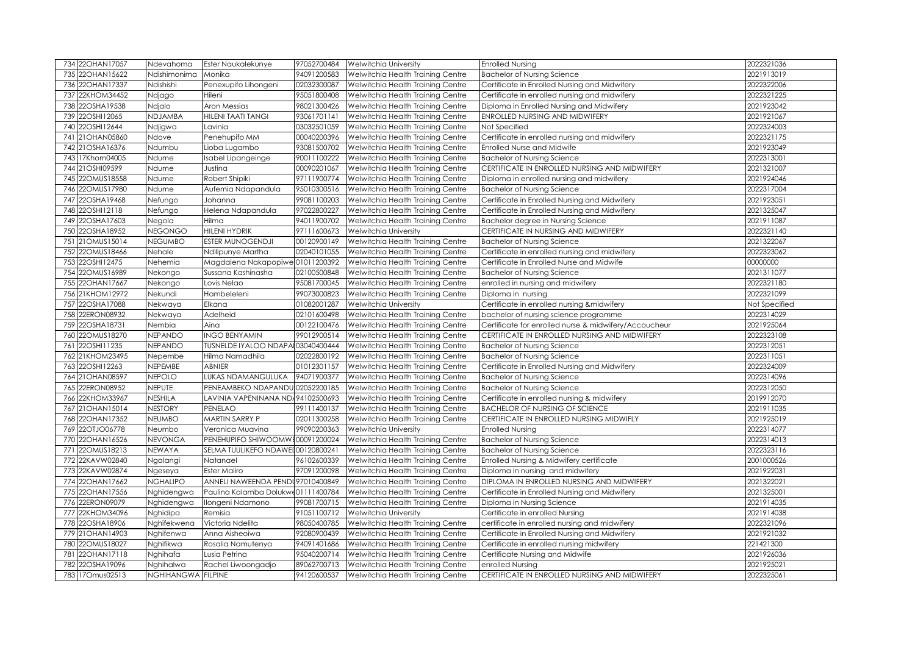| 734 | 22OHAN17057 | Ndevahoma | Ester Naukalekunye | 97052700484 | Welwitchia University | Enrolled Nursing | 2022321036 |
|---|---|---|---|---|---|---|---|
| 735 | 22OHAN15622 | Ndishimonima | Monika | 94091200583 | Welwitchia Health Training Centre | Bachelor of Nursing Science | 2021913019 |
| 736 | 22OHAN17337 | Ndishishi | Penexupifo Lihongeni | 02032300087 | Welwitchia Health Training Centre | Certificate in Enrolled Nursing and Midwifery | 2022322006 |
| 737 | 22KHOM34452 | Ndjago | Hileni | 95051800408 | Welwitchia Health Training Centre | Certificate in enrolled nursing and midwifery | 2022321225 |
| 738 | 22OSHA19538 | Ndjalo | Aron Messias | 98021300426 | Welwitchia Health Training Centre | Diploma in Enrolled Nursing and Midwifery | 2021923042 |
| 739 | 22OSHI12065 | NDJAMBA | HILENI TAATI TANGI | 93061701141 | Welwitchia Health Training Centre | ENROLLED NURSING AND MIDWIFERY | 2021921067 |
| 740 | 22OSHI12644 | Ndjigwa | Lavinia | 03032501059 | Welwitchia Health Training Centre | Not Specified | 2022324003 |
| 741 | 21OHAN05860 | Ndove | Penehupifo MM | 00040200396 | Welwitchia Health Training Centre | Certificate in enrolled nursing and midwifery | 2022321175 |
| 742 | 21OSHA16376 | Ndumbu | Lioba Lugambo | 93081500702 | Welwitchia Health Training Centre | Enrolled Nurse and Midwife | 2021923049 |
| 743 | 17Khom04005 | Ndume | Isabel Lipangeinge | 90011100222 | Welwitchia Health Training Centre | Bachelor of Nursing Science | 2022313001 |
| 744 | 21OSHI09599 | Ndume | Justina | 00090201067 | Welwitchia Health Training Centre | CERTIFICATE IN ENROLLED NURSING AND MIDWIFERY | 2021321007 |
| 745 | 22OMUS18558 | Ndume | Robert Shipiki | 97111900774 | Welwitchia Health Training Centre | Diploma in enrolled nursing and midwifery | 2021924046 |
| 746 | 22OMUS17980 | Ndume | Aufemia Ndapandula | 95010300516 | Welwitchia Health Training Centre | Bachelor of Nursing Science | 2022317004 |
| 747 | 22OSHA19468 | Nefungo | Johanna | 99081100203 | Welwitchia Health Training Centre | Certificate in Enrolled Nursing and Midwifery | 2021923051 |
| 748 | 22OSHI12118 | Nefungo | Helena Ndapandula | 97022800227 | Welwitchia Health Training Centre | Certificate in Enrolled Nursing and Midwifery | 2021325047 |
| 749 | 22OSHA17603 | Negola | Hilma | 94011900702 | Welwitchia Health Training Centre | Bachelor degree in Nursing Science | 2021911087 |
| 750 | 22OSHA18952 | NEGONGO | HILENI HYDRIK | 97111600673 | Welwitchia University | CERTIFICATE IN NURSING AND MIDWIFERY | 2022321140 |
| 751 | 21OMUS15014 | NEGUMBO | ESTER MUNOGENDJI | 00120900149 | Welwitchia Health Training Centre | Bachelor of Nursing Science | 2021322067 |
| 752 | 22OMUS18466 | Nehale | Ndilipunye Martha | 02040101055 | Welwitchia Health Training Centre | Certificate in enrolled nursing and midwifery | 2022323062 |
| 753 | 22OSHI12475 | Nehemia | Magdalena Nakapopiwe | 01011200392 | Welwitchia Health Training Centre | Certificate in Enrolled Nurse and Midwife | 00000000 |
| 754 | 22OMUS16989 | Nekongo | Sussana Kashinasha | 02100500848 | Welwitchia Health Training Centre | Bachelor of Nursing Science | 2021311077 |
| 755 | 22OHAN17667 | Nekongo | Lovis Nelao | 95081700045 | Welwitchia Health Training Centre | enrolled in nursing and midwifery | 2022321180 |
| 756 | 21KHOM12972 | Nekundi | Hambeleleni | 99073000823 | Welwitchia Health Training Centre | Diploma in nursing | 2022321099 |
| 757 | 22OSHA17088 | Nekwaya | Elkana | 01082001287 | Welwitchia University | Certificate in enrolled nursing &midwifery | Not Specified |
| 758 | 22ERON08932 | Nekwaya | Adelheid | 02101600498 | Welwitchia Health Training Centre | bachelor of nursing science programme | 2022314029 |
| 759 | 22OSHA18731 | Nembia | Aina | 00122100476 | Welwitchia Health Training Centre | Certificate for enrolled nurse & midwifery/Accoucheur | 2021925064 |
| 760 | 22OMUS18270 | NEPANDO | INGO BENYAMIN | 99012900514 | Welwitchia Health Training Centre | CERTIFICATE IN ENROLLED NURSING AND MIDWIFERY | 2022323108 |
| 761 | 22OSHI11235 | NEPANDO | TUSNELDE IYALOO NDAPA | 03040400444 | Welwitchia Health Training Centre | Bachelor of Nursing Science | 2022312051 |
| 762 | 21KHOM23495 | Nepembe | Hilma Namadhila | 02022800192 | Welwitchia Health Training Centre | Bachelor of Nursing Science | 2022311051 |
| 763 | 22OSHI12263 | NEPEMBE | ABNIER | 01012301157 | Welwitchia Health Training Centre | Certificate in Enrolled Nursing and Midwifery | 2022324009 |
| 764 | 21OHAN08597 | NEPOLO | LUKAS NDAMANGULUKA | 94071900377 | Welwitchia Health Training Centre | Bachelor of Nursing Science | 2022314096 |
| 765 | 22ERON08952 | NEPUTE | PENEAMBEKO NDAPANDU | 02052200185 | Welwitchia Health Training Centre | Bachelor of Nursing Science | 2022312050 |
| 766 | 22KHOM33967 | NESHILA | LAVINIA VAPENINANA ND | 94102500693 | Welwitchia Health Training Centre | Certificate in enrolled nursing & midwifery | 2019912070 |
| 767 | 21OHAN15014 | NESTORY | PENELAO | 99111400137 | Welwitchia Health Training Centre | BACHELOR OF NURSING OF SCIENCE | 2021911035 |
| 768 | 22OHAN17352 | NEUMBO | MARTIN SARRY P | 02011300258 | Welwitchia Health Training Centre | CERTIFICATE IN ENROLLED NURSING MIDWIFLY | 2021925019 |
| 769 | 22OTJO06778 | Neumbo | Veronica Muavina | 99090200363 | Welwitchia University | Enrolled Nursing | 2022314077 |
| 770 | 22OHAN16526 | NEVONGA | PENEHUPIFO SHIWOOMW | 00091200024 | Welwitchia Health Training Centre | Bachelor of Nursing Science | 2022314013 |
| 771 | 22OMUS18213 | NEWAYA | SELMA TUULIKEFO NDAWE | 00120800241 | Welwitchia Health Training Centre | Bachelor of Nursing Science | 2022323116 |
| 772 | 22KAVW02840 | Ngalangi | Natanael | 96102600339 | Welwitchia Health Training Centre | Enrolled Nursing & Midwifery certificate | 2001000526 |
| 773 | 22KAVW02874 | Ngeseya | Ester Maliro | 97091200098 | Welwitchia Health Training Centre | Diploma in nursing and midwifery | 2021922031 |
| 774 | 22OHAN17662 | NGHALIPO | ANNELI NAWEENDA PENDI | 97010400849 | Welwitchia Health Training Centre | DIPLOMA IN ENROLLED NURSING AND MIDWIFERY | 2021322021 |
| 775 | 22OHAN17556 | Nghidengwa | Paulina Kalamba Dolukw | 01111400784 | Welwitchia Health Training Centre | Certificate in Enrolled Nursing and Midwifery | 2021325001 |
| 776 | 22ERON09079 | Nghidengwa | Ilongeni Ndamono | 99081700715 | Welwitchia Health Training Centre | Diploma in Nursing Science | 2021914035 |
| 777 | 22KHOM34096 | Nghidipa | Remisia | 91051100712 | Welwitchia University | Certificate in enrolled Nursing | 2021914038 |
| 778 | 22OSHA18906 | Nghifekwena | Victoria Ndelita | 98050400785 | Welwitchia Health Training Centre | certificate in enrolled nursing and midwifery | 2022321096 |
| 779 | 21OHAN14903 | Nghifenwa | Anna Aisheoiwa | 92080900439 | Welwitchia Health Training Centre | Certificate in Enrolled Nursing and Midwifery | 2021921032 |
| 780 | 22OMUS18027 | Nghifikwa | Rosalia Namutenya | 94091401686 | Welwitchia Health Training Centre | Certificate in enrolled nursing midwifery | 221421300 |
| 781 | 22OHAN17118 | Nghihafa | Lusia Petrina | 95040200714 | Welwitchia Health Training Centre | Certificate Nursing and Midwife | 2021926036 |
| 782 | 22OSHA19096 | Nghihalwa | Rachel Liwoongadjo | 89062700713 | Welwitchia Health Training Centre | enrolled Nursing | 2021925021 |
| 783 | 17Omus02513 | NGHIHANGWA | FILPINE | 94120600537 | Welwitchia Health Training Centre | CERTIFICATE IN ENROLLED NURSING AND MIDWIFERY | 2022325061 |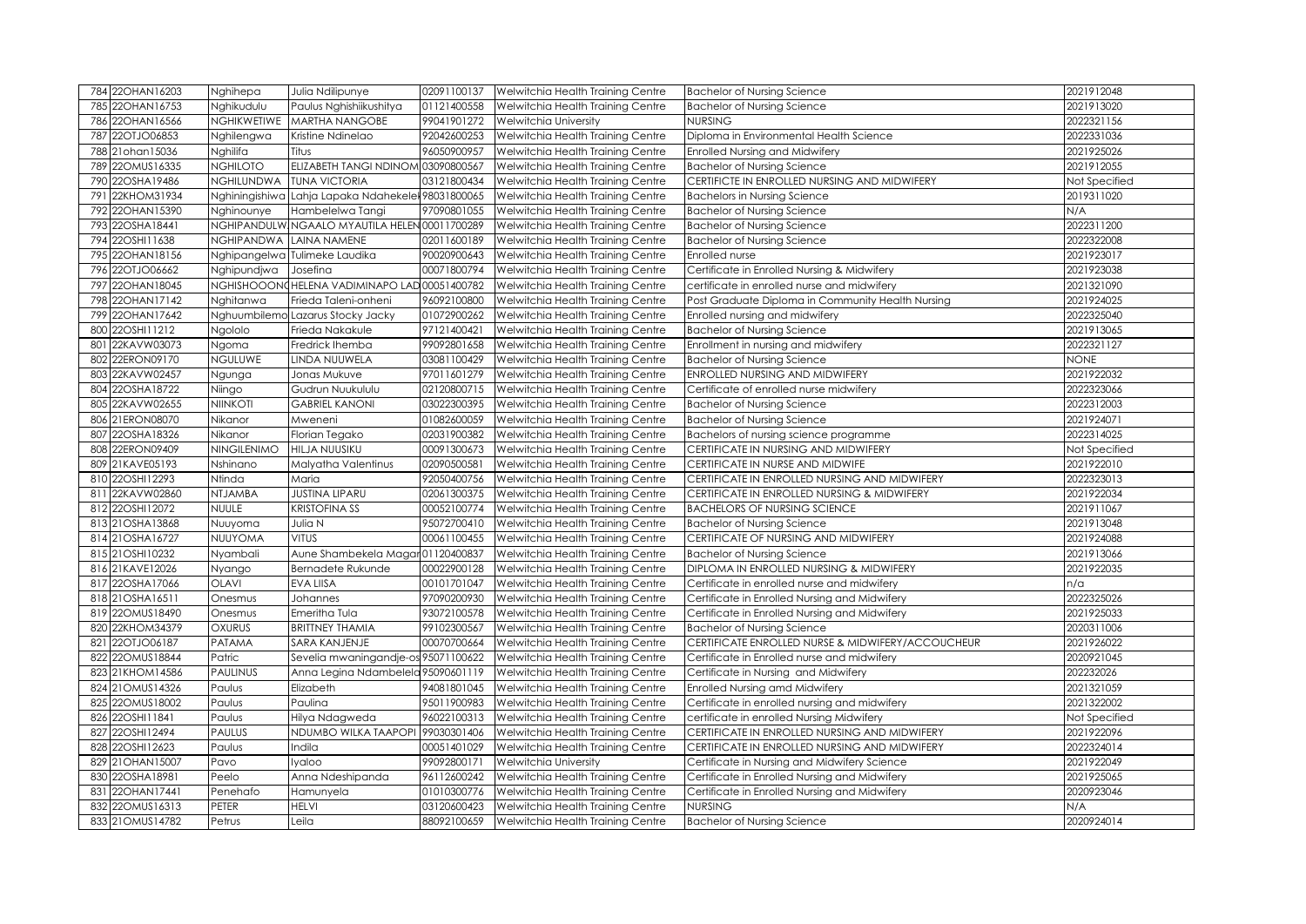| 784 | 22OHAN16203 | Nghihepa | Julia Ndilipunye | 02091100137 | Welwitchia Health Training Centre | Bachelor of Nursing Science | 2021912048 |
|---|---|---|---|---|---|---|---|
| 785 | 22OHAN16753 | Nghikudulu | Paulus Nghishiikushitya | 01121400558 | Welwitchia Health Training Centre | Bachelor of Nursing Science | 2021913020 |
| 786 | 22OHAN16566 | NGHIKWETIWE | MARTHA NANGOBE | 99041901272 | Welwitchia University | NURSING | 2022321156 |
| 787 | 22OTJO06853 | Nghilengwa | Kristine Ndinelao | 92042600253 | Welwitchia Health Training Centre | Diploma in Environmental Health Science | 2022331036 |
| 788 | 21ohan15036 | Nghilifa | Titus | 96050900957 | Welwitchia Health Training Centre | Enrolled Nursing and Midwifery | 2021925026 |
| 789 | 22OMUS16335 | NGHILOTO | ELIZABETH TANGI NDINOM | 03090800567 | Welwitchia Health Training Centre | Bachelor of Nursing Science | 2021912055 |
| 790 | 22OSHA19486 | NGHILUNDWA | TUNA VICTORIA | 03121800434 | Welwitchia Health Training Centre | CERTIFICTE IN ENROLLED NURSING AND MIDWIFERY | Not Specified |
| 791 | 22KHOM31934 | Nghiningishiwa | Lahja Lapaka Ndahekele | 98031800065 | Welwitchia Health Training Centre | Bachelors in Nursing Science | 2019311020 |
| 792 | 22OHAN15390 | Nghinounye | Hambelelwa Tangi | 97090801055 | Welwitchia Health Training Centre | Bachelor of Nursing Science | N/A |
| 793 | 22OSHA18441 | NGHIPANDULW | NGAALO MYAUTILA HELEN | 00011700289 | Welwitchia Health Training Centre | Bachelor of Nursing Science | 2022311200 |
| 794 | 22OSHI11638 | NGHIPANDWA | LAINA NAMENE | 02011600189 | Welwitchia Health Training Centre | Bachelor of Nursing Science | 2022322008 |
| 795 | 22OHAN18156 | Nghipangelwa | Tulimeke Laudika | 90020900643 | Welwitchia Health Training Centre | Enrolled nurse | 2021923017 |
| 796 | 22OTJO06662 | Nghipundjwa | Josefina | 00071800794 | Welwitchia Health Training Centre | Certificate in Enrolled Nursing & Midwifery | 2021923038 |
| 797 | 22OHAN18045 | NGHISHOOON | HELENA VADIMINAPO LAD | 00051400782 | Welwitchia Health Training Centre | certificate in enrolled nurse and midwifery | 2021321090 |
| 798 | 22OHAN17142 | Nghitanwa | Frieda Taleni-onheni | 96092100800 | Welwitchia Health Training Centre | Post Graduate Diploma in Community Health Nursing | 2021924025 |
| 799 | 22OHAN17642 | Nghuumbilemo | Lazarus Stocky Jacky | 01072900262 | Welwitchia Health Training Centre | Enrolled nursing and midwifery | 2022325040 |
| 800 | 22OSHI11212 | Ngololo | Frieda Nakakule | 97121400421 | Welwitchia Health Training Centre | Bachelor of Nursing Science | 2021913065 |
| 801 | 22KAVW03073 | Ngoma | Fredrick Ihemba | 99092801658 | Welwitchia Health Training Centre | Enrollment in nursing and midwifery | 2022321127 |
| 802 | 22ERON09170 | NGULUWE | LINDA NUUWELA | 03081100429 | Welwitchia Health Training Centre | Bachelor of Nursing Science | NONE |
| 803 | 22KAVW02457 | Ngunga | Jonas Mukuve | 97011601279 | Welwitchia Health Training Centre | ENROLLED NURSING AND MIDWIFERY | 2021922032 |
| 804 | 22OSHA18722 | Niingo | Gudrun Nuukululu | 02120800715 | Welwitchia Health Training Centre | Certificate of enrolled nurse midwifery | 2022323066 |
| 805 | 22KAVW02655 | NIINKOTI | GABRIEL KANONI | 03022300395 | Welwitchia Health Training Centre | Bachelor of Nursing Science | 2022312003 |
| 806 | 21ERON08070 | Nikanor | Mweneni | 01082600059 | Welwitchia Health Training Centre | Bachelor of Nursing Science | 2021924071 |
| 807 | 22OSHA18326 | Nikanor | Florian Tegako | 02031900382 | Welwitchia Health Training Centre | Bachelors of nursing science programme | 2022314025 |
| 808 | 22ERON09409 | NINGILENIMO | HILJA NUUSIKU | 00091300673 | Welwitchia Health Training Centre | CERTIFICATE IN NURSING AND MIDWIFERY | Not Specified |
| 809 | 21KAVE05193 | Nshinano | Malyatha Valentinus | 02090500581 | Welwitchia Health Training Centre | CERTIFICATE IN NURSE AND MIDWIFE | 2021922010 |
| 810 | 22OSHI12293 | Ntinda | Maria | 92050400756 | Welwitchia Health Training Centre | CERTIFICATE IN ENROLLED NURSING AND MIDWIFERY | 2022323013 |
| 811 | 22KAVW02860 | NTJAMBA | JUSTINA LIPARU | 02061300375 | Welwitchia Health Training Centre | CERTIFICATE IN ENROLLED NURSING & MIDWIFERY | 2021922034 |
| 812 | 22OSHI12072 | NUULE | KRISTOFINA SS | 00052100774 | Welwitchia Health Training Centre | BACHELORS OF NURSING SCIENCE | 2021911067 |
| 813 | 21OSHA13868 | Nuuyoma | Julia N | 95072700410 | Welwitchia Health Training Centre | Bachelor of Nursing Science | 2021913048 |
| 814 | 21OSHA16727 | NUUYOMA | VITUS | 00061100455 | Welwitchia Health Training Centre | CERTIFICATE OF NURSING AND MIDWIFERY | 2021924088 |
| 815 | 21OSHI10232 | Nyambali | Aune Shambekela Magar | 01120400837 | Welwitchia Health Training Centre | Bachelor of Nursing Science | 2021913066 |
| 816 | 21KAVE12026 | Nyango | Bernadete Rukunde | 00022900128 | Welwitchia Health Training Centre | DIPLOMA IN ENROLLED NURSING & MIDWIFERY | 2021922035 |
| 817 | 22OSHA17066 | OLAVI | EVA LIISA | 00101701047 | Welwitchia Health Training Centre | Certificate in enrolled nurse and midwifery | n/a |
| 818 | 21OSHA16511 | Onesmus | Johannes | 97090200930 | Welwitchia Health Training Centre | Certificate in Enrolled Nursing and Midwifery | 2022325026 |
| 819 | 22OMUS18490 | Onesmus | Emeritha Tula | 93072100578 | Welwitchia Health Training Centre | Certificate in Enrolled Nursing and Midwifery | 2021925033 |
| 820 | 22KHOM34379 | OXURUS | BRITTNEY THAMIA | 99102300567 | Welwitchia Health Training Centre | Bachelor of Nursing Science | 2020311006 |
| 821 | 22OTJO06187 | PATAMA | SARA KANJENJE | 00070700664 | Welwitchia Health Training Centre | CERTIFICATE ENROLLED NURSE & MIDWIFERY/ACCOUCHEUR | 2021926022 |
| 822 | 22OMUS18844 | Patric | Sevelia mwaningandje-os | 95071100622 | Welwitchia Health Training Centre | Certificate in Enrolled nurse and midwifery | 2020921045 |
| 823 | 21KHOM14586 | PAULINUS | Anna Legina Ndambelela | 95090601119 | Welwitchia Health Training Centre | Certificate in Nursing and Midwifery | 202232026 |
| 824 | 21OMUS14326 | Paulus | Elizabeth | 94081801045 | Welwitchia Health Training Centre | Enrolled Nursing amd Midwifery | 2021321059 |
| 825 | 22OMUS18002 | Paulus | Paulina | 95011900983 | Welwitchia Health Training Centre | Certificate in enrolled nursing and midwifery | 2021322002 |
| 826 | 22OSHI11841 | Paulus | Hilya Ndagweda | 96022100313 | Welwitchia Health Training Centre | certificate in enrolled Nursing Midwifery | Not Specified |
| 827 | 22OSHI12494 | PAULUS | NDUMBO WILKA TAAPOPI | 99030301406 | Welwitchia Health Training Centre | CERTIFICATE IN ENROLLED NURSING AND MIDWIFERY | 2021922096 |
| 828 | 22OSHI12623 | Paulus | Indila | 00051401029 | Welwitchia Health Training Centre | CERTIFICATE IN ENROLLED NURSING AND MIDWIFERY | 2022324014 |
| 829 | 21OHAN15007 | Pavo | Iyaloo | 99092800171 | Welwitchia University | Certificate in Nursing and Midwifery Science | 2021922049 |
| 830 | 22OSHA18981 | Peelo | Anna Ndeshipanda | 96112600242 | Welwitchia Health Training Centre | Certificate in Enrolled Nursing and Midwifery | 2021925065 |
| 831 | 22OHAN17441 | Penehafo | Hamunyela | 01010300776 | Welwitchia Health Training Centre | Certificate in Enrolled Nursing and Midwifery | 2020923046 |
| 832 | 22OMUS16313 | PETER | HELVI | 03120600423 | Welwitchia Health Training Centre | NURSING | N/A |
| 833 | 21OMUS14782 | Petrus | Leila | 88092100659 | Welwitchia Health Training Centre | Bachelor of Nursing Science | 2020924014 |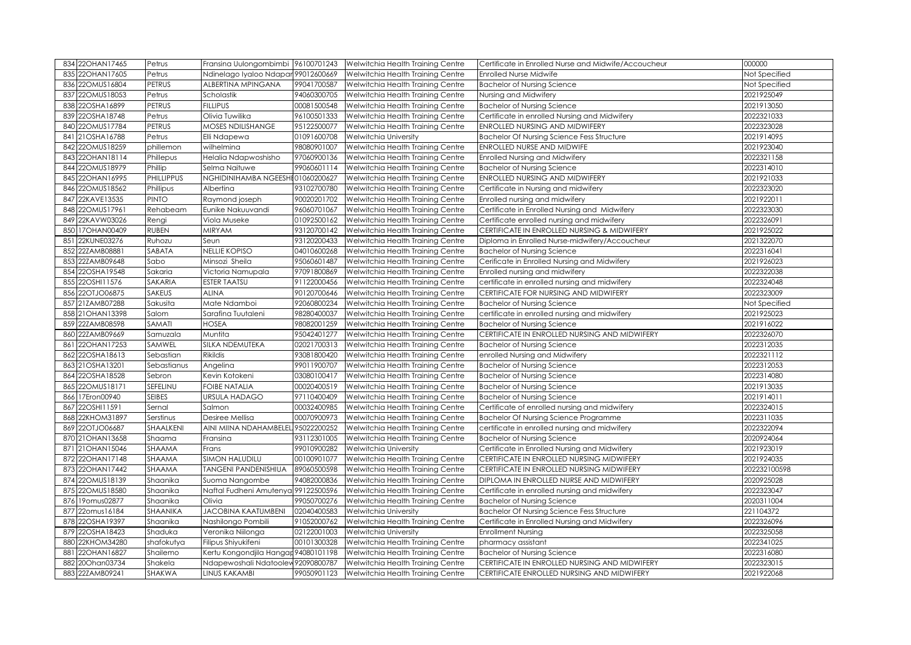| 834 | 22OHAN17465 | Petrus | Fransina Uulongombimbi | 96100701243 | Welwitchia Health Training Centre | Certificate in Enrolled Nurse and Midwife/Accoucheur | 000000 |
|---|---|---|---|---|---|---|---|
| 835 | 22OHAN17605 | Petrus | Ndinelago Iyaloo Ndapan | 99012600669 | Welwitchia Health Training Centre | Enrolled Nurse Midwife | Not Specified |
| 836 | 22OMUS16804 | PETRUS | ALBERTINA MPINGANA | 99041700587 | Welwitchia Health Training Centre | Bachelor of Nursing Science | Not Specified |
| 837 | 22OMUS18053 | Petrus | Scholastik | 94060300705 | Welwitchia Health Training Centre | Nursing and Midwifery | 2021925049 |
| 838 | 22OSHA16899 | PETRUS | FILLIPUS | 00081500548 | Welwitchia Health Training Centre | Bachelor of Nursing Science | 2021913050 |
| 839 | 22OSHA18748 | Petrus | Olivia Tuwilika | 96100501333 | Welwitchia Health Training Centre | Certificate in enrolled Nursing and Midwifery | 2022321033 |
| 840 | 22OMUS17784 | PETRUS | MOSES NDILISHANGE | 95122500077 | Welwitchia Health Training Centre | ENROLLED NURSING AND MIDWIFERY | 2022323028 |
| 841 | 21OSHA16788 | Petrus | Elli Ndapewa | 01091600708 | Welwitchia University | Bachelor Of Nursing Science Fess Structure | 2021914095 |
| 842 | 22OMUS18259 | phillemon | wilhelmina | 98080901007 | Welwitchia Health Training Centre | ENROLLED NURSE AND MIDWIFE | 2021923040 |
| 843 | 22OHAN18114 | Phillepus | Helalia Ndapwoshisho | 97060900136 | Welwitchia Health Training Centre | Enrolled Nursing and Midwifery | 2022321158 |
| 844 | 22OMUS18979 | Phillip | Selma Naituwe | 99060601114 | Welwitchia Health Training Centre | Bachelor of Nursing Science | 2022314010 |
| 845 | 22OHAN16995 | PHILLIPPUS | NGHIDINIHAMBA NGEESHI | 01060200627 | Welwitchia Health Training Centre | ENROLLED NURSING AND MIDWIFERY | 2021921033 |
| 846 | 22OMUS18562 | Phillipus | Albertina | 93102700780 | Welwitchia Health Training Centre | Certificate in Nursing and midwifery | 2022323020 |
| 847 | 22KAVE13535 | PINTO | Raymond joseph | 90020201702 | Welwitchia Health Training Centre | Enrolled nursing and midwifery | 2021922011 |
| 848 | 22OMUS17961 | Rehabeam | Eunike Nakuuvandi | 96060701067 | Welwitchia Health Training Centre | Certificate in Enrolled Nursing and Midwifery | 2022323030 |
| 849 | 22KAVW03026 | Rengi | Viola Museke | 01092500162 | Welwitchia Health Training Centre | Certificate enrolled nursing and midwifery | 2022326091 |
| 850 | 17OHAN00409 | RUBEN | MIRYAM | 93120700142 | Welwitchia Health Training Centre | CERTIFICATE IN ENROLLED NURSING & MIDWIFERY | 2021925022 |
| 851 | 22KUNE03276 | Ruhozu | Seun | 93120200433 | Welwitchia Health Training Centre | Diploma in Enrolled Nurse-midwifery/Accoucheur | 2021322070 |
| 852 | 22ZAMB08881 | SABATA | NELLIE KOPISO | 04010600268 | Welwitchia Health Training Centre | Bachelor of Nursing Science | 2022316041 |
| 853 | 22ZAMB09648 | Sabo | Minsozi Sheila | 95060601487 | Welwitchia Health Training Centre | Cerificate in Enrolled Nursing and Midwifery | 2021926023 |
| 854 | 22OSHA19548 | Sakaria | Victoria Namupala | 97091800869 | Welwitchia Health Training Centre | Enrolled nursing and midwifery | 2022322038 |
| 855 | 22OSHI11576 | SAKARIA | ESTER TAATSU | 91122000456 | Welwitchia Health Training Centre | certificate in enrolled nursing and midwifery | 2022324048 |
| 856 | 22OTJO06875 | SAKEUS | ALINA | 90120700646 | Welwitchia Health Training Centre | CERTIFICATE FOR NURSING AND MIDWIFERY | 2022323009 |
| 857 | 21ZAMB07288 | Sakusita | Mate Ndamboi | 92060800234 | Welwitchia Health Training Centre | Bachelor of Nursing Science | Not Specified |
| 858 | 21OHAN13398 | Salom | Sarafina Tuutaleni | 98280400037 | Welwitchia Health Training Centre | certificate in enrolled nursing and midwifery | 2021925023 |
| 859 | 22ZAMB08598 | SAMATI | HOSEA | 98082001259 | Welwitchia Health Training Centre | Bachelor of Nursing Science | 2021916022 |
| 860 | 22ZAMB09669 | Samuzala | Muntita | 95042401277 | Welwitchia Health Training Centre | CERTIFICATE IN ENROLLED NURSING AND MIDWIFERY | 2022326070 |
| 861 | 22OHAN17253 | SAMWEL | SILKA NDEMUTEKA | 02021700313 | Welwitchia Health Training Centre | Bachelor of Nursing Science | 2022312035 |
| 862 | 22OSHA18613 | Sebastian | Rikildis | 93081800420 | Welwitchia Health Training Centre | enrolled Nursing and Midwifery | 2022321112 |
| 863 | 21OSHA13201 | Sebastianus | Angelina | 99011900707 | Welwitchia Health Training Centre | Bachelor of Nursing Science | 2022312053 |
| 864 | 22OSHA18528 | Sebron | Kevin Kotokeni | 03080100417 | Welwitchia Health Training Centre | Bachelor of Nursing Science | 2022314080 |
| 865 | 22OMUS18171 | SEFELINU | FOIBE NATALIA | 00020400519 | Welwitchia Health Training Centre | Bachelor of Nursing Science | 2021913035 |
| 866 | 17Eron00940 | SEIBES | URSULA HADAGO | 97110400409 | Welwitchia Health Training Centre | Bachelor of Nursing Science | 2021914011 |
| 867 | 22OSHI11591 | Sernal | Salmon | 00032400985 | Welwitchia Health Training Centre | Certificate of enrolled nursing and midwifery | 2022324015 |
| 868 | 22KHOM31897 | Serstinus | Desiree Mellisa | 00070900973 | Welwitchia Health Training Centre | Bachelor Of Nursing Science Programme | 2022311035 |
| 869 | 22OTJO06687 | SHAALKENI | AINI MIINA NDAHAMBELEL | 95022200252 | Welwitchia Health Training Centre | certificate in enrolled nursing and midwifery | 2022322094 |
| 870 | 21OHAN13658 | Shaama | Fransina | 93112301005 | Welwitchia Health Training Centre | Bachelor of Nursing Science | 2020924064 |
| 871 | 21OHAN15046 | SHAAMA | Frans | 99010900282 | Welwitchia University | Certificate in Enrolled Nursing and Midwifery | 2021923019 |
| 872 | 22OHAN17148 | SHAAMA | SIMON HALUDILU | 00100901077 | Welwitchia Health Training Centre | CERTIFICATE IN ENROLLED NURSING MIDWIFERY | 2021924035 |
| 873 | 22OHAN17442 | SHAAMA | TANGENI PANDENISHIUA | 89060500598 | Welwitchia Health Training Centre | CERTIFICATE IN ENROLLED NURSING MIDWIFERY | 202232100598 |
| 874 | 22OMUS18139 | Shaanika | Suoma Nangombe | 94082000836 | Welwitchia Health Training Centre | DIPLOMA IN ENROLLED NURSE AND MIDWIFERY | 2020925028 |
| 875 | 22OMUS18580 | Shaanika | Naftal Fudheni Amutenya | 99122500596 | Welwitchia Health Training Centre | Certificate in enrolled nursing and midwifery | 2022323047 |
| 876 | 19omus02877 | Shaanika | Olivia | 99050700276 | Welwitchia Health Training Centre | Bachelor of Nursing Science | 2020311004 |
| 877 | 22omus16184 | SHAANIKA | JACOBINA KAATUMBENI | 02040400583 | Welwitchia University | Bachelor Of Nursing Science Fess Structure | 221104372 |
| 878 | 22OSHA19397 | Shaanika | Nashilongo Pombili | 91052000762 | Welwitchia Health Training Centre | Certificate in Enrolled Nursing and Midwifery | 2022326096 |
| 879 | 22OSHA18423 | Shaduka | Veronika Niilonga | 02122001003 | Welwitchia University | Enrollment Nursing | 2022325058 |
| 880 | 22KHOM34280 | shafokutya | Filipus Shiyukifeni | 00101300328 | Welwitchia Health Training Centre | pharmacy assistant | 2022341025 |
| 881 | 22OHAN16827 | Shailemo | Kertu Kongondjila Hangar | 94080101198 | Welwitchia Health Training Centre | Bachelor of Nursing Science | 2022316080 |
| 882 | 20Ohan03734 | Shakela | Ndapewoshali Ndatoolew | 92090800787 | Welwitchia Health Training Centre | CERTIFICATE IN ENROLLED NURSING AND MIDWIFERY | 2022323015 |
| 883 | 22ZAMB09241 | SHAKWA | LINUS KAKAMBI | 99050901123 | Welwitchia Health Training Centre | CERTIFICATE ENROLLED NURSING AND MIDWIFERY | 2021922068 |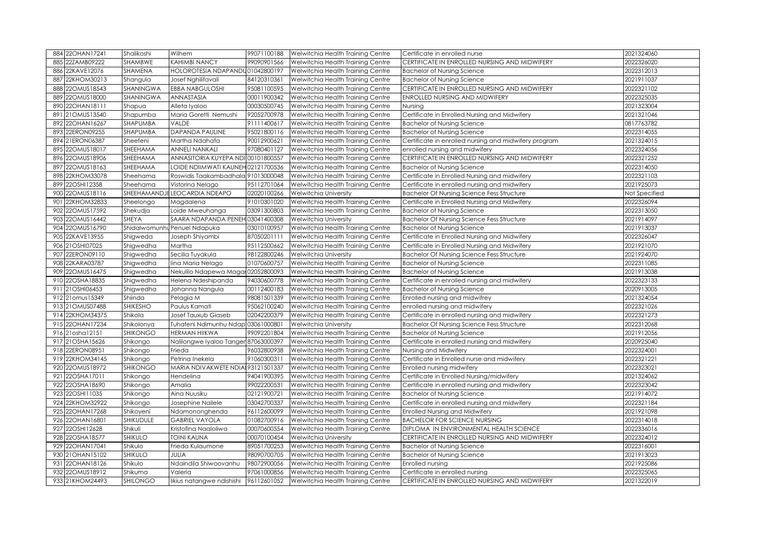| 884 | 22OHAN17241 | Shalikoshi | Wilhem | 99071100188 | Welwitchia Health Training Centre | Certificate in enrolled nurse | 2021324060 |
|---|---|---|---|---|---|---|---|
| 885 | 22ZAMB09222 | SHAMBWE | KAHIMBI NANCY | 99090901566 | Welwitchia Health Training Centre | CERTIFICATE IN ENROLLED NURSING AND MIDWIFERY | 2022326020 |
| 886 | 22KAVE12076 | SHAMENA | HOLOROTESIA NDAPANDU | 01042800197 | Welwitchia Health Training Centre | Bachelor of Nursing Science | 2022312013 |
| 887 | 22KHOM30213 | Shangula | Josef Nghilifavali | 84120310361 | Welwitchia Health Training Centre | Bachelor of Nursing Science | 2021911037 |
| 888 | 22OMUS18543 | SHANINGWA | EBBA NABGULOSHI | 95081100595 | Welwitchia Health Training Centre | CERTIFICATE IN ENROLLED NURSING AND MIDWIFERY | 2022321102 |
| 889 | 22OMUS18000 | SHANINGWA | ANNASTASIA | 00011900342 | Welwitchia Health Training Centre | ENROLLED NURSING AND MIDWIFERY | 2022325035 |
| 890 | 22OHAN18111 | Shapua | Alleta Iyaloo | 00030500745 | Welwitchia Health Training Centre | Nursing | 2021323004 |
| 891 | 21OMUS13540 | Shapumba | Maria Goretti Nemushi | 92052700978 | Welwitchia Health Training Centre | Certificate in Enrolled Nursing and Midwifery | 2021321046 |
| 892 | 22OHAN16267 | SHAPUMBA | VALDE | 91111400617 | Welwitchia Health Training Centre | Bachelor of Nursing Science | 0817763782 |
| 893 | 22ERON09255 | SHAPUMBA | DAPANDA PAULINE | 95021800116 | Welwitchia Health Training Centre | Bachelor of Nursing Science | 2022314055 |
| 894 | 21ERON06387 | Sheefeni | Martha Ndahafa | 90012900621 | Welwitchia Health Training Centre | Certificate in enrolled nursing and midwifery program | 2021324015 |
| 895 | 22OMUS18017 | SHEEHAMA | ANNELI NANKALI | 97080401127 | Welwitchia Health Training Centre | enrolled nursing and midwifery | 2022324056 |
| 896 | 22OMUS18906 | SHEEHAMA | ANNASITORIA KUYEPA NDI | 00101800557 | Welwitchia Health Training Centre | CERTIFICATE IN ENROLLED NURSING AND MIDWIFERY | 2022321252 |
| 897 | 22OMUS18163 | SHEEHAMA | LOIDE NDIIMWATI KAUNEH | 02121700536 | Welwitchia Health Training Centre | Bachelor of Nursing Science | 2022314050 |
| 898 | 22KHOM33078 | Sheehama | Roswidis Taakambadhala | 91013000048 | Welwitchia Health Training Centre | Certificate in Enrolled Nursing and midwifery | 2022321103 |
| 899 | 22OSHI12358 | Sheehama | Vistorina Nelago | 95112701064 | Welwitchia Health Training Centre | Certificate in enrolled nursing and midwifery | 2021925073 |
| 900 | 22OMUS18116 | SHEEHAMANDJE | LEOCARDIA NDEAPO | 02020100266 | Welwitchia University | Bachelor Of Nursing Science Fess Structure | Not Specified |
| 901 | 22KHOM32833 | Sheelongo | Magdalena | 91010301020 | Welwitchia Health Training Centre | Certificate in Enrolled Nursing and Midwifery | 2022326094 |
| 902 | 22OMUS17592 | Shekudja | Loide Mweuhanga | 03091300803 | Welwitchia Health Training Centre | Bachelor of Nursing Science | 2022313050 |
| 903 | 22OMUS16442 | SHEYA | SAARA NDAPANDA PENEH | 03041400308 | Welwitchia University | Bachelor Of Nursing Science Fess Structure | 2021914097 |
| 904 | 22OMUS16790 | Shidalwomunhu | Penuel Ndapuka | 03010100957 | Welwitchia Health Training Centre | Bachelor of Nursing Science | 2021913037 |
| 905 | 22KAVE13955 | Shigweda | Joseph Shiyambi | 87050201111 | Welwitchia Health Training Centre | Certificate in Enrolled Nursing and Midwifery | 2022326047 |
| 906 | 21OSHI07025 | Shigwedha | Martha | 95112500662 | Welwitchia Health Training Centre | Certificate in Enrolled Nursing and Midwifery | 2021921070 |
| 907 | 22ERON09110 | Shigwedha | Secilia Tuyakula | 98122800246 | Welwitchia University | Bachelor Of Nursing Science Fess Structure | 2021924070 |
| 908 | 22KARA03787 | Shigwedha | Iina Maria Nelago | 01070600757 | Welwitchia Health Training Centre | Bachelor of Nursing Science | 2022311085 |
| 909 | 22OMUS16475 | Shigwedha | Nekulilo Ndapewa Magar | 02052800093 | Welwitchia Health Training Centre | Bachelor of Nursing Science | 2021913038 |
| 910 | 22OSHA18835 | Shigwedha | Helena Ndeshipanda | 94030600778 | Welwitchia Health Training Centre | Certificate in enrolled nursing and midwifery | 2022323133 |
| 911 | 21OSHI06453 | Shigwedha | Johanna Nangula | 00112400183 | Welwitchia Health Training Centre | Bachelor of Nursing Science | 2020913005 |
| 912 | 21omus15349 | Shiinda | Pelagia M | 98081501339 | Welwitchia Health Training Centre | Enrolled nursing and midwifrey | 2021324054 |
| 913 | 21OMUS07488 | SHIKESHO | Paulus Kamati | 95062100240 | Welwitchia Health Training Centre | enrolled nursing and midwifery | 2022321026 |
| 914 | 22KHOM34375 | Shikola | Josef Tauxub Giaseb | 02042200379 | Welwitchia Health Training Centre | Certificate in enrolled nursing and midwifery | 2022321273 |
| 915 | 22OHAN17234 | Shikolonya | Tuhafeni Ndimunhu Ndap | 03061000801 | Welwitchia University | Bachelor Of Nursing Science Fess Structure | 2022312068 |
| 916 | 21osha12151 | SHIKONGO | HERMAN HIIKWA | 99092201804 | Welwitchia Health Training Centre | Bachelor of Nursing Science | 2021912056 |
| 917 | 21OSHA15626 | Shikongo | Nalilongwe Iyaloo Tanger | 87063000397 | Welwitchia Health Training Centre | Certificate in enrolled nursing and midwifery | 2020925040 |
| 918 | 22ERON08951 | Shikongo | Frieda | 96032800938 | Welwitchia Health Training Centre | Nursing and Midwifery | 2022324001 |
| 919 | 22KHOM34145 | Shikongo | Petrina Inekela | 91060300311 | Welwitchia Health Training Centre | Certificate in Enrolled nurse and midwifery | 2022321221 |
| 920 | 22OMUS18972 | SHIKONGO | MARIA NDIVAKWETE NDIA | 93121501337 | Welwitchia Health Training Centre | Enrolled nursing midwifery | 2022323021 |
| 921 | 22OSHA17011 | Shikongo | Hendelina | 94041900395 | Welwitchia Health Training Centre | Certificate in Enrolled Nursing/midwifery | 2021324062 |
| 922 | 22OSHA18690 | Shikongo | Amalia | 99022200531 | Welwitchia Health Training Centre | Certificate in enrolled nursing and midwifery | 2022323042 |
| 923 | 22OSHI11035 | Shikongo | Aina Nuusiku | 02121900721 | Welwitchia Health Training Centre | Bachelor of Nursing Science | 2021914072 |
| 924 | 22KHOM32922 | Shikongo | Josephine Nailele | 03042700337 | Welwitchia Health Training Centre | Certificate in enrolled nursing and midwifery | 2022321184 |
| 925 | 22OHAN17268 | Shikoyeni | Ndamononghenda | 96112600099 | Welwitchia Health Training Centre | Enrolled Nursing and Midwifery | 2021921098 |
| 926 | 22OHAN16801 | SHIKUDULE | GABRIEL VAYOLA | 01082700916 | Welwitchia Health Training Centre | BACHELOR FOR SCIENCE NURSING | 2022314018 |
| 927 | 22OSHI12628 | Shikuli | Kristofina Naaloliwa | 00070600554 | Welwitchia Health Training Centre | DIPLOMA IN ENVIRONMENTAL HEALTH SCIENCE | 2022336016 |
| 928 | 22OSHA18577 | SHIKULO | TOINI KAUNA | 00070100454 | Welwitchia University | CERTIFICATE IN ENROLLED NURSING AND MIDWIFERY | 2022324012 |
| 929 | 22OHAN17041 | Shikulo | Frieda Kulaumone | 89051700253 | Welwitchia Health Training Centre | Bachelor of Nursing Science | 2022316001 |
| 930 | 21OHAN15102 | SHIKULO | JULIA | 98090700705 | Welwitchia Health Training Centre | Bachelor of Nursing Science | 2021913023 |
| 931 | 22OHAN18126 | Shikulo | Ndaindila Shiwoovanhu | 98072900056 | Welwitchia Health Training Centre | Enrolled nursing | 2021925086 |
| 932 | 22OMUS18912 | Shikuma | Valeria | 97061000856 | Welwitchia Health Training Centre | Certificate in enrolled nursing | 2022325065 |
| 933 | 21KHOM24493 | SHILONGO | likius natangwe ndishishi | 96112601052 | Welwitchia Health Training Centre | CERTIFICATE IN ENROLLED NURSING AND MIDWIFERY | 2021322019 |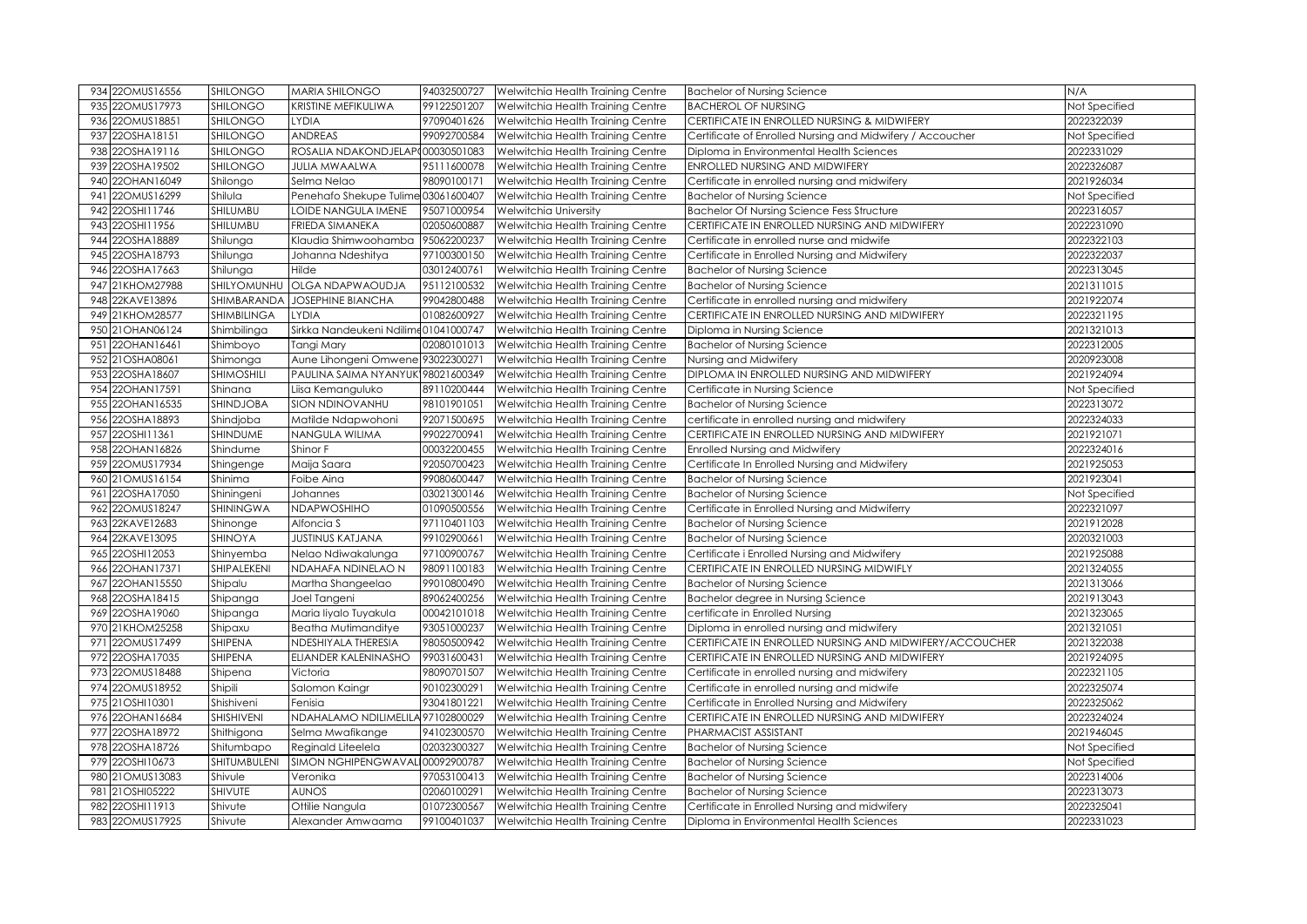| 934 | 22OMUS16556 | SHILONGO | MARIA SHILONGO | 94032500727 | Welwitchia Health Training Centre | Bachelor of Nursing Science | N/A |
|---|---|---|---|---|---|---|---|
| 935 | 22OMUS17973 | SHILONGO | KRISTINE MEFIKULIWA | 99122501207 | Welwitchia Health Training Centre | BACHEROL OF NURSING | Not Specified |
| 936 | 22OMUS18851 | SHILONGO | LYDIA | 97090401626 | Welwitchia Health Training Centre | CERTIFICATE IN ENROLLED NURSING & MIDWIFERY | 2022322039 |
| 937 | 22OSHA18151 | SHILONGO | ANDREAS | 99092700584 | Welwitchia Health Training Centre | Certificate of Enrolled Nursing and Midwifery / Accoucher | Not Specified |
| 938 | 22OSHA19116 | SHILONGO | ROSALIA NDAKONDJELAP | 00030501083 | Welwitchia Health Training Centre | Diploma in Environmental Health Sciences | 2022331029 |
| 939 | 22OSHA19502 | SHILONGO | JULIA MWAALWA | 95111600078 | Welwitchia Health Training Centre | ENROLLED NURSING AND MIDWIFERY | 2022326087 |
| 940 | 22OHAN16049 | Shilongo | Selma Nelao | 98090100171 | Welwitchia Health Training Centre | Certificate in enrolled nursing and midwifery | 2021926034 |
| 941 | 22OMUS16299 | Shilula | Penehafo Shekupe Tulime | 03061600407 | Welwitchia Health Training Centre | Bachelor of Nursing Science | Not Specified |
| 942 | 22OSHI11746 | SHILUMBU | LOIDE NANGULA IMENE | 95071000954 | Welwitchia University | Bachelor Of Nursing Science Fess Structure | 2022316057 |
| 943 | 22OSHI11956 | SHILUMBU | FRIEDA SIMANEKA | 02050600887 | Welwitchia Health Training Centre | CERTIFICATE IN ENROLLED NURSING AND MIDWIFERY | 2022231090 |
| 944 | 22OSHA18889 | Shilunga | Klaudia Shimwoohamba | 95062200237 | Welwitchia Health Training Centre | Certificate in enrolled nurse and midwife | 2022322103 |
| 945 | 22OSHA18793 | Shilunga | Johanna Ndeshitya | 97100300150 | Welwitchia Health Training Centre | Certificate in Enrolled Nursing and Midwifery | 2022322037 |
| 946 | 22OSHA17663 | Shilunga | Hilde | 03012400761 | Welwitchia Health Training Centre | Bachelor of Nursing Science | 2022313045 |
| 947 | 21KHOM27988 | SHILYOMUNHU | OLGA NDAPWAOUDJA | 95112100532 | Welwitchia Health Training Centre | Bachelor of Nursing Science | 2021311015 |
| 948 | 22KAVE13896 | SHIMBARANDA | JOSEPHINE BIANCHA | 99042800488 | Welwitchia Health Training Centre | Certificate in enrolled nursing and midwifery | 2021922074 |
| 949 | 21KHOM28577 | SHIMBILINGA | LYDIA | 01082600927 | Welwitchia Health Training Centre | CERTIFICATE IN ENROLLED NURSING AND MIDWIFERY | 2022321195 |
| 950 | 21OHAN06124 | Shimbilinga | Sirkka Nandeukeni Ndilime | 01041000747 | Welwitchia Health Training Centre | Diploma in Nursing Science | 2021321013 |
| 951 | 22OHAN16461 | Shimboyo | Tangi Mary | 02080101013 | Welwitchia Health Training Centre | Bachelor of Nursing Science | 2022312005 |
| 952 | 21OSHA08061 | Shimonga | Aune Lihongeni Omwene | 93022300271 | Welwitchia Health Training Centre | Nursing and Midwifery | 2020923008 |
| 953 | 22OSHA18607 | SHIMOSHILI | PAULINA SAIMA NYANYUK | 98021600349 | Welwitchia Health Training Centre | DIPLOMA IN ENROLLED NURSING AND MIDWIFERY | 2021924094 |
| 954 | 22OHAN17591 | Shinana | Liisa Kemanguluko | 89110200444 | Welwitchia Health Training Centre | Certificate in Nursing Science | Not Specified |
| 955 | 22OHAN16535 | SHINDJOBA | SION NDINOVANHU | 98101901051 | Welwitchia Health Training Centre | Bachelor of Nursing Science | 2022313072 |
| 956 | 22OSHA18893 | Shindjoba | Matilde Ndapwohoni | 92071500695 | Welwitchia Health Training Centre | certificate in enrolled nursing and midwifery | 2022324033 |
| 957 | 22OSHI11361 | SHINDUME | NANGULA WILIMA | 99022700941 | Welwitchia Health Training Centre | CERTIFICATE IN ENROLLED NURSING AND MIDWIFERY | 2021921071 |
| 958 | 22OHAN16826 | Shindume | Shinor F | 00032200455 | Welwitchia Health Training Centre | Enrolled Nursing and Midwifery | 2022324016 |
| 959 | 22OMUS17934 | Shingenge | Maija Saara | 92050700423 | Welwitchia Health Training Centre | Certificate In Enrolled Nursing and Midwifery | 2021925053 |
| 960 | 21OMUS16154 | Shinima | Foibe Aina | 99080600447 | Welwitchia Health Training Centre | Bachelor of Nursing Science | 2021923041 |
| 961 | 22OSHA17050 | Shiningeni | Johannes | 03021300146 | Welwitchia Health Training Centre | Bachelor of Nursing Science | Not Specified |
| 962 | 22OMUS18247 | SHININGWA | NDAPWOSHIHO | 01090500556 | Welwitchia Health Training Centre | Certificate in Enrolled Nursing and Midwiferry | 2022321097 |
| 963 | 22KAVE12683 | Shinonge | Alfoncia S | 97110401103 | Welwitchia Health Training Centre | Bachelor of Nursing Science | 2021912028 |
| 964 | 22KAVE13095 | SHINOYA | JUSTINUS KATJANA | 99102900661 | Welwitchia Health Training Centre | Bachelor of Nursing Science | 2020321003 |
| 965 | 22OSHI12053 | Shinyemba | Nelao Ndiwakalunga | 97100900767 | Welwitchia Health Training Centre | Certificate i Enrolled Nursing and Midwifery | 2021925088 |
| 966 | 22OHAN17371 | SHIPALEKENI | NDAHAFA NDINELAO N | 98091100183 | Welwitchia Health Training Centre | CERTIFICATE IN ENROLLED NURSING MIDWIFLY | 2021324055 |
| 967 | 22OHAN15550 | Shipalu | Martha Shangeelao | 99010800490 | Welwitchia Health Training Centre | Bachelor of Nursing Science | 2021313066 |
| 968 | 22OSHA18415 | Shipanga | Joel Tangeni | 89062400256 | Welwitchia Health Training Centre | Bachelor degree in Nursing Science | 2021913043 |
| 969 | 22OSHA19060 | Shipanga | Maria Iiyalo Tuyakula | 00042101018 | Welwitchia Health Training Centre | certificate in Enrolled Nursing | 2021323065 |
| 970 | 21KHOM25258 | Shipaxu | Beatha Mutimanditye | 93051000237 | Welwitchia Health Training Centre | Diploma in enrolled nursing and midwifery | 2021321051 |
| 971 | 22OMUS17499 | SHIPENA | NDESHIYALA THERESIA | 98050500942 | Welwitchia Health Training Centre | CERTIFICATE IN ENROLLED NURSING AND MIDWIFERY/ACCOUCHER | 2021322038 |
| 972 | 22OSHA17035 | SHIPENA | ELIANDER KALENINASHO | 99031600431 | Welwitchia Health Training Centre | CERTIFICATE IN ENROLLED NURSING AND MIDWIFERY | 2021924095 |
| 973 | 22OMUS18488 | Shipena | Victoria | 98090701507 | Welwitchia Health Training Centre | Certificate in enrolled nursing and midwifery | 2022321105 |
| 974 | 22OMUS18952 | Shipili | Salomon Kaingr | 90102300291 | Welwitchia Health Training Centre | Certificate in enrolled nursing and midwife | 2022325074 |
| 975 | 21OSHI10301 | Shishiveni | Fenisia | 93041801221 | Welwitchia Health Training Centre | Certificate in Enrolled Nursing and Midwifery | 2022325062 |
| 976 | 22OHAN16684 | SHISHIVENI | NDAHALAMO NDILIMELILA | 97102800029 | Welwitchia Health Training Centre | CERTIFICATE IN ENROLLED NURSING AND MIDWIFERY | 2022324024 |
| 977 | 22OSHA18972 | Shithigona | Selma Mwafikange | 94102300570 | Welwitchia Health Training Centre | PHARMACIST ASSISTANT | 2021946045 |
| 978 | 22OSHA18726 | Shitumbapo | Reginald Liteelela | 02032300327 | Welwitchia Health Training Centre | Bachelor of Nursing Science | Not Specified |
| 979 | 22OSHI10673 | SHITUMBULENI | SIMON NGHIPENGWAVAL | 00092900787 | Welwitchia Health Training Centre | Bachelor of Nursing Science | Not Specified |
| 980 | 21OMUS13083 | Shivule | Veronika | 97053100413 | Welwitchia Health Training Centre | Bachelor of Nursing Science | 2022314006 |
| 981 | 21OSHI05222 | SHIVUTE | AUNOS | 02060100291 | Welwitchia Health Training Centre | Bachelor of Nursing Science | 2022313073 |
| 982 | 22OSHI11913 | Shivute | Ottilie Nangula | 01072300567 | Welwitchia Health Training Centre | Certificate in Enrolled Nursing and midwifery | 2022325041 |
| 983 | 22OMUS17925 | Shivute | Alexander Amwaama | 99100401037 | Welwitchia Health Training Centre | Diploma in Environmental Health Sciences | 2022331023 |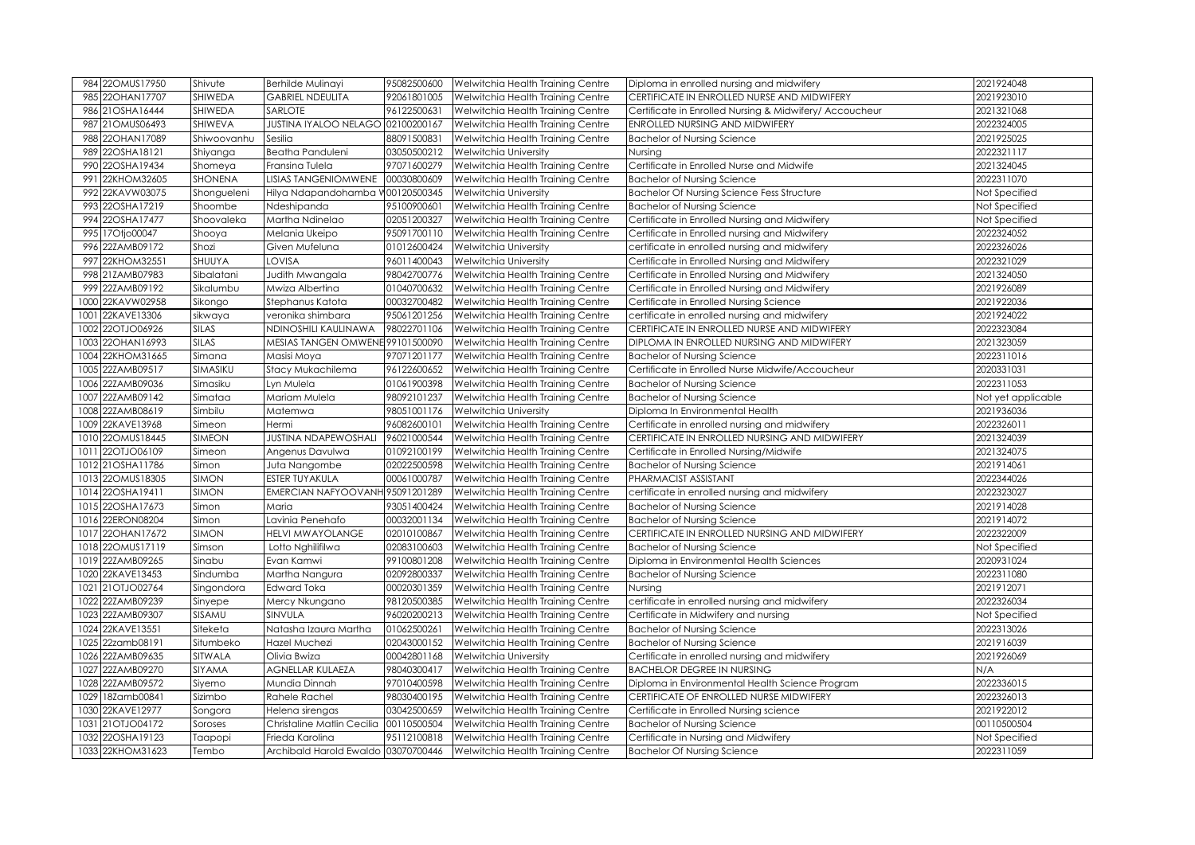| | | | | | | | |
|---|---|---|---|---|---|---|---|
| 984 | 22OMUS17950 | Shivute | Berhilde Mulinayi | 95082500600 | Welwitchia Health Training Centre | Diploma in enrolled nursing and midwifery | 2021924048 |
| 985 | 22OHAN17707 | SHIWEDA | GABRIEL NDEULITA | 92061801005 | Welwitchia Health Training Centre | CERTIFICATE IN ENROLLED NURSE AND MIDWIFERY | 2021923010 |
| 986 | 21OSHA16444 | SHIWEDA | SARLOTE | 96122500631 | Welwitchia Health Training Centre | Certificate in Enrolled Nursing & Midwifery/ Accoucheur | 2021321068 |
| 987 | 21OMUS06493 | SHIWEVA | JUSTINA IYALOO NELAGO | 02100200167 | Welwitchia Health Training Centre | ENROLLED NURSING AND MIDWIFERY | 2022324005 |
| 988 | 22OHAN17089 | Shiwoovanhu | Sesilia | 88091500831 | Welwitchia Health Training Centre | Bachelor of Nursing Science | 2021925025 |
| 989 | 22OSHA18121 | Shiyanga | Beatha Panduleni | 03050500212 | Welwitchia University | Nursing | 2022321117 |
| 990 | 22OSHA19434 | Shomeya | Fransina Tulela | 97071600279 | Welwitchia Health Training Centre | Certificate in Enrolled Nurse and Midwife | 2021324045 |
| 991 | 22KHOM32605 | SHONENA | LISIAS TANGENIOMWENE | 00030800609 | Welwitchia Health Training Centre | Bachelor of Nursing Science | 2022311070 |
| 992 | 22KAVW03075 | Shongueleni | Hilya Ndapandohamba W | 00120500345 | Welwitchia University | Bachelor Of Nursing Science Fess Structure | Not Specified |
| 993 | 22OSHA17219 | Shoombe | Ndeshipanda | 95100900601 | Welwitchia Health Training Centre | Bachelor of Nursing Science | Not Specified |
| 994 | 22OSHA17477 | Shoovaleka | Martha Ndinelao | 02051200327 | Welwitchia Health Training Centre | Certificate in Enrolled Nursing and Midwifery | Not Specified |
| 995 | 17Otjo00047 | Shooya | Melania Ukeipo | 95091700110 | Welwitchia Health Training Centre | Certificate in Enrolled nursing and Midwifery | 2022324052 |
| 996 | 22ZAMB09172 | Shozi | Given Mufeluna | 01012600424 | Welwitchia University | certificate in enrolled nursing and midwifery | 2022326026 |
| 997 | 22KHOM32551 | SHUUYA | LOVISA | 96011400043 | Welwitchia University | Certificate in Enrolled Nursing and Midwifery | 2022321029 |
| 998 | 21ZAMB07983 | Sibalatani | Judith Mwangala | 98042700776 | Welwitchia Health Training Centre | Certificate in Enrolled Nursing and Midwifery | 2021324050 |
| 999 | 22ZAMB09192 | Sikalumbu | Mwiza Albertina | 01040700632 | Welwitchia Health Training Centre | Certificate in Enrolled Nursing and Midwifery | 2021926089 |
| 1000 | 22KAVW02958 | Sikongo | Stephanus Katota | 00032700482 | Welwitchia Health Training Centre | Certificate in Enrolled Nursing Science | 2021922036 |
| 1001 | 22KAVE13306 | sikwaya | veronika shimbara | 95061201256 | Welwitchia Health Training Centre | certificate in enrolled nursing and midwifery | 2021924022 |
| 1002 | 22OTJO06926 | SILAS | NDINOSHILI KAULINAWA | 98022701106 | Welwitchia Health Training Centre | CERTIFICATE IN ENROLLED NURSE AND MIDWIFERY | 2022323084 |
| 1003 | 22OHAN16993 | SILAS | MESIAS TANGEN OMWENE | 99101500090 | Welwitchia Health Training Centre | DIPLOMA IN ENROLLED NURSING AND MIDWIFERY | 2021323059 |
| 1004 | 22KHOM31665 | Simana | Masisi Moya | 97071201177 | Welwitchia Health Training Centre | Bachelor of Nursing Science | 2022311016 |
| 1005 | 22ZAMB09517 | SIMASIKU | Stacy Mukachilema | 96122600652 | Welwitchia Health Training Centre | Certificate in Enrolled Nurse Midwife/Accoucheur | 2020331031 |
| 1006 | 22ZAMB09036 | Simasiku | Lyn Mulela | 01061900398 | Welwitchia Health Training Centre | Bachelor of Nursing Science | 2022311053 |
| 1007 | 22ZAMB09142 | Simataa | Mariam Mulela | 98092101237 | Welwitchia Health Training Centre | Bachelor of Nursing Science | Not yet applicable |
| 1008 | 22ZAMB08619 | Simbilu | Matemwa | 98051001176 | Welwitchia University | Diploma In Environmental Health | 2021936036 |
| 1009 | 22KAVE13968 | Simeon | Hermi | 96082600101 | Welwitchia Health Training Centre | Certificate in enrolled nursing and midwifery | 2022326011 |
| 1010 | 22OMUS18445 | SIMEON | JUSTINA NDAPEWOSHALI | 96021000544 | Welwitchia Health Training Centre | CERTIFICATE IN ENROLLED NURSING AND MIDWIFERY | 2021324039 |
| 1011 | 22OTJO06109 | Simeon | Angenus Davulwa | 01092100199 | Welwitchia Health Training Centre | Certificate in Enrolled Nursing/Midwife | 2021324075 |
| 1012 | 21OSHA11786 | Simon | Juta Nangombe | 02022500598 | Welwitchia Health Training Centre | Bachelor of Nursing Science | 2021914061 |
| 1013 | 22OMUS18305 | SIMON | ESTER TUYAKULA | 00061000787 | Welwitchia Health Training Centre | PHARMACIST ASSISTANT | 2022344026 |
| 1014 | 22OSHA19411 | SIMON | EMERCIAN NAFYOOVANH | 95091201289 | Welwitchia Health Training Centre | certificate in enrolled nursing and midwifery | 2022323027 |
| 1015 | 22OSHA17673 | Simon | Maria | 93051400424 | Welwitchia Health Training Centre | Bachelor of Nursing Science | 2021914028 |
| 1016 | 22ERON08204 | Simon | Lavinia Penehafo | 00032001134 | Welwitchia Health Training Centre | Bachelor of Nursing Science | 2021914072 |
| 1017 | 22OHAN17672 | SIMON | HELVI MWAYOLANGE | 02010100867 | Welwitchia Health Training Centre | CERTIFICATE IN ENROLLED NURSING AND MIDWIFERY | 2022322009 |
| 1018 | 22OMUS17119 | Simson | Lotto Nghilifilwa | 02083100603 | Welwitchia Health Training Centre | Bachelor of Nursing Science | Not Specified |
| 1019 | 22ZAMB09265 | Sinabu | Evan Kamwi | 99100801208 | Welwitchia Health Training Centre | Diploma in Environmental Health Sciences | 2020931024 |
| 1020 | 22KAVE13453 | Sindumba | Martha Nangura | 02092800337 | Welwitchia Health Training Centre | Bachelor of Nursing Science | 2022311080 |
| 1021 | 21OTJO02764 | Singondora | Edward Toka | 00020301359 | Welwitchia Health Training Centre | Nursing | 2021912071 |
| 1022 | 22ZAMB09239 | Sinyepe | Mercy Nkungano | 98120500385 | Welwitchia Health Training Centre | certificate in enrolled nursing and midwifery | 2022326034 |
| 1023 | 22ZAMB09307 | SISAMU | SINVULA | 96020200213 | Welwitchia Health Training Centre | Certificate in Midwifery and nursing | Not Specified |
| 1024 | 22KAVE13551 | Siteketa | Natasha Izaura Martha | 01062500261 | Welwitchia Health Training Centre | Bachelor of Nursing Science | 2022313026 |
| 1025 | 22zamb08191 | Situmbeko | Hazel Muchezi | 02043000152 | Welwitchia Health Training Centre | Bachelor of Nursing Science | 2021916039 |
| 1026 | 22ZAMB09635 | SITWALA | Olivia Bwiza | 00042801168 | Welwitchia University | Certificate in enrolled nursing and midwifery | 2021926069 |
| 1027 | 22ZAMB09270 | SIYAMA | AGNELLAR KULAEZA | 98040300417 | Welwitchia Health Training Centre | BACHELOR DEGREE IN NURSING | N/A |
| 1028 | 22ZAMB09572 | Siyemo | Mundia Dinnah | 97010400598 | Welwitchia Health Training Centre | Diploma in Environmental Health Science Program | 2022336015 |
| 1029 | 18Zamb00841 | Sizimbo | Rahele Rachel | 98030400195 | Welwitchia Health Training Centre | CERTIFICATE OF ENROLLED NURSE MIDWIFERY | 2022326013 |
| 1030 | 22KAVE12977 | Songora | Helena sirengas | 03042500659 | Welwitchia Health Training Centre | Certificate in Enrolled Nursing science | 2021922012 |
| 1031 | 21OTJO04172 | Soroses | Christaline Matlin Cecilia | 00110500504 | Welwitchia Health Training Centre | Bachelor of Nursing Science | 00110500504 |
| 1032 | 22OSHA19123 | Taapopi | Frieda Karolina | 95112100818 | Welwitchia Health Training Centre | Certificate in Nursing and Midwifery | Not Specified |
| 1033 | 22KHOM31623 | Tembo | Archibald Harold Ewaldo | 03070700446 | Welwitchia Health Training Centre | Bachelor Of Nursing Science | 2022311059 |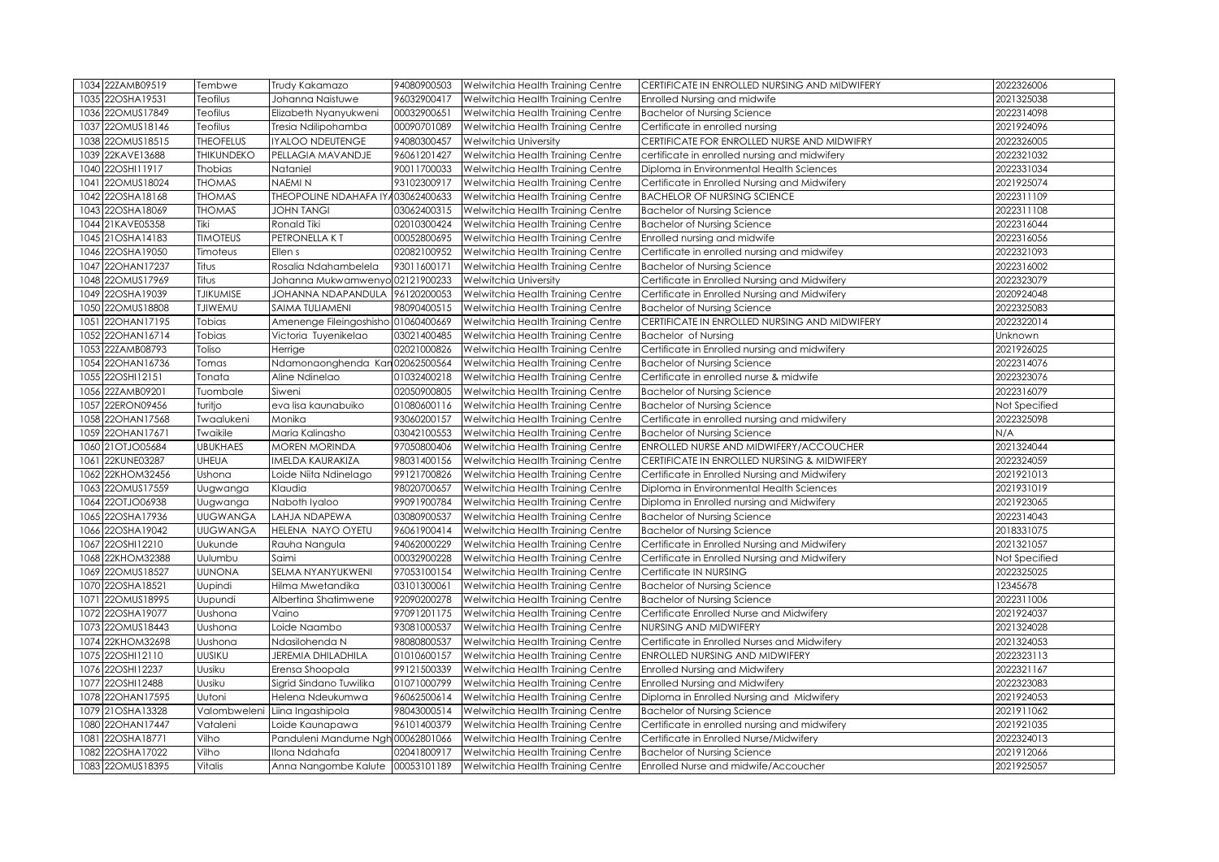| 1034 | 22ZAMB09519 | Tembwe | Trudy Kakamazo | 94080900503 | Welwitchia Health Training Centre | CERTIFICATE IN ENROLLED NURSING AND MIDWIFERY | 2022326006 |
|---|---|---|---|---|---|---|---|
| 1035 | 22OSHA19531 | Teofilus | Johanna Naistuwe | 96032900417 | Welwitchia Health Training Centre | Enrolled Nursing and midwife | 2021325038 |
| 1036 | 22OMUS17849 | Teofilus | Elizabeth Nyanyukweni | 00032900651 | Welwitchia Health Training Centre | Bachelor of Nursing Science | 2022314098 |
| 1037 | 22OMUS18146 | Teofilus | Tresia Ndilipohamba | 00090701089 | Welwitchia Health Training Centre | Certificate in enrolled nursing | 2021924096 |
| 1038 | 22OMUS18515 | THEOFELUS | IYALOO NDEUTENGE | 94080300457 | Welwitchia University | CERTIFICATE FOR ENROLLED NURSE AND MIDWIFRY | 2022326005 |
| 1039 | 22KAVE13688 | THIKUNDEKO | PELLAGIA MAVANDJE | 96061201427 | Welwitchia Health Training Centre | certificate in enrolled nursing and midwifery | 2022321032 |
| 1040 | 22OSHI11917 | Thobias | Nataniel | 90011700033 | Welwitchia Health Training Centre | Diploma in Environmental Health Sciences | 2022331034 |
| 1041 | 22OMUS18024 | THOMAS | NAEMI N | 93102300917 | Welwitchia Health Training Centre | Certificate in Enrolled Nursing and Midwifery | 2021925074 |
| 1042 | 22OSHA18168 | THOMAS | THEOPOLINE NDAHAFA IYA | 03062400633 | Welwitchia Health Training Centre | BACHELOR OF NURSING SCIENCE | 2022311109 |
| 1043 | 22OSHA18069 | THOMAS | JOHN TANGI | 03062400315 | Welwitchia Health Training Centre | Bachelor of Nursing Science | 2022311108 |
| 1044 | 21KAVE05358 | Tiki | Ronald Tiki | 02010300424 | Welwitchia Health Training Centre | Bachelor of Nursing Science | 2022316044 |
| 1045 | 21OSHA14183 | TIMOTEUS | PETRONELLA K T | 00052800695 | Welwitchia Health Training Centre | Enrolled nursing and midwife | 2022316056 |
| 1046 | 22OSHA19050 | Timoteus | Ellen s | 02082100952 | Welwitchia Health Training Centre | Certificate in enrolled nursing and midwifey | 2022321093 |
| 1047 | 22OHAN17237 | Titus | Rosalia Ndahambelela | 93011600171 | Welwitchia Health Training Centre | Bachelor of Nursing Science | 2022316002 |
| 1048 | 22OMUS17969 | Titus | Johanna Mukwamwenyo | 02121900233 | Welwitchia University | Certificate in Enrolled Nursing and Midwifery | 2022323079 |
| 1049 | 22OSHA19039 | TJIKUMISE | JOHANNA NDAPANDULA | 96120200053 | Welwitchia Health Training Centre | Certificate in Enrolled Nursing and Midwifery | 2020924048 |
| 1050 | 22OMUS18808 | TJIWEMU | SAIMA TULIAMENI | 98090400515 | Welwitchia Health Training Centre | Bachelor of Nursing Science | 2022325083 |
| 1051 | 22OHAN17195 | Tobias | Amenenge Fileingoshisho | 01060400669 | Welwitchia Health Training Centre | CERTIFICATE IN ENROLLED NURSING AND MIDWIFERY | 2022322014 |
| 1052 | 22OHAN16714 | Tobias | Victoria Tuyenikelao | 03021400485 | Welwitchia Health Training Centre | Bachelor of Nursing | Unknown |
| 1053 | 22ZAMB08793 | Toliso | Herrige | 02021000826 | Welwitchia Health Training Centre | Certificate in Enrolled nursing and midwifery | 2021926025 |
| 1054 | 22OHAN16736 | Tomas | Ndamonaonghenda Kan | 02062500564 | Welwitchia Health Training Centre | Bachelor of Nursing Science | 2022314076 |
| 1055 | 22OSHI12151 | Tonata | Aline Ndinelao | 01032400218 | Welwitchia Health Training Centre | Certificate in enrolled nurse & midwife | 2022323076 |
| 1056 | 22ZAMB09201 | Tuombale | Siweni | 02050900805 | Welwitchia Health Training Centre | Bachelor of Nursing Science | 2022316079 |
| 1057 | 22ERON09456 | turitjo | eva lisa kaunabuiko | 01080600116 | Welwitchia Health Training Centre | Bachelor of Nursing Science | Not Specified |
| 1058 | 22OHAN17568 | Twaalukeni | Monika | 93060200157 | Welwitchia Health Training Centre | Certificate in enrolled nursing and midwifery | 2022325098 |
| 1059 | 22OHAN17671 | Twaikile | Maria Kalinasho | 03042100553 | Welwitchia Health Training Centre | Bachelor of Nursing Science | N/A |
| 1060 | 21OTJO05684 | UBUKHAES | MOREN MORINDA | 97050800406 | Welwitchia Health Training Centre | ENROLLED NURSE AND MIDWIFERY/ACCOUCHER | 2021324044 |
| 1061 | 22KUNE03287 | UHEUA | IMELDA KAURAKIZA | 98031400156 | Welwitchia Health Training Centre | CERTIFICATE IN ENROLLED NURSING & MIDWIFERY | 2022324059 |
| 1062 | 22KHOM32456 | Ushona | Loide Niita Ndinelago | 99121700826 | Welwitchia Health Training Centre | Certificate in Enrolled Nursing and Midwifery | 2021921013 |
| 1063 | 22OMUS17559 | Uugwanga | Klaudia | 98020700657 | Welwitchia Health Training Centre | Diploma in Environmental Health Sciences | 2021931019 |
| 1064 | 22OTJO06938 | Uugwanga | Naboth Iyaloo | 99091900784 | Welwitchia Health Training Centre | Diploma in Enrolled nursing and Midwifery | 2021923065 |
| 1065 | 22OSHA17936 | UUGWANGA | LAHJA NDAPEWA | 03080900537 | Welwitchia Health Training Centre | Bachelor of Nursing Science | 2022314043 |
| 1066 | 22OSHA19042 | UUGWANGA | HELENA NAYO OYETU | 96061900414 | Welwitchia Health Training Centre | Bachelor of Nursing Science | 2018331075 |
| 1067 | 22OSHI12210 | Uukunde | Rauha Nangula | 94062000229 | Welwitchia Health Training Centre | Certificate in Enrolled Nursing and Midwifery | 2021321057 |
| 1068 | 22KHOM32388 | Uulumbu | Saimi | 00032900228 | Welwitchia Health Training Centre | Certificate in Enrolled Nursing and Midwifery | Not Specified |
| 1069 | 22OMUS18527 | UUNONA | SELMA NYANYUKWENI | 97053100154 | Welwitchia Health Training Centre | Certificate IN NURSING | 2022325025 |
| 1070 | 22OSHA18521 | Uupindi | Hilma Mwetandika | 03101300061 | Welwitchia Health Training Centre | Bachelor of Nursing Science | 12345678 |
| 1071 | 22OMUS18995 | Uupundi | Albertina Shatimwene | 92090200278 | Welwitchia Health Training Centre | Bachelor of Nursing Science | 2022311006 |
| 1072 | 22OSHA19077 | Uushona | Vaino | 97091201175 | Welwitchia Health Training Centre | Certificate Enrolled Nurse and Midwifery | 2021924037 |
| 1073 | 22OMUS18443 | Uushona | Loide Naambo | 93081000537 | Welwitchia Health Training Centre | NURSING AND MIDWIFERY | 2021324028 |
| 1074 | 22KHOM32698 | Uushona | Ndasilohenda N | 98080800537 | Welwitchia Health Training Centre | Certificate in Enrolled Nurses and Midwifery | 2021324053 |
| 1075 | 22OSHI12110 | UUSIKU | JEREMIA DHILADHILA | 01010600157 | Welwitchia Health Training Centre | ENROLLED NURSING AND MIDWIFERY | 2022323113 |
| 1076 | 22OSHI12237 | Uusiku | Erensa Shoopala | 99121500339 | Welwitchia Health Training Centre | Enrolled Nursing and Midwifery | 2022321167 |
| 1077 | 22OSHI12488 | Uusiku | Sigrid Sindano Tuwilika | 01071000799 | Welwitchia Health Training Centre | Enrolled Nursing and Midwifery | 2022323083 |
| 1078 | 22OHAN17595 | Uutoni | Helena Ndeukumwa | 96062500614 | Welwitchia Health Training Centre | Diploma in Enrolled Nursing and Midwifery | 2021924053 |
| 1079 | 21OSHA13328 | Valombweleni | Liina Ingashipola | 98043000514 | Welwitchia Health Training Centre | Bachelor of Nursing Science | 2021911062 |
| 1080 | 22OHAN17447 | Vataleni | Loide Kaunapawa | 96101400379 | Welwitchia Health Training Centre | Certificate in enrolled nursing and midwifery | 2021921035 |
| 1081 | 22OSHA18771 | Vilho | Panduleni Mandume Ngh | 00062801066 | Welwitchia Health Training Centre | Certificate in Enrolled Nurse/Midwifery | 2022324013 |
| 1082 | 22OSHA17022 | Vilho | Ilona Ndahafa | 02041800917 | Welwitchia Health Training Centre | Bachelor of Nursing Science | 2021912066 |
| 1083 | 22OMUS18395 | Vitalis | Anna Nangombe Kalute | 00053101189 | Welwitchia Health Training Centre | Enrolled Nurse and midwife/Accoucher | 2021925057 |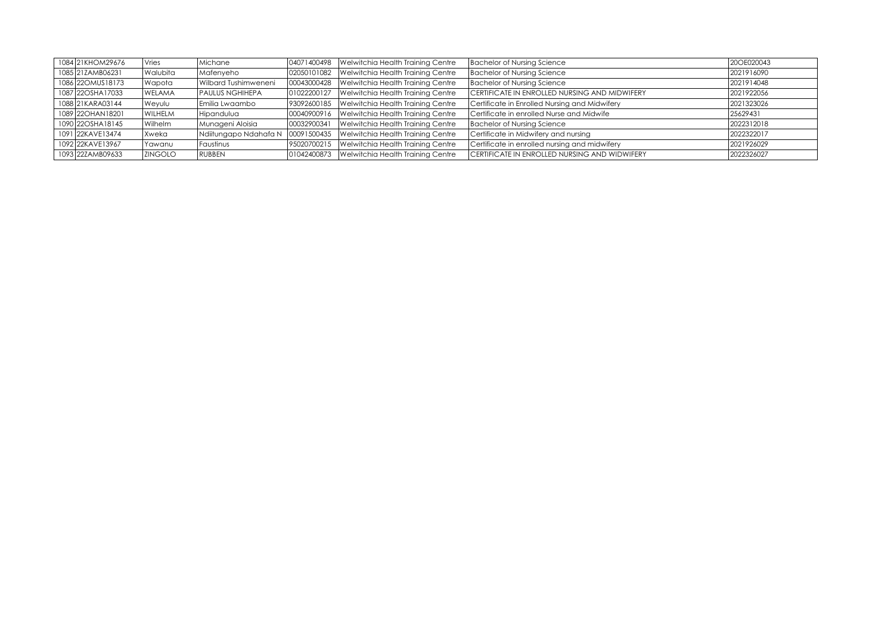| | | | | | | | |
|---|---|---|---|---|---|---|---|
| 1084 | 21KHOM29676 | Vries | Michane | 04071400498 | Welwitchia Health Training Centre | Bachelor of Nursing Science | 20OE020043 |
| 1085 | 21ZAMB06231 | Walubita | Mafenyeho | 02050101082 | Welwitchia Health Training Centre | Bachelor of Nursing Science | 2021916090 |
| 1086 | 22OMUS18173 | Wapota | Wilbard Tushimweneni | 00043000428 | Welwitchia Health Training Centre | Bachelor of Nursing Science | 2021914048 |
| 1087 | 22OSHA17033 | WELAMA | PAULUS NGHIHEPA | 01022200127 | Welwitchia Health Training Centre | CERTIFICATE IN ENROLLED NURSING AND MIDWIFERY | 2021922056 |
| 1088 | 21KARA03144 | Weyulu | Emilia Lwaambo | 93092600185 | Welwitchia Health Training Centre | Certificate in Enrolled Nursing and Midwifery | 2021323026 |
| 1089 | 22OHAN18201 | WILHELM | Hipandulua | 00040900916 | Welwitchia Health Training Centre | Certificate in enrolled Nurse and Midwife | 25629431 |
| 1090 | 22OSHA18145 | Wilhelm | Munageni Aloisia | 00032900341 | Welwitchia Health Training Centre | Bachelor of Nursing Science | 2022312018 |
| 1091 | 22KAVE13474 | Xweka | Ndiitungapo Ndahafa N | 00091500435 | Welwitchia Health Training Centre | Certificate in Midwifery and nursing | 2022322017 |
| 1092 | 22KAVE13967 | Yawanu | Faustinus | 95020700215 | Welwitchia Health Training Centre | Certificate in enrolled nursing and midwifery | 2021926029 |
| 1093 | 22ZAMB09633 | ZINGOLO | RUBBEN | 01042400873 | Welwitchia Health Training Centre | CERTIFICATE IN ENROLLED NURSING AND WIDWIFERY | 2022326027 |